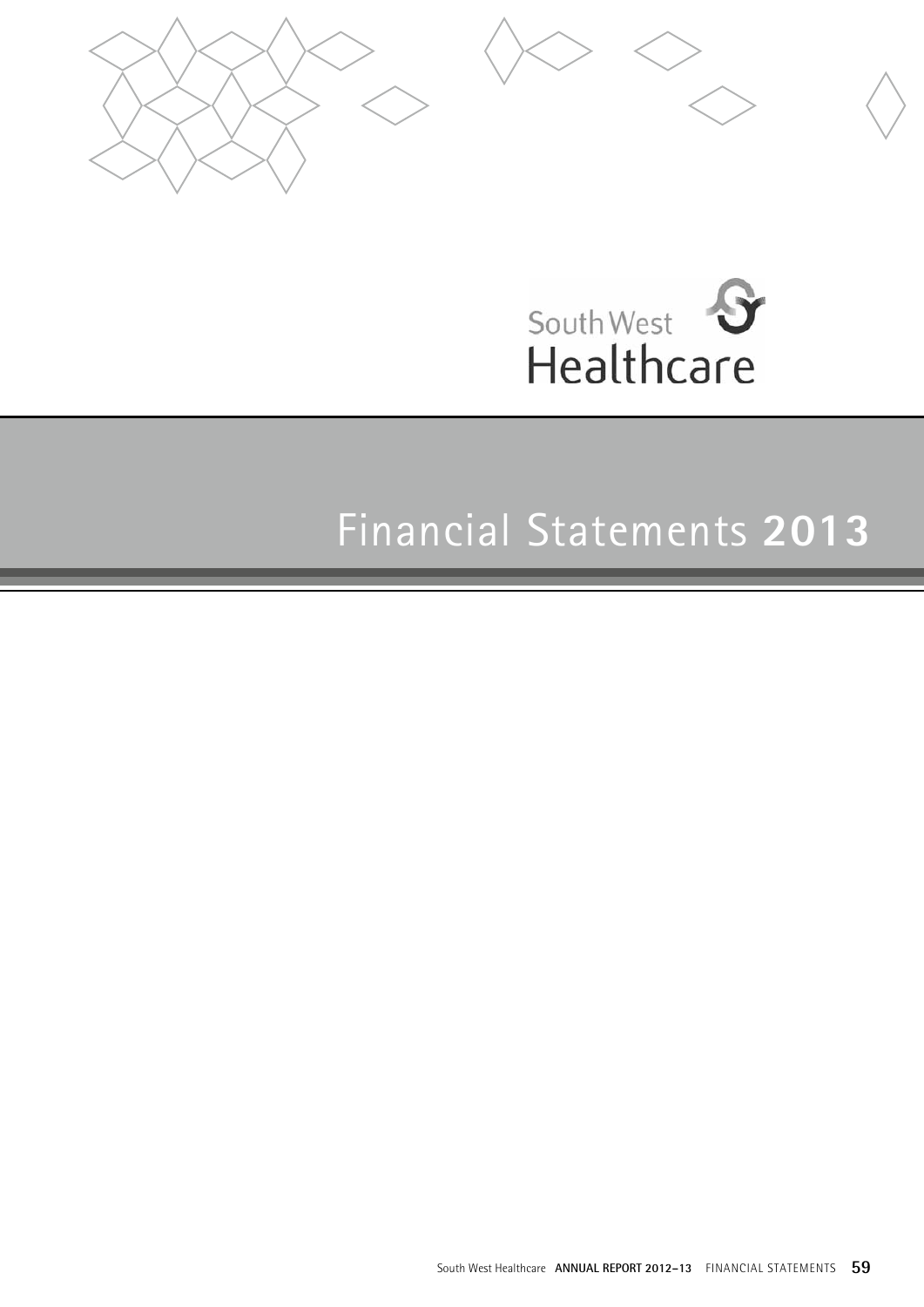South West Healthcare

# Financial Statements **2013**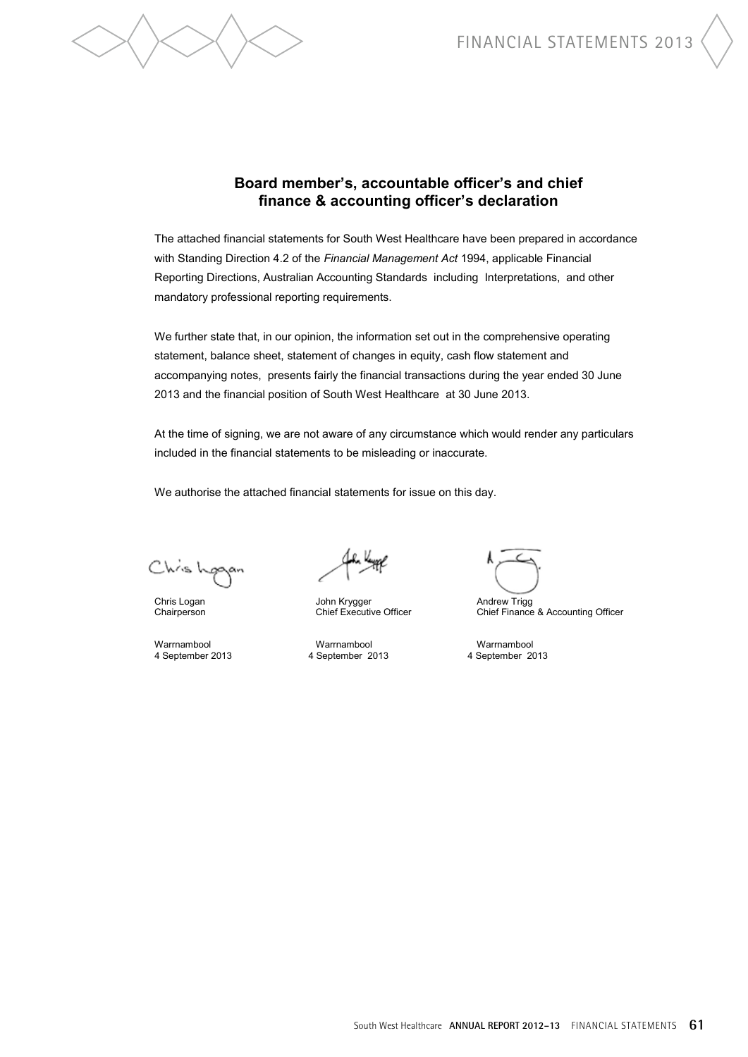## Board member's, accountable officer's and chief finance & accounting officer's declaration

The attached financial statements for South West Healthcare have been prepared in accordance with Standing Direction 4.2 of the *Financial Management Act* 1994, applicable Financial Reporting Directions, Australian Accounting Standards including Interpretations, and other mandatory professional reporting requirements.

We further state that, in our opinion, the information set out in the comprehensive operating statement, balance sheet, statement of changes in equity, cash flow statement and accompanying notes, presents fairly the financial transactions during the year ended 30 June 2013 and the financial position of South West Healthcare at 30 June 2013.

At the time of signing, we are not aware of any circumstance which would render any particulars included in the financial statements to be misleading or inaccurate.

We authorise the attached financial statements for issue on this day.

| | | |
|---|---|---|
| Chris Logan | John Krygger | Andrew Trigg |
| Chairperson | Chief Executive Officer | Chief Finance & Accounting Officer |
| Warrnambool | Warrnambool | Warrnambool |
| 4 September 2013 | 4 September 2013 | 4 September 2013 |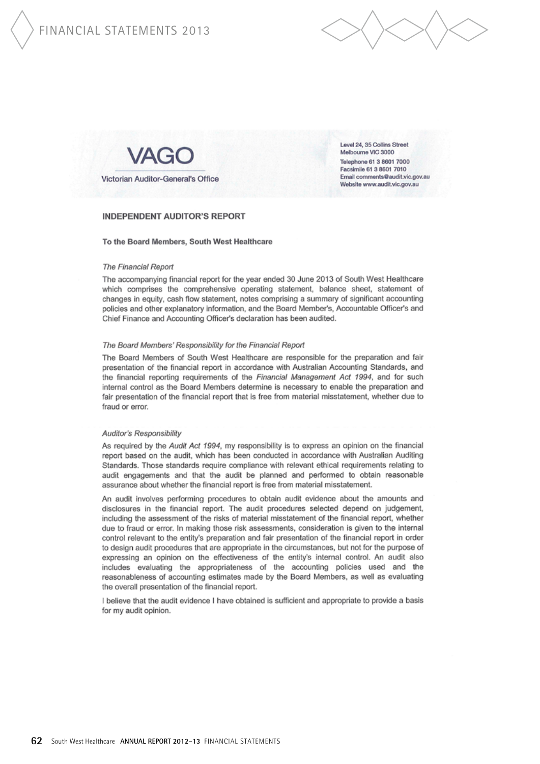VAGO

Victorian Auditor-General's Office

Level 24, 35 Collins Street
Melbourne VIC 3000
Telephone 61 3 8601 7000
Facsimile 61 3 8601 7010
Email comments@audit.vic.gov.au
Website www.audit.vic.gov.au

## INDEPENDENT AUDITOR'S REPORT

**To the Board Members, South West Healthcare**

*The Financial Report*

The accompanying financial report for the year ended 30 June 2013 of South West Healthcare which comprises the comprehensive operating statement, balance sheet, statement of changes in equity, cash flow statement, notes comprising a summary of significant accounting policies and other explanatory information, and the Board Member's, Accountable Officer's and Chief Finance and Accounting Officer's declaration has been audited.

*The Board Members' Responsibility for the Financial Report*

The Board Members of South West Healthcare are responsible for the preparation and fair presentation of the financial report in accordance with Australian Accounting Standards, and the financial reporting requirements of the *Financial Management Act 1994*, and for such internal control as the Board Members determine is necessary to enable the preparation and fair presentation of the financial report that is free from material misstatement, whether due to fraud or error.

*Auditor's Responsibility*

As required by the *Audit Act 1994*, my responsibility is to express an opinion on the financial report based on the audit, which has been conducted in accordance with Australian Auditing Standards. Those standards require compliance with relevant ethical requirements relating to audit engagements and that the audit be planned and performed to obtain reasonable assurance about whether the financial report is free from material misstatement.

An audit involves performing procedures to obtain audit evidence about the amounts and disclosures in the financial report. The audit procedures selected depend on judgement, including the assessment of the risks of material misstatement of the financial report, whether due to fraud or error. In making those risk assessments, consideration is given to the internal control relevant to the entity's preparation and fair presentation of the financial report in order to design audit procedures that are appropriate in the circumstances, but not for the purpose of expressing an opinion on the effectiveness of the entity's internal control. An audit also includes evaluating the appropriateness of the accounting policies used and the reasonableness of accounting estimates made by the Board Members, as well as evaluating the overall presentation of the financial report.

I believe that the audit evidence I have obtained is sufficient and appropriate to provide a basis for my audit opinion.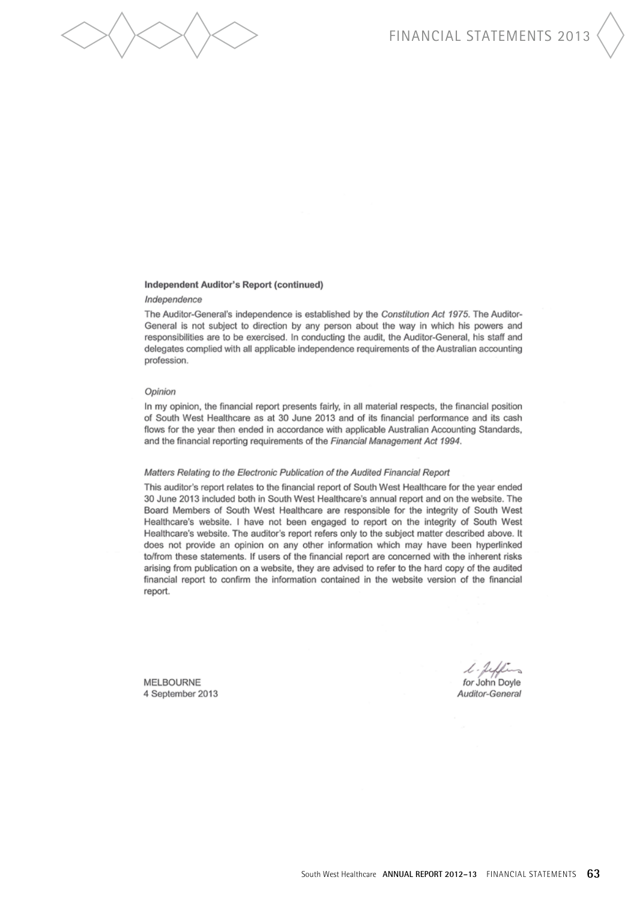**Independent Auditor's Report (continued)**

*Independence*

The Auditor-General's independence is established by the *Constitution Act 1975*. The Auditor-General is not subject to direction by any person about the way in which his powers and responsibilities are to be exercised. In conducting the audit, the Auditor-General, his staff and delegates complied with all applicable independence requirements of the Australian accounting profession.

*Opinion*

In my opinion, the financial report presents fairly, in all material respects, the financial position of South West Healthcare as at 30 June 2013 and of its financial performance and its cash flows for the year then ended in accordance with applicable Australian Accounting Standards, and the financial reporting requirements of the *Financial Management Act 1994*.

*Matters Relating to the Electronic Publication of the Audited Financial Report*

This auditor's report relates to the financial report of South West Healthcare for the year ended 30 June 2013 included both in South West Healthcare's annual report and on the website. The Board Members of South West Healthcare are responsible for the integrity of South West Healthcare's website. I have not been engaged to report on the integrity of South West Healthcare's website. The auditor's report refers only to the subject matter described above. It does not provide an opinion on any other information which may have been hyperlinked to/from these statements. If users of the financial report are concerned with the inherent risks arising from publication on a website, they are advised to refer to the hard copy of the audited financial report to confirm the information contained in the website version of the financial report.

MELBOURNE
4 September 2013

*for* John Doyle
*Auditor-General*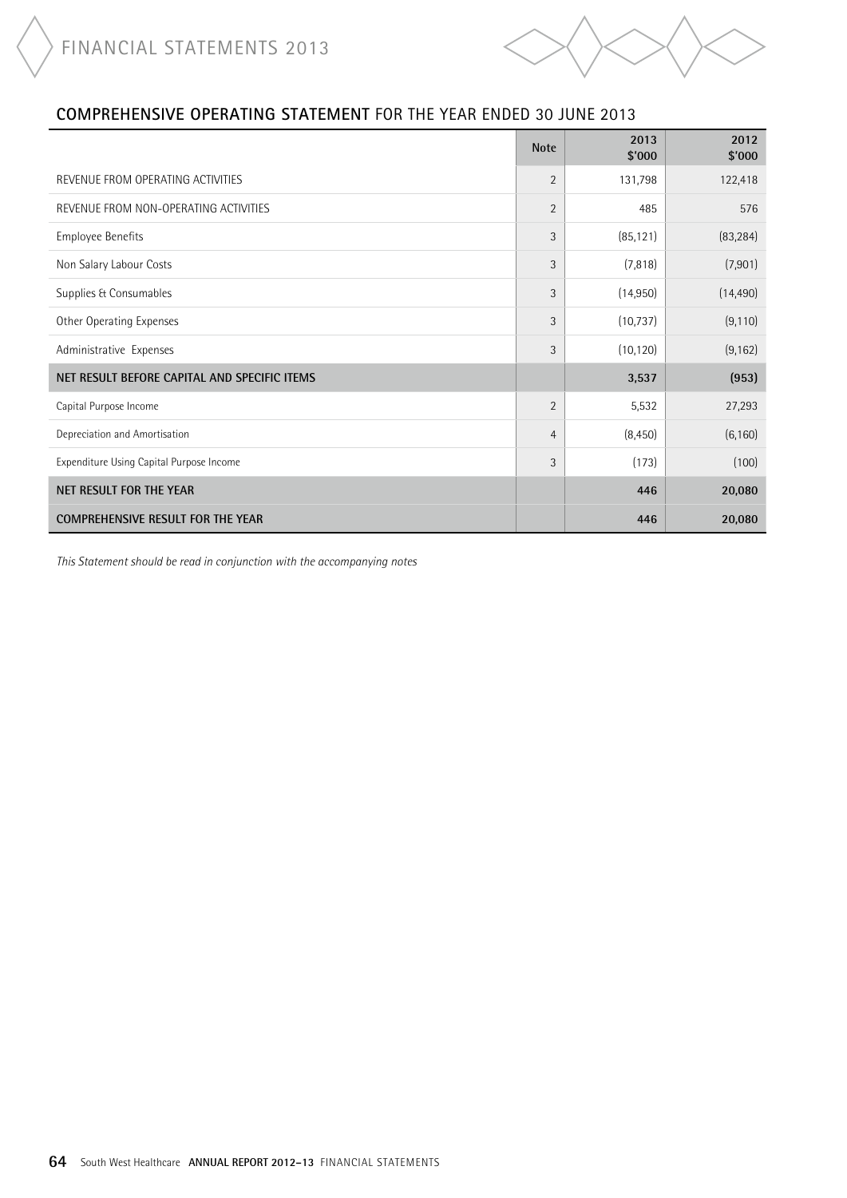## COMPREHENSIVE OPERATING STATEMENT FOR THE YEAR ENDED 30 JUNE 2013

| | Note | 2013 $'000 | 2012 $'000 |
|---|---|---|---|
| REVENUE FROM OPERATING ACTIVITIES | 2 | 131,798 | 122,418 |
| REVENUE FROM NON-OPERATING ACTIVITIES | 2 | 485 | 576 |
| Employee Benefits | 3 | (85,121) | (83,284) |
| Non Salary Labour Costs | 3 | (7,818) | (7,901) |
| Supplies & Consumables | 3 | (14,950) | (14,490) |
| Other Operating Expenses | 3 | (10,737) | (9,110) |
| Administrative Expenses | 3 | (10,120) | (9,162) |
| **NET RESULT BEFORE CAPITAL AND SPECIFIC ITEMS** | | **3,537** | **(953)** |
| Capital Purpose Income | 2 | 5,532 | 27,293 |
| Depreciation and Amortisation | 4 | (8,450) | (6,160) |
| Expenditure Using Capital Purpose Income | 3 | (173) | (100) |
| **NET RESULT FOR THE YEAR** | | **446** | **20,080** |
| **COMPREHENSIVE RESULT FOR THE YEAR** | | **446** | **20,080** |

*This Statement should be read in conjunction with the accompanying notes*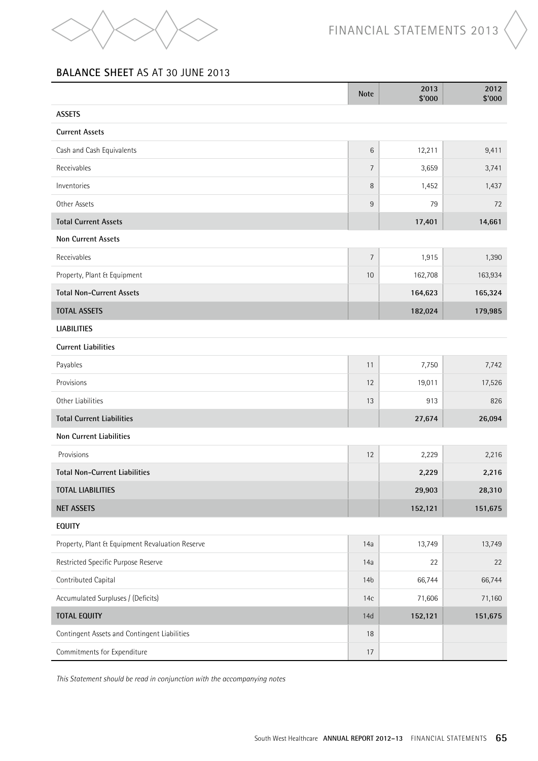## BALANCE SHEET AS AT 30 JUNE 2013

| | Note | 2013 $'000 | 2012 $'000 |
|---|---|---|---|
| **ASSETS** | | | |
| **Current Assets** | | | |
| Cash and Cash Equivalents | 6 | 12,211 | 9,411 |
| Receivables | 7 | 3,659 | 3,741 |
| Inventories | 8 | 1,452 | 1,437 |
| Other Assets | 9 | 79 | 72 |
| **Total Current Assets** | | **17,401** | **14,661** |
| **Non Current Assets** | | | |
| Receivables | 7 | 1,915 | 1,390 |
| Property, Plant & Equipment | 10 | 162,708 | 163,934 |
| **Total Non-Current Assets** | | **164,623** | **165,324** |
| **TOTAL ASSETS** | | **182,024** | **179,985** |
| **LIABILITIES** | | | |
| **Current Liabilities** | | | |
| Payables | 11 | 7,750 | 7,742 |
| Provisions | 12 | 19,011 | 17,526 |
| Other Liabilities | 13 | 913 | 826 |
| **Total Current Liabilities** | | **27,674** | **26,094** |
| **Non Current Liabilities** | | | |
| Provisions | 12 | 2,229 | 2,216 |
| **Total Non-Current Liabilities** | | **2,229** | **2,216** |
| **TOTAL LIABILITIES** | | **29,903** | **28,310** |
| **NET ASSETS** | | **152,121** | **151,675** |
| **EQUITY** | | | |
| Property, Plant & Equipment Revaluation Reserve | 14a | 13,749 | 13,749 |
| Restricted Specific Purpose Reserve | 14a | 22 | 22 |
| Contributed Capital | 14b | 66,744 | 66,744 |
| Accumulated Surpluses / (Deficits) | 14c | 71,606 | 71,160 |
| **TOTAL EQUITY** | 14d | **152,121** | **151,675** |
| Contingent Assets and Contingent Liabilities | 18 | | |
| Commitments for Expenditure | 17 | | |

*This Statement should be read in conjunction with the accompanying notes*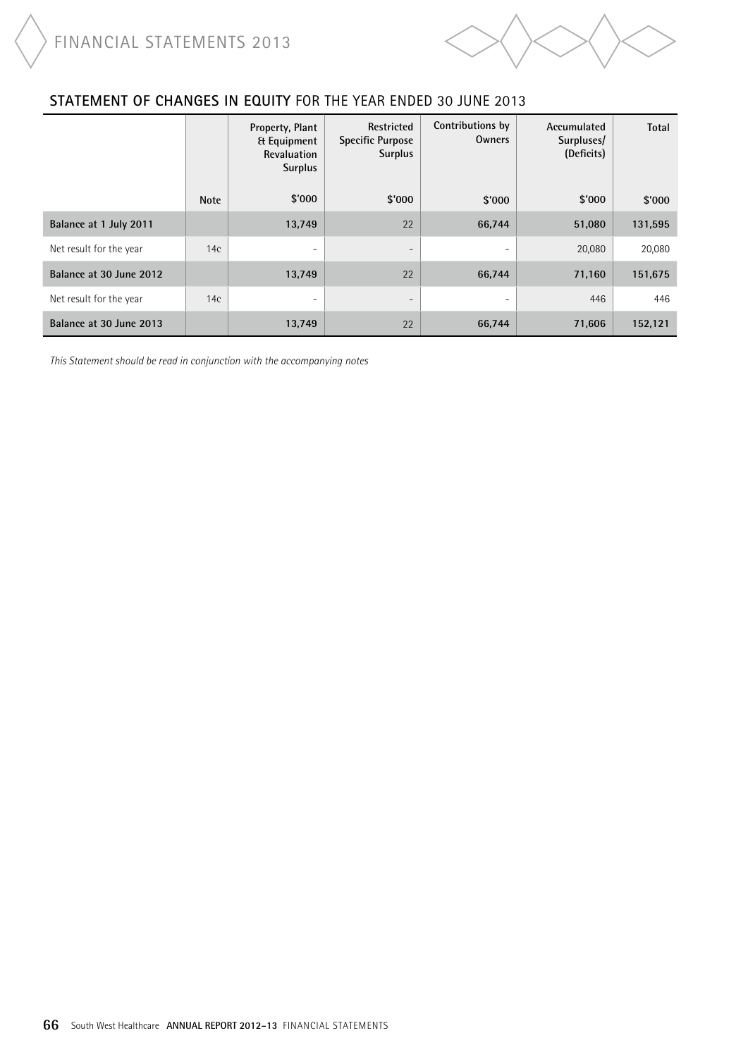## STATEMENT OF CHANGES IN EQUITY FOR THE YEAR ENDED 30 JUNE 2013

| | Note | Property, Plant & Equipment Revaluation Surplus | Restricted Specific Purpose Surplus | Contributions by Owners | Accumulated Surpluses/ (Deficits) | Total |
|---|---|---|---|---|---|---|
| | | $'000 | $'000 | $'000 | $'000 | $'000 |
| **Balance at 1 July 2011** | | **13,749** | 22 | **66,744** | **51,080** | **131,595** |
| Net result for the year | 14c | - | - | - | 20,080 | 20,080 |
| **Balance at 30 June 2012** | | **13,749** | 22 | **66,744** | **71,160** | **151,675** |
| Net result for the year | 14c | - | - | - | 446 | 446 |
| **Balance at 30 June 2013** | | **13,749** | 22 | **66,744** | **71,606** | **152,121** |

*This Statement should be read in conjunction with the accompanying notes*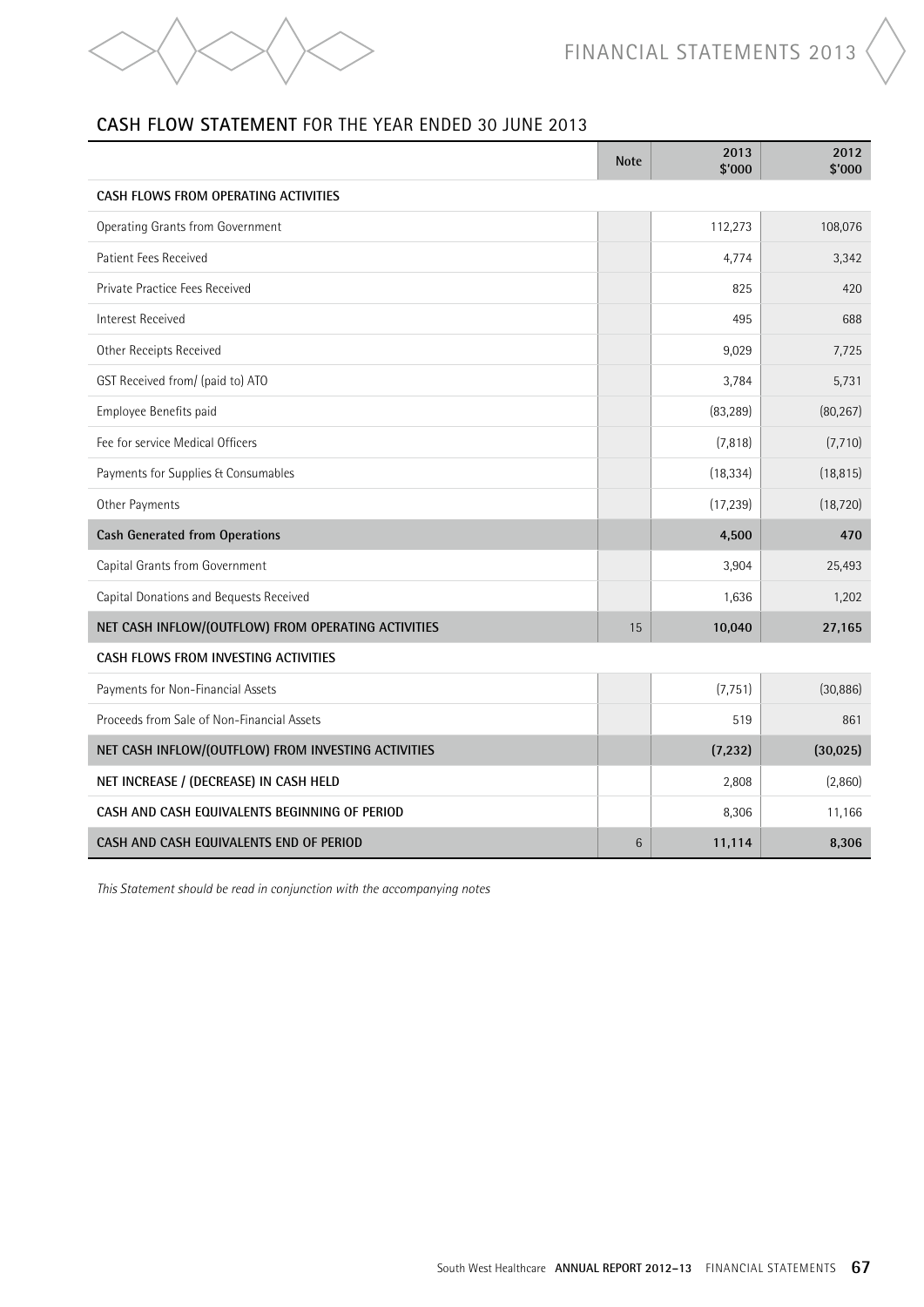## CASH FLOW STATEMENT FOR THE YEAR ENDED 30 JUNE 2013

| | Note | 2013 $'000 | 2012 $'000 |
|---|---|---|---|
| **CASH FLOWS FROM OPERATING ACTIVITIES** | | | |
| Operating Grants from Government | | 112,273 | 108,076 |
| Patient Fees Received | | 4,774 | 3,342 |
| Private Practice Fees Received | | 825 | 420 |
| Interest Received | | 495 | 688 |
| Other Receipts Received | | 9,029 | 7,725 |
| GST Received from/ (paid to) ATO | | 3,784 | 5,731 |
| Employee Benefits paid | | (83,289) | (80,267) |
| Fee for service Medical Officers | | (7,818) | (7,710) |
| Payments for Supplies & Consumables | | (18,334) | (18,815) |
| Other Payments | | (17,239) | (18,720) |
| **Cash Generated from Operations** | | **4,500** | **470** |
| Capital Grants from Government | | 3,904 | 25,493 |
| Capital Donations and Bequests Received | | 1,636 | 1,202 |
| **NET CASH INFLOW/(OUTFLOW) FROM OPERATING ACTIVITIES** | 15 | **10,040** | **27,165** |
| **CASH FLOWS FROM INVESTING ACTIVITIES** | | | |
| Payments for Non-Financial Assets | | (7,751) | (30,886) |
| Proceeds from Sale of Non-Financial Assets | | 519 | 861 |
| **NET CASH INFLOW/(OUTFLOW) FROM INVESTING ACTIVITIES** | | **(7,232)** | **(30,025)** |
| **NET INCREASE / (DECREASE) IN CASH HELD** | | 2,808 | (2,860) |
| **CASH AND CASH EQUIVALENTS BEGINNING OF PERIOD** | | 8,306 | 11,166 |
| **CASH AND CASH EQUIVALENTS END OF PERIOD** | 6 | **11,114** | **8,306** |

*This Statement should be read in conjunction with the accompanying notes*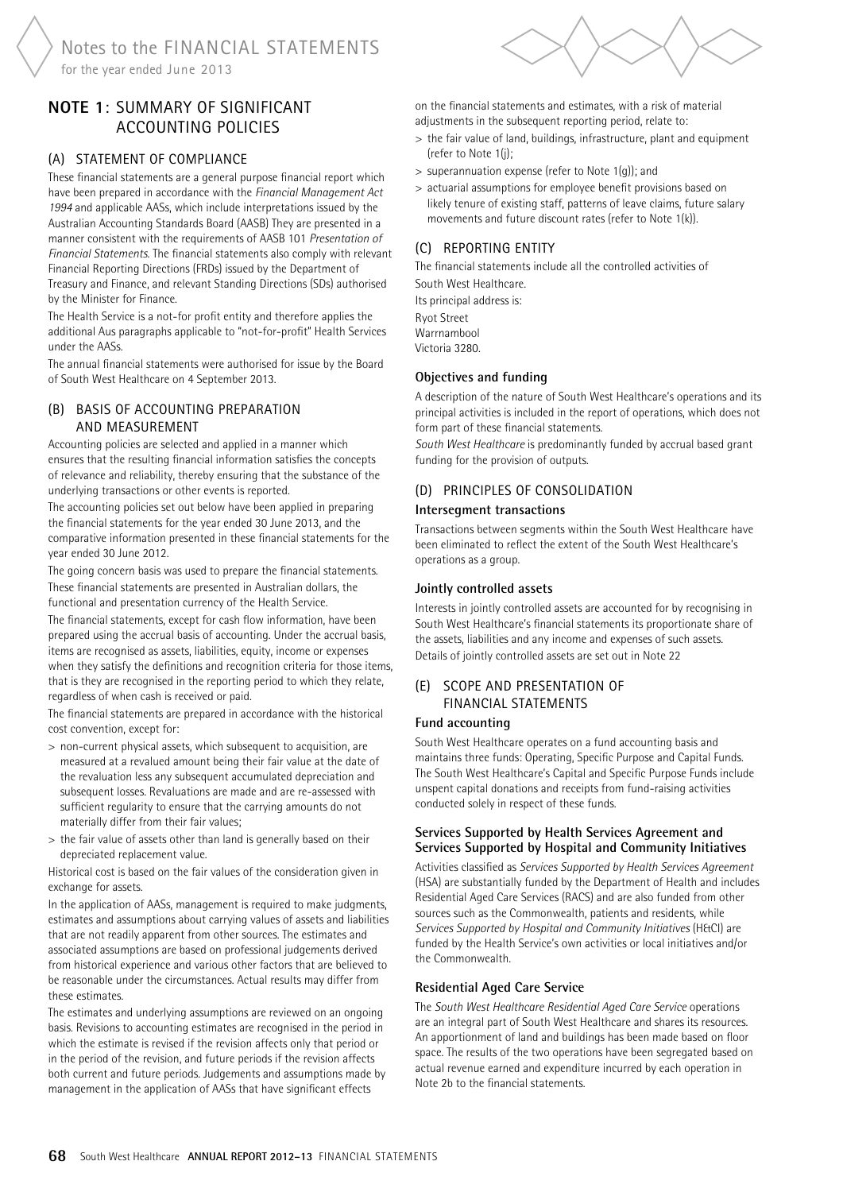# Notes to the FINANCIAL STATEMENTS

for the year ended June 2013

## NOTE 1: SUMMARY OF SIGNIFICANT ACCOUNTING POLICIES

### (A) STATEMENT OF COMPLIANCE

These financial statements are a general purpose financial report which have been prepared in accordance with the *Financial Management Act 1994* and applicable AASs, which include interpretations issued by the Australian Accounting Standards Board (AASB) They are presented in a manner consistent with the requirements of AASB 101 *Presentation of Financial Statements*. The financial statements also comply with relevant Financial Reporting Directions (FRDs) issued by the Department of Treasury and Finance, and relevant Standing Directions (SDs) authorised by the Minister for Finance.

The Health Service is a not-for profit entity and therefore applies the additional Aus paragraphs applicable to "not-for-profit" Health Services under the AASs.

The annual financial statements were authorised for issue by the Board of South West Healthcare on 4 September 2013.

### (B) BASIS OF ACCOUNTING PREPARATION AND MEASUREMENT

Accounting policies are selected and applied in a manner which ensures that the resulting financial information satisfies the concepts of relevance and reliability, thereby ensuring that the substance of the underlying transactions or other events is reported.

The accounting policies set out below have been applied in preparing the financial statements for the year ended 30 June 2013, and the comparative information presented in these financial statements for the year ended 30 June 2012.

The going concern basis was used to prepare the financial statements.

These financial statements are presented in Australian dollars, the functional and presentation currency of the Health Service.

The financial statements, except for cash flow information, have been prepared using the accrual basis of accounting. Under the accrual basis, items are recognised as assets, liabilities, equity, income or expenses when they satisfy the definitions and recognition criteria for those items, that is they are recognised in the reporting period to which they relate, regardless of when cash is received or paid.

The financial statements are prepared in accordance with the historical cost convention, except for:

> non-current physical assets, which subsequent to acquisition, are measured at a revalued amount being their fair value at the date of the revaluation less any subsequent accumulated depreciation and subsequent losses. Revaluations are made and are re-assessed with sufficient regularity to ensure that the carrying amounts do not materially differ from their fair values;

> the fair value of assets other than land is generally based on their depreciated replacement value.

Historical cost is based on the fair values of the consideration given in exchange for assets.

In the application of AASs, management is required to make judgments, estimates and assumptions about carrying values of assets and liabilities that are not readily apparent from other sources. The estimates and associated assumptions are based on professional judgements derived from historical experience and various other factors that are believed to be reasonable under the circumstances. Actual results may differ from these estimates.

The estimates and underlying assumptions are reviewed on an ongoing basis. Revisions to accounting estimates are recognised in the period in which the estimate is revised if the revision affects only that period or in the period of the revision, and future periods if the revision affects both current and future periods. Judgements and assumptions made by management in the application of AASs that have significant effects on the financial statements and estimates, with a risk of material adjustments in the subsequent reporting period, relate to:

> the fair value of land, buildings, infrastructure, plant and equipment (refer to Note 1(j);

> superannuation expense (refer to Note 1(g)); and

> actuarial assumptions for employee benefit provisions based on likely tenure of existing staff, patterns of leave claims, future salary movements and future discount rates (refer to Note 1(k)).

### (C) REPORTING ENTITY

The financial statements include all the controlled activities of South West Healthcare.

Its principal address is:

Ryot Street
Warrnambool
Victoria 3280.

#### Objectives and funding

A description of the nature of South West Healthcare's operations and its principal activities is included in the report of operations, which does not form part of these financial statements.

*South West Healthcare* is predominantly funded by accrual based grant funding for the provision of outputs.

### (D) PRINCIPLES OF CONSOLIDATION

#### Intersegment transactions

Transactions between segments within the South West Healthcare have been eliminated to reflect the extent of the South West Healthcare's operations as a group.

#### Jointly controlled assets

Interests in jointly controlled assets are accounted for by recognising in South West Healthcare's financial statements its proportionate share of the assets, liabilities and any income and expenses of such assets. Details of jointly controlled assets are set out in Note 22

### (E) SCOPE AND PRESENTATION OF FINANCIAL STATEMENTS

#### Fund accounting

South West Healthcare operates on a fund accounting basis and maintains three funds: Operating, Specific Purpose and Capital Funds. The South West Healthcare's Capital and Specific Purpose Funds include unspent capital donations and receipts from fund-raising activities conducted solely in respect of these funds.

#### Services Supported by Health Services Agreement and Services Supported by Hospital and Community Initiatives

Activities classified as *Services Supported by Health Services Agreement* (HSA) are substantially funded by the Department of Health and includes Residential Aged Care Services (RACS) and are also funded from other sources such as the Commonwealth, patients and residents, while *Services Supported by Hospital and Community Initiatives* (H&CI) are funded by the Health Service's own activities or local initiatives and/or the Commonwealth.

#### Residential Aged Care Service

The *South West Healthcare Residential Aged Care Service* operations are an integral part of South West Healthcare and shares its resources. An apportionment of land and buildings has been made based on floor space. The results of the two operations have been segregated based on actual revenue earned and expenditure incurred by each operation in Note 2b to the financial statements.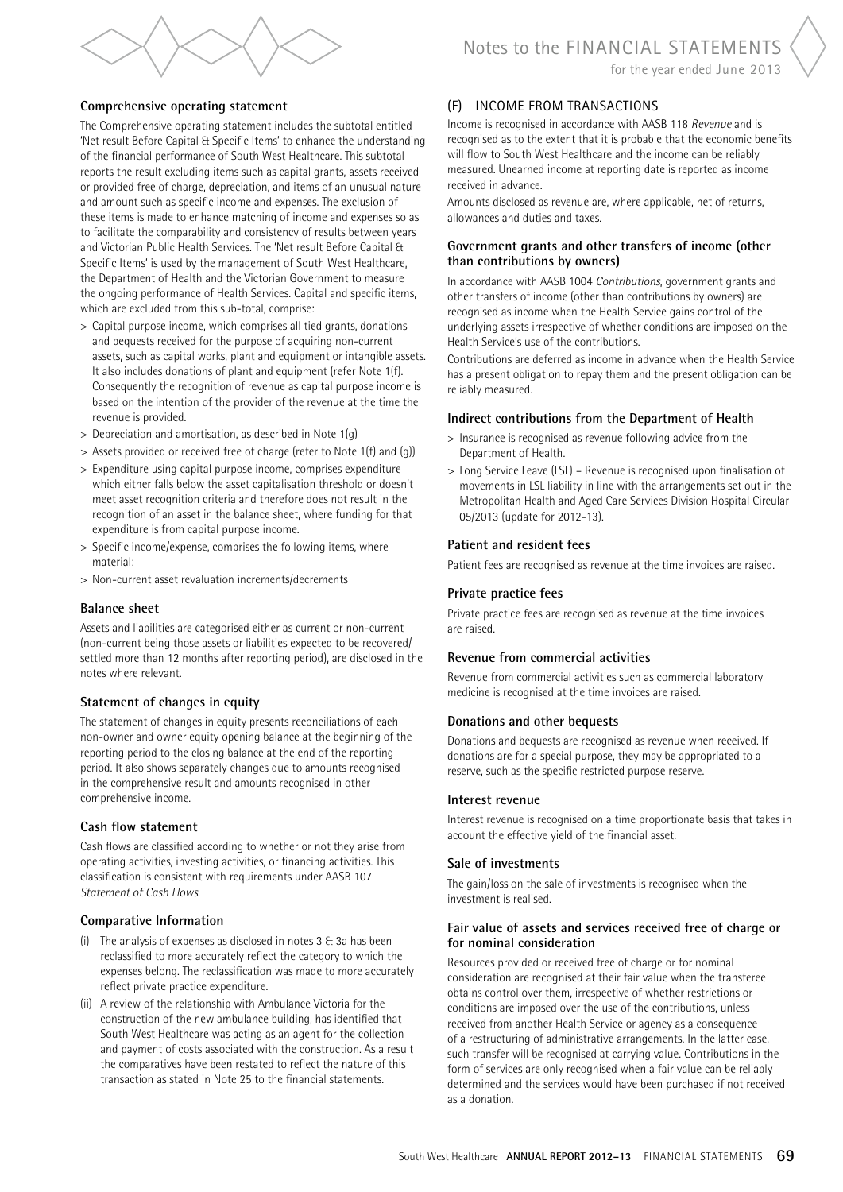### Comprehensive operating statement

The Comprehensive operating statement includes the subtotal entitled 'Net result Before Capital & Specific Items' to enhance the understanding of the financial performance of South West Healthcare. This subtotal reports the result excluding items such as capital grants, assets received or provided free of charge, depreciation, and items of an unusual nature and amount such as specific income and expenses. The exclusion of these items is made to enhance matching of income and expenses so as to facilitate the comparability and consistency of results between years and Victorian Public Health Services. The 'Net result Before Capital & Specific Items' is used by the management of South West Healthcare, the Department of Health and the Victorian Government to measure the ongoing performance of Health Services. Capital and specific items, which are excluded from this sub-total, comprise:

> Capital purpose income, which comprises all tied grants, donations and bequests received for the purpose of acquiring non-current assets, such as capital works, plant and equipment or intangible assets. It also includes donations of plant and equipment (refer Note 1(f). Consequently the recognition of revenue as capital purpose income is based on the intention of the provider of the revenue at the time the revenue is provided.

> Depreciation and amortisation, as described in Note 1(g)

> Assets provided or received free of charge (refer to Note 1(f) and (g))

> Expenditure using capital purpose income, comprises expenditure which either falls below the asset capitalisation threshold or doesn't meet asset recognition criteria and therefore does not result in the recognition of an asset in the balance sheet, where funding for that expenditure is from capital purpose income.

> Specific income/expense, comprises the following items, where material:

> Non-current asset revaluation increments/decrements

### Balance sheet

Assets and liabilities are categorised either as current or non-current (non-current being those assets or liabilities expected to be recovered/settled more than 12 months after reporting period), are disclosed in the notes where relevant.

### Statement of changes in equity

The statement of changes in equity presents reconciliations of each non-owner and owner equity opening balance at the beginning of the reporting period to the closing balance at the end of the reporting period. It also shows separately changes due to amounts recognised in the comprehensive result and amounts recognised in other comprehensive income.

### Cash flow statement

Cash flows are classified according to whether or not they arise from operating activities, investing activities, or financing activities. This classification is consistent with requirements under AASB 107 *Statement of Cash Flows*.

### Comparative Information

(i) The analysis of expenses as disclosed in notes 3 & 3a has been reclassified to more accurately reflect the category to which the expenses belong. The reclassification was made to more accurately reflect private practice expenditure.

(ii) A review of the relationship with Ambulance Victoria for the construction of the new ambulance building, has identified that South West Healthcare was acting as an agent for the collection and payment of costs associated with the construction. As a result the comparatives have been restated to reflect the nature of this transaction as stated in Note 25 to the financial statements.

## (F) INCOME FROM TRANSACTIONS

Income is recognised in accordance with AASB 118 *Revenue* and is recognised as to the extent that it is probable that the economic benefits will flow to South West Healthcare and the income can be reliably measured. Unearned income at reporting date is reported as income received in advance.

Amounts disclosed as revenue are, where applicable, net of returns, allowances and duties and taxes.

### Government grants and other transfers of income (other than contributions by owners)

In accordance with AASB 1004 *Contributions*, government grants and other transfers of income (other than contributions by owners) are recognised as income when the Health Service gains control of the underlying assets irrespective of whether conditions are imposed on the Health Service's use of the contributions.

Contributions are deferred as income in advance when the Health Service has a present obligation to repay them and the present obligation can be reliably measured.

### Indirect contributions from the Department of Health

> Insurance is recognised as revenue following advice from the Department of Health.

> Long Service Leave (LSL) – Revenue is recognised upon finalisation of movements in LSL liability in line with the arrangements set out in the Metropolitan Health and Aged Care Services Division Hospital Circular 05/2013 (update for 2012-13).

### Patient and resident fees

Patient fees are recognised as revenue at the time invoices are raised.

### Private practice fees

Private practice fees are recognised as revenue at the time invoices are raised.

### Revenue from commercial activities

Revenue from commercial activities such as commercial laboratory medicine is recognised at the time invoices are raised.

### Donations and other bequests

Donations and bequests are recognised as revenue when received. If donations are for a special purpose, they may be appropriated to a reserve, such as the specific restricted purpose reserve.

### Interest revenue

Interest revenue is recognised on a time proportionate basis that takes in account the effective yield of the financial asset.

### Sale of investments

The gain/loss on the sale of investments is recognised when the investment is realised.

### Fair value of assets and services received free of charge or for nominal consideration

Resources provided or received free of charge or for nominal consideration are recognised at their fair value when the transferee obtains control over them, irrespective of whether restrictions or conditions are imposed over the use of the contributions, unless received from another Health Service or agency as a consequence of a restructuring of administrative arrangements. In the latter case, such transfer will be recognised at carrying value. Contributions in the form of services are only recognised when a fair value can be reliably determined and the services would have been purchased if not received as a donation.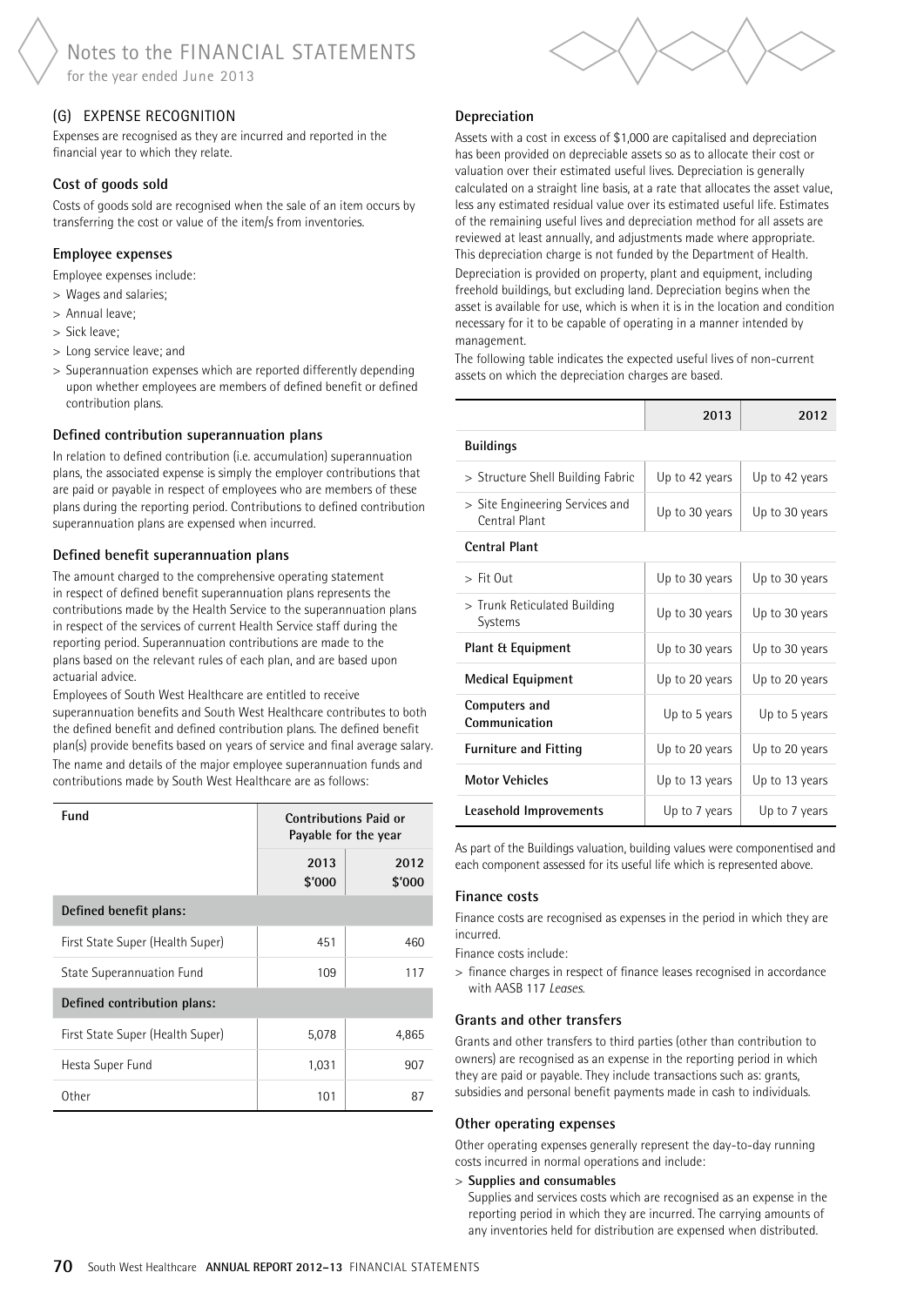## (G) EXPENSE RECOGNITION

Expenses are recognised as they are incurred and reported in the financial year to which they relate.

### Cost of goods sold

Costs of goods sold are recognised when the sale of an item occurs by transferring the cost or value of the item/s from inventories.

### Employee expenses

Employee expenses include:

- Wages and salaries;
- Annual leave;
- Sick leave;
- Long service leave; and
- Superannuation expenses which are reported differently depending upon whether employees are members of defined benefit or defined contribution plans.

### Defined contribution superannuation plans

In relation to defined contribution (i.e. accumulation) superannuation plans, the associated expense is simply the employer contributions that are paid or payable in respect of employees who are members of these plans during the reporting period. Contributions to defined contribution superannuation plans are expensed when incurred.

### Defined benefit superannuation plans

The amount charged to the comprehensive operating statement in respect of defined benefit superannuation plans represents the contributions made by the Health Service to the superannuation plans in respect of the services of current Health Service staff during the reporting period. Superannuation contributions are made to the plans based on the relevant rules of each plan, and are based upon actuarial advice.

Employees of South West Healthcare are entitled to receive superannuation benefits and South West Healthcare contributes to both the defined benefit and defined contribution plans. The defined benefit plan(s) provide benefits based on years of service and final average salary.

The name and details of the major employee superannuation funds and contributions made by South West Healthcare are as follows:

| Fund | Contributions Paid or Payable for the year | |
|---|---|---|
| | 2013 $'000 | 2012 $'000 |
| **Defined benefit plans:** | | |
| First State Super (Health Super) | 451 | 460 |
| State Superannuation Fund | 109 | 117 |
| **Defined contribution plans:** | | |
| First State Super (Health Super) | 5,078 | 4,865 |
| Hesta Super Fund | 1,031 | 907 |
| Other | 101 | 87 |

### Depreciation

Assets with a cost in excess of $1,000 are capitalised and depreciation has been provided on depreciable assets so as to allocate their cost or valuation over their estimated useful lives. Depreciation is generally calculated on a straight line basis, at a rate that allocates the asset value, less any estimated residual value over its estimated useful life. Estimates of the remaining useful lives and depreciation method for all assets are reviewed at least annually, and adjustments made where appropriate. This depreciation charge is not funded by the Department of Health.

Depreciation is provided on property, plant and equipment, including freehold buildings, but excluding land. Depreciation begins when the asset is available for use, which is when it is in the location and condition necessary for it to be capable of operating in a manner intended by management.

The following table indicates the expected useful lives of non-current assets on which the depreciation charges are based.

| | 2013 | 2012 |
|---|---|---|
| **Buildings** | | |
| > Structure Shell Building Fabric | Up to 42 years | Up to 42 years |
| > Site Engineering Services and Central Plant | Up to 30 years | Up to 30 years |
| **Central Plant** | | |
| > Fit Out | Up to 30 years | Up to 30 years |
| > Trunk Reticulated Building Systems | Up to 30 years | Up to 30 years |
| **Plant & Equipment** | Up to 30 years | Up to 30 years |
| **Medical Equipment** | Up to 20 years | Up to 20 years |
| **Computers and Communication** | Up to 5 years | Up to 5 years |
| **Furniture and Fitting** | Up to 20 years | Up to 20 years |
| **Motor Vehicles** | Up to 13 years | Up to 13 years |
| **Leasehold Improvements** | Up to 7 years | Up to 7 years |

As part of the Buildings valuation, building values were componentised and each component assessed for its useful life which is represented above.

### Finance costs

Finance costs are recognised as expenses in the period in which they are incurred.

Finance costs include:

- finance charges in respect of finance leases recognised in accordance with AASB 117 *Leases*.

### Grants and other transfers

Grants and other transfers to third parties (other than contribution to owners) are recognised as an expense in the reporting period in which they are paid or payable. They include transactions such as: grants, subsidies and personal benefit payments made in cash to individuals.

### Other operating expenses

Other operating expenses generally represent the day-to-day running costs incurred in normal operations and include:

- **Supplies and consumables**

  Supplies and services costs which are recognised as an expense in the reporting period in which they are incurred. The carrying amounts of any inventories held for distribution are expensed when distributed.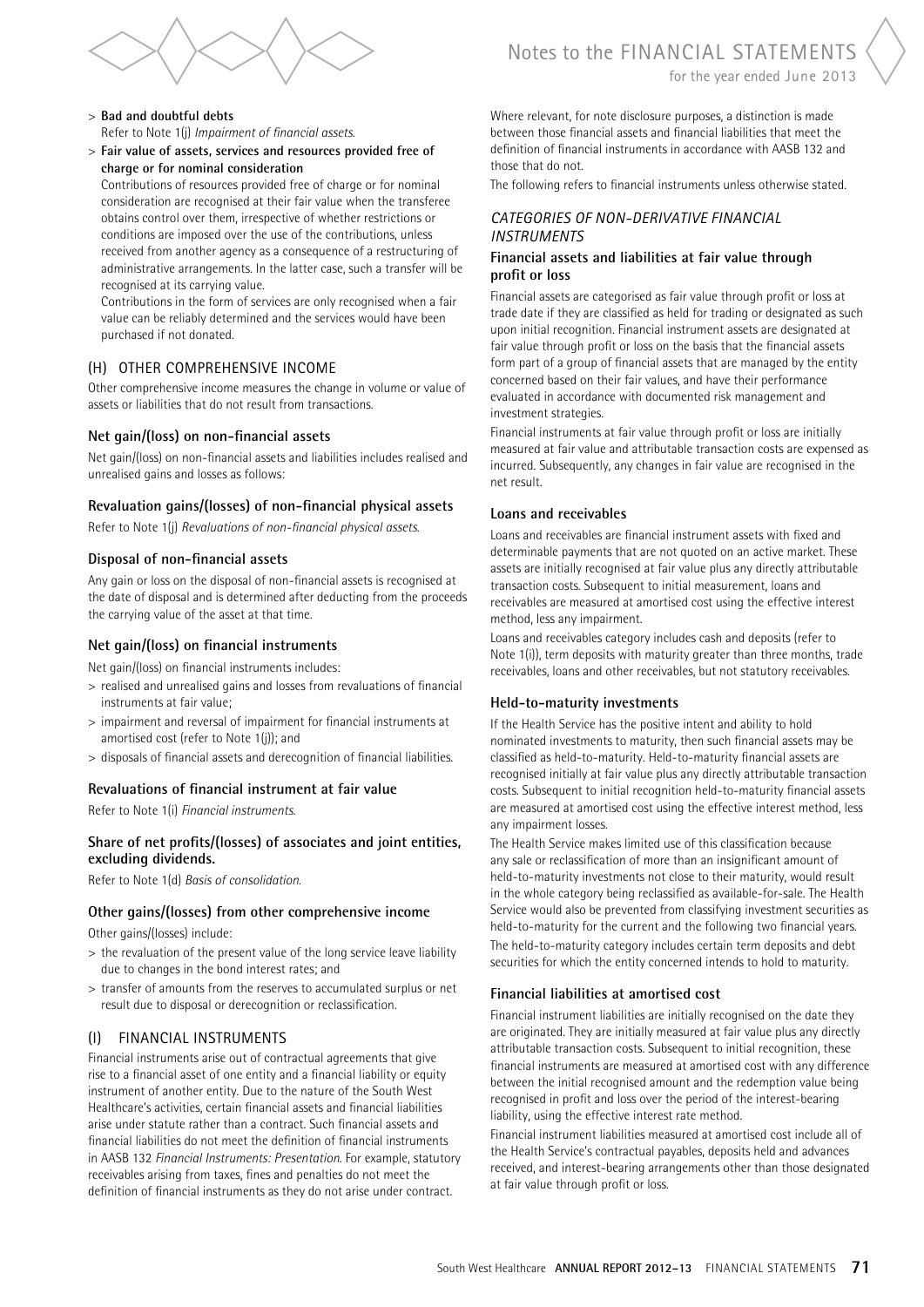> **Bad and doubtful debts**
Refer to Note 1(j) *Impairment of financial assets.*

> **Fair value of assets, services and resources provided free of charge or for nominal consideration**
Contributions of resources provided free of charge or for nominal consideration are recognised at their fair value when the transferee obtains control over them, irrespective of whether restrictions or conditions are imposed over the use of the contributions, unless received from another agency as a consequence of a restructuring of administrative arrangements. In the latter case, such a transfer will be recognised at its carrying value.

Contributions in the form of services are only recognised when a fair value can be reliably determined and the services would have been purchased if not donated.

## (H) OTHER COMPREHENSIVE INCOME

Other comprehensive income measures the change in volume or value of assets or liabilities that do not result from transactions.

### Net gain/(loss) on non-financial assets

Net gain/(loss) on non-financial assets and liabilities includes realised and unrealised gains and losses as follows:

### Revaluation gains/(losses) of non-financial physical assets

Refer to Note 1(j) *Revaluations of non-financial physical assets.*

### Disposal of non-financial assets

Any gain or loss on the disposal of non-financial assets is recognised at the date of disposal and is determined after deducting from the proceeds the carrying value of the asset at that time.

### Net gain/(loss) on financial instruments

Net gain/(loss) on financial instruments includes:

> realised and unrealised gains and losses from revaluations of financial instruments at fair value;

> impairment and reversal of impairment for financial instruments at amortised cost (refer to Note 1(j)); and

> disposals of financial assets and derecognition of financial liabilities.

### Revaluations of financial instrument at fair value

Refer to Note 1(i) *Financial instruments.*

### Share of net profits/(losses) of associates and joint entities, excluding dividends.

Refer to Note 1(d) *Basis of consolidation.*

### Other gains/(losses) from other comprehensive income

Other gains/(losses) include:

> the revaluation of the present value of the long service leave liability due to changes in the bond interest rates; and

> transfer of amounts from the reserves to accumulated surplus or net result due to disposal or derecognition or reclassification.

## (I) FINANCIAL INSTRUMENTS

Financial instruments arise out of contractual agreements that give rise to a financial asset of one entity and a financial liability or equity instrument of another entity. Due to the nature of the South West Healthcare's activities, certain financial assets and financial liabilities arise under statute rather than a contract. Such financial assets and financial liabilities do not meet the definition of financial instruments in AASB 132 *Financial Instruments: Presentation.* For example, statutory receivables arising from taxes, fines and penalties do not meet the definition of financial instruments as they do not arise under contract.

Where relevant, for note disclosure purposes, a distinction is made between those financial assets and financial liabilities that meet the definition of financial instruments in accordance with AASB 132 and those that do not.

The following refers to financial instruments unless otherwise stated.

### *CATEGORIES OF NON-DERIVATIVE FINANCIAL INSTRUMENTS*

### Financial assets and liabilities at fair value through profit or loss

Financial assets are categorised as fair value through profit or loss at trade date if they are classified as held for trading or designated as such upon initial recognition. Financial instrument assets are designated at fair value through profit or loss on the basis that the financial assets form part of a group of financial assets that are managed by the entity concerned based on their fair values, and have their performance evaluated in accordance with documented risk management and investment strategies.

Financial instruments at fair value through profit or loss are initially measured at fair value and attributable transaction costs are expensed as incurred. Subsequently, any changes in fair value are recognised in the net result.

### Loans and receivables

Loans and receivables are financial instrument assets with fixed and determinable payments that are not quoted on an active market. These assets are initially recognised at fair value plus any directly attributable transaction costs. Subsequent to initial measurement, loans and receivables are measured at amortised cost using the effective interest method, less any impairment.

Loans and receivables category includes cash and deposits (refer to Note 1(i)), term deposits with maturity greater than three months, trade receivables, loans and other receivables, but not statutory receivables.

### Held-to-maturity investments

If the Health Service has the positive intent and ability to hold nominated investments to maturity, then such financial assets may be classified as held-to-maturity. Held-to-maturity financial assets are recognised initially at fair value plus any directly attributable transaction costs. Subsequent to initial recognition held-to-maturity financial assets are measured at amortised cost using the effective interest method, less any impairment losses.

The Health Service makes limited use of this classification because any sale or reclassification of more than an insignificant amount of held-to-maturity investments not close to their maturity, would result in the whole category being reclassified as available-for-sale. The Health Service would also be prevented from classifying investment securities as held-to-maturity for the current and the following two financial years.

The held-to-maturity category includes certain term deposits and debt securities for which the entity concerned intends to hold to maturity.

### Financial liabilities at amortised cost

Financial instrument liabilities are initially recognised on the date they are originated. They are initially measured at fair value plus any directly attributable transaction costs. Subsequent to initial recognition, these financial instruments are measured at amortised cost with any difference between the initial recognised amount and the redemption value being recognised in profit and loss over the period of the interest-bearing liability, using the effective interest rate method.

Financial instrument liabilities measured at amortised cost include all of the Health Service's contractual payables, deposits held and advances received, and interest-bearing arrangements other than those designated at fair value through profit or loss.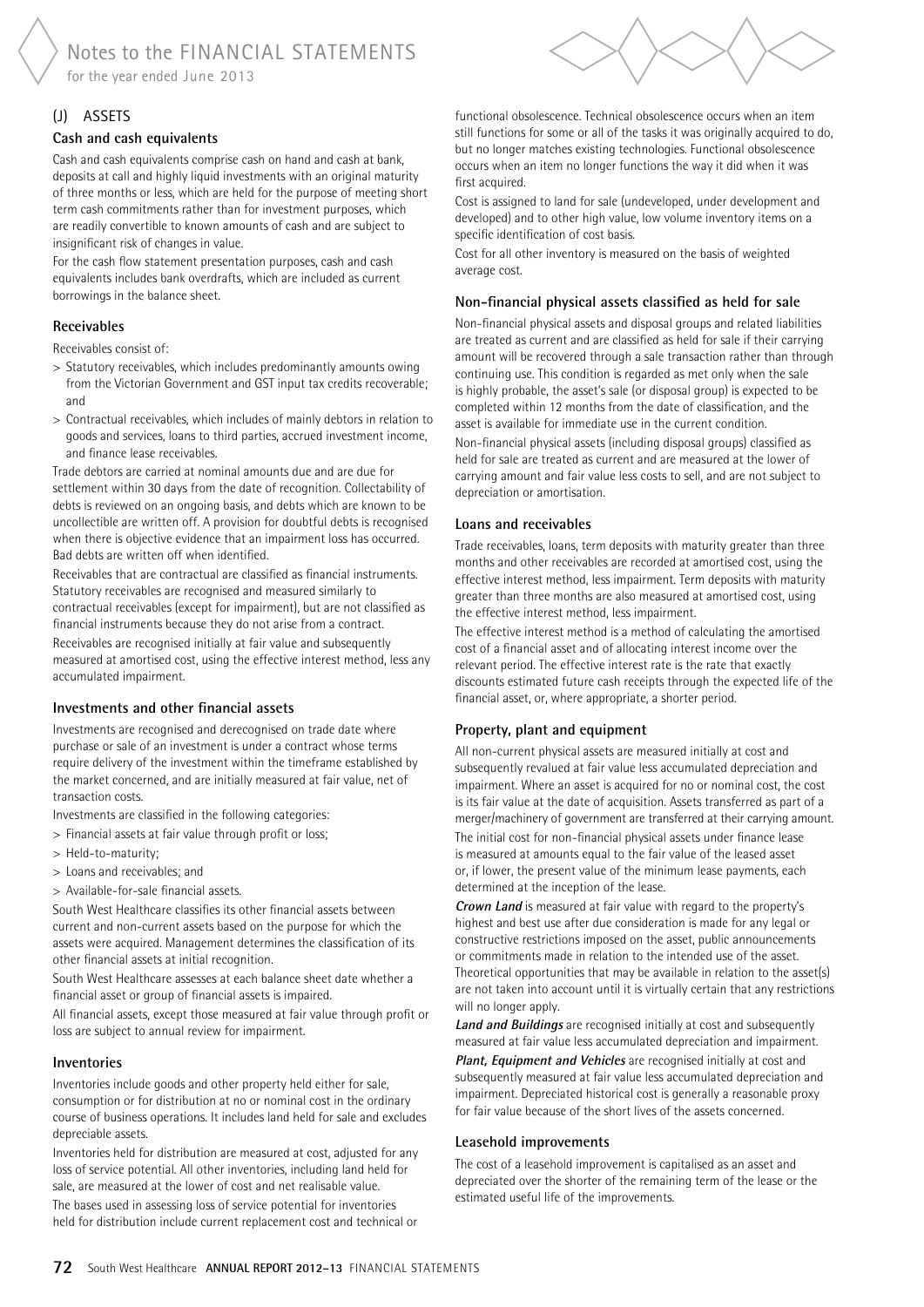## (J) ASSETS

### Cash and cash equivalents

Cash and cash equivalents comprise cash on hand and cash at bank, deposits at call and highly liquid investments with an original maturity of three months or less, which are held for the purpose of meeting short term cash commitments rather than for investment purposes, which are readily convertible to known amounts of cash and are subject to insignificant risk of changes in value.

For the cash flow statement presentation purposes, cash and cash equivalents includes bank overdrafts, which are included as current borrowings in the balance sheet.

### Receivables

Receivables consist of:

> Statutory receivables, which includes predominantly amounts owing from the Victorian Government and GST input tax credits recoverable; and

> Contractual receivables, which includes of mainly debtors in relation to goods and services, loans to third parties, accrued investment income, and finance lease receivables.

Trade debtors are carried at nominal amounts due and are due for settlement within 30 days from the date of recognition. Collectability of debts is reviewed on an ongoing basis, and debts which are known to be uncollectible are written off. A provision for doubtful debts is recognised when there is objective evidence that an impairment loss has occurred. Bad debts are written off when identified.

Receivables that are contractual are classified as financial instruments. Statutory receivables are recognised and measured similarly to contractual receivables (except for impairment), but are not classified as financial instruments because they do not arise from a contract.

Receivables are recognised initially at fair value and subsequently measured at amortised cost, using the effective interest method, less any accumulated impairment.

### Investments and other financial assets

Investments are recognised and derecognised on trade date where purchase or sale of an investment is under a contract whose terms require delivery of the investment within the timeframe established by the market concerned, and are initially measured at fair value, net of transaction costs.

Investments are classified in the following categories:

> Financial assets at fair value through profit or loss;

> Held-to-maturity;

> Loans and receivables; and

> Available-for-sale financial assets.

South West Healthcare classifies its other financial assets between current and non-current assets based on the purpose for which the assets were acquired. Management determines the classification of its other financial assets at initial recognition.

South West Healthcare assesses at each balance sheet date whether a financial asset or group of financial assets is impaired.

All financial assets, except those measured at fair value through profit or loss are subject to annual review for impairment.

### Inventories

Inventories include goods and other property held either for sale, consumption or for distribution at no or nominal cost in the ordinary course of business operations. It includes land held for sale and excludes depreciable assets.

Inventories held for distribution are measured at cost, adjusted for any loss of service potential. All other inventories, including land held for sale, are measured at the lower of cost and net realisable value.

The bases used in assessing loss of service potential for inventories held for distribution include current replacement cost and technical or functional obsolescence. Technical obsolescence occurs when an item still functions for some or all of the tasks it was originally acquired to do, but no longer matches existing technologies. Functional obsolescence occurs when an item no longer functions the way it did when it was first acquired.

Cost is assigned to land for sale (undeveloped, under development and developed) and to other high value, low volume inventory items on a specific identification of cost basis.

Cost for all other inventory is measured on the basis of weighted average cost.

### Non-financial physical assets classified as held for sale

Non-financial physical assets and disposal groups and related liabilities are treated as current and are classified as held for sale if their carrying amount will be recovered through a sale transaction rather than through continuing use. This condition is regarded as met only when the sale is highly probable, the asset's sale (or disposal group) is expected to be completed within 12 months from the date of classification, and the asset is available for immediate use in the current condition.

Non-financial physical assets (including disposal groups) classified as held for sale are treated as current and are measured at the lower of carrying amount and fair value less costs to sell, and are not subject to depreciation or amortisation.

### Loans and receivables

Trade receivables, loans, term deposits with maturity greater than three months and other receivables are recorded at amortised cost, using the effective interest method, less impairment. Term deposits with maturity greater than three months are also measured at amortised cost, using the effective interest method, less impairment.

The effective interest method is a method of calculating the amortised cost of a financial asset and of allocating interest income over the relevant period. The effective interest rate is the rate that exactly discounts estimated future cash receipts through the expected life of the financial asset, or, where appropriate, a shorter period.

### Property, plant and equipment

All non-current physical assets are measured initially at cost and subsequently revalued at fair value less accumulated depreciation and impairment. Where an asset is acquired for no or nominal cost, the cost is its fair value at the date of acquisition. Assets transferred as part of a merger/machinery of government are transferred at their carrying amount.

The initial cost for non-financial physical assets under finance lease is measured at amounts equal to the fair value of the leased asset or, if lower, the present value of the minimum lease payments, each determined at the inception of the lease.

***Crown Land*** is measured at fair value with regard to the property's highest and best use after due consideration is made for any legal or constructive restrictions imposed on the asset, public announcements or commitments made in relation to the intended use of the asset. Theoretical opportunities that may be available in relation to the asset(s) are not taken into account until it is virtually certain that any restrictions will no longer apply.

***Land and Buildings*** are recognised initially at cost and subsequently measured at fair value less accumulated depreciation and impairment.

***Plant, Equipment and Vehicles*** are recognised initially at cost and subsequently measured at fair value less accumulated depreciation and impairment. Depreciated historical cost is generally a reasonable proxy for fair value because of the short lives of the assets concerned.

### Leasehold improvements

The cost of a leasehold improvement is capitalised as an asset and depreciated over the shorter of the remaining term of the lease or the estimated useful life of the improvements.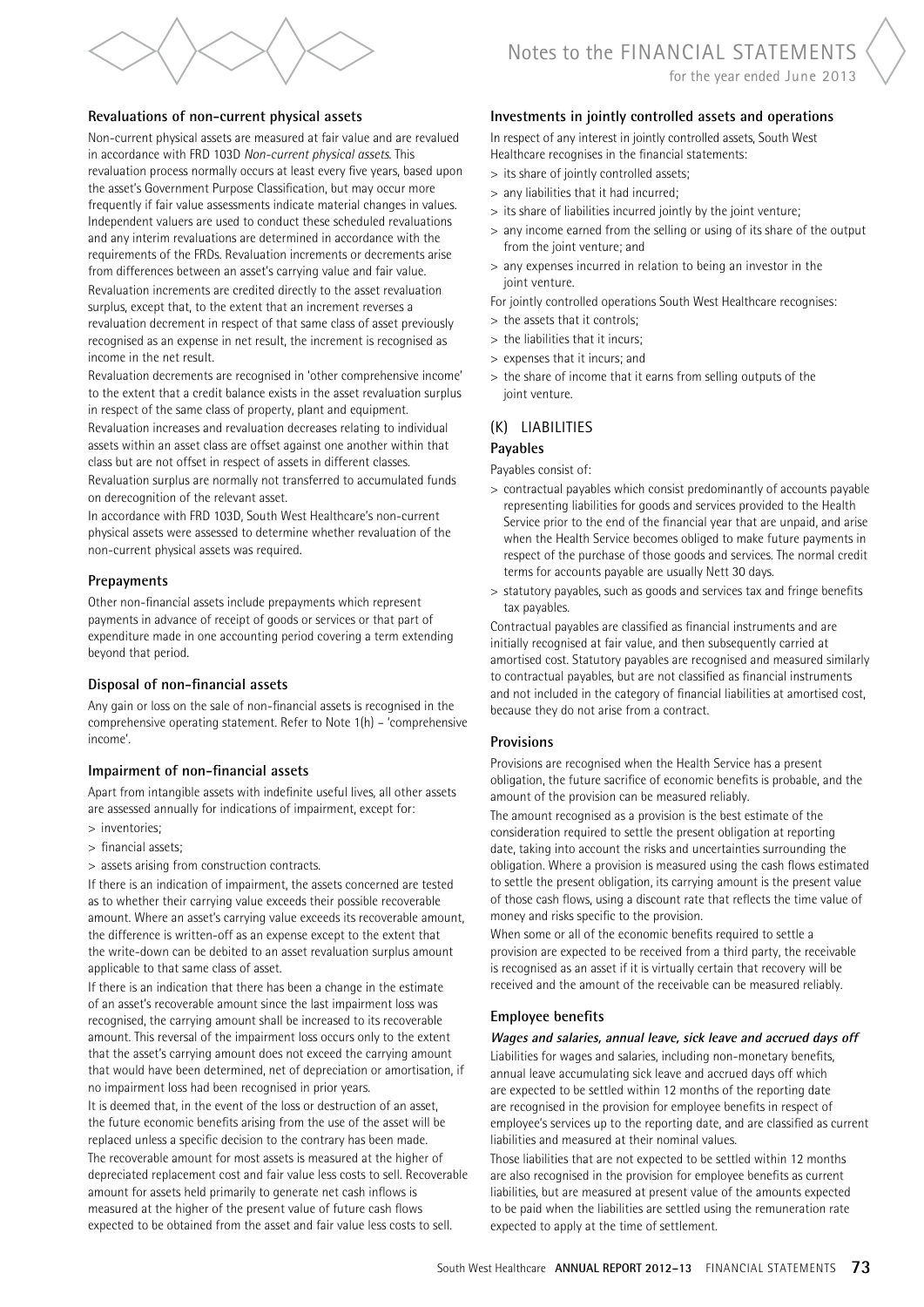### Revaluations of non-current physical assets

Non-current physical assets are measured at fair value and are revalued in accordance with FRD 103D *Non-current physical assets*. This revaluation process normally occurs at least every five years, based upon the asset's Government Purpose Classification, but may occur more frequently if fair value assessments indicate material changes in values. Independent valuers are used to conduct these scheduled revaluations and any interim revaluations are determined in accordance with the requirements of the FRDs. Revaluation increments or decrements arise from differences between an asset's carrying value and fair value.

Revaluation increments are credited directly to the asset revaluation surplus, except that, to the extent that an increment reverses a revaluation decrement in respect of that same class of asset previously recognised as an expense in net result, the increment is recognised as income in the net result.

Revaluation decrements are recognised in 'other comprehensive income' to the extent that a credit balance exists in the asset revaluation surplus in respect of the same class of property, plant and equipment.

Revaluation increases and revaluation decreases relating to individual assets within an asset class are offset against one another within that class but are not offset in respect of assets in different classes.

Revaluation surplus are normally not transferred to accumulated funds on derecognition of the relevant asset.

In accordance with FRD 103D, South West Healthcare's non-current physical assets were assessed to determine whether revaluation of the non-current physical assets was required.

### Prepayments

Other non-financial assets include prepayments which represent payments in advance of receipt of goods or services or that part of expenditure made in one accounting period covering a term extending beyond that period.

### Disposal of non-financial assets

Any gain or loss on the sale of non-financial assets is recognised in the comprehensive operating statement. Refer to Note 1(h) – 'comprehensive income'.

### Impairment of non-financial assets

Apart from intangible assets with indefinite useful lives, all other assets are assessed annually for indications of impairment, except for:

> inventories;
> financial assets;
> assets arising from construction contracts.

If there is an indication of impairment, the assets concerned are tested as to whether their carrying value exceeds their possible recoverable amount. Where an asset's carrying value exceeds its recoverable amount, the difference is written-off as an expense except to the extent that the write-down can be debited to an asset revaluation surplus amount applicable to that same class of asset.

If there is an indication that there has been a change in the estimate of an asset's recoverable amount since the last impairment loss was recognised, the carrying amount shall be increased to its recoverable amount. This reversal of the impairment loss occurs only to the extent that the asset's carrying amount does not exceed the carrying amount that would have been determined, net of depreciation or amortisation, if no impairment loss had been recognised in prior years.

It is deemed that, in the event of the loss or destruction of an asset, the future economic benefits arising from the use of the asset will be replaced unless a specific decision to the contrary has been made.

The recoverable amount for most assets is measured at the higher of depreciated replacement cost and fair value less costs to sell. Recoverable amount for assets held primarily to generate net cash inflows is measured at the higher of the present value of future cash flows expected to be obtained from the asset and fair value less costs to sell.

### Investments in jointly controlled assets and operations

In respect of any interest in jointly controlled assets, South West Healthcare recognises in the financial statements:

> its share of jointly controlled assets;
> any liabilities that it had incurred;
> its share of liabilities incurred jointly by the joint venture;
> any income earned from the selling or using of its share of the output from the joint venture; and
> any expenses incurred in relation to being an investor in the joint venture.

For jointly controlled operations South West Healthcare recognises:

> the assets that it controls;
> the liabilities that it incurs;
> expenses that it incurs; and
> the share of income that it earns from selling outputs of the joint venture.

## (K) LIABILITIES

### Payables

Payables consist of:

> contractual payables which consist predominantly of accounts payable representing liabilities for goods and services provided to the Health Service prior to the end of the financial year that are unpaid, and arise when the Health Service becomes obliged to make future payments in respect of the purchase of those goods and services. The normal credit terms for accounts payable are usually Nett 30 days.
> statutory payables, such as goods and services tax and fringe benefits tax payables.

Contractual payables are classified as financial instruments and are initially recognised at fair value, and then subsequently carried at amortised cost. Statutory payables are recognised and measured similarly to contractual payables, but are not classified as financial instruments and not included in the category of financial liabilities at amortised cost, because they do not arise from a contract.

### Provisions

Provisions are recognised when the Health Service has a present obligation, the future sacrifice of economic benefits is probable, and the amount of the provision can be measured reliably.

The amount recognised as a provision is the best estimate of the consideration required to settle the present obligation at reporting date, taking into account the risks and uncertainties surrounding the obligation. Where a provision is measured using the cash flows estimated to settle the present obligation, its carrying amount is the present value of those cash flows, using a discount rate that reflects the time value of money and risks specific to the provision.

When some or all of the economic benefits required to settle a provision are expected to be received from a third party, the receivable is recognised as an asset if it is virtually certain that recovery will be received and the amount of the receivable can be measured reliably.

### Employee benefits

***Wages and salaries, annual leave, sick leave and accrued days off***

Liabilities for wages and salaries, including non-monetary benefits, annual leave accumulating sick leave and accrued days off which are expected to be settled within 12 months of the reporting date are recognised in the provision for employee benefits in respect of employee's services up to the reporting date, and are classified as current liabilities and measured at their nominal values.

Those liabilities that are not expected to be settled within 12 months are also recognised in the provision for employee benefits as current liabilities, but are measured at present value of the amounts expected to be paid when the liabilities are settled using the remuneration rate expected to apply at the time of settlement.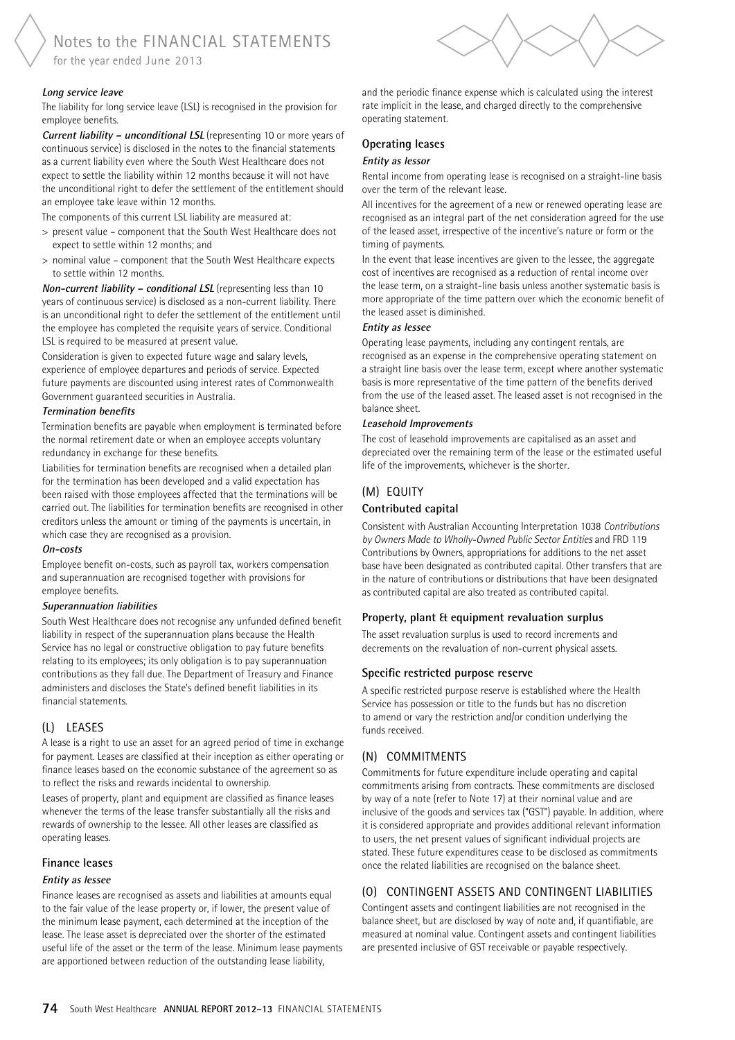#### *Long service leave*

The liability for long service leave (LSL) is recognised in the provision for employee benefits.

***Current liability – unconditional LSL*** (representing 10 or more years of continuous service) is disclosed in the notes to the financial statements as a current liability even where the South West Healthcare does not expect to settle the liability within 12 months because it will not have the unconditional right to defer the settlement of the entitlement should an employee take leave within 12 months.

The components of this current LSL liability are measured at:

> present value – component that the South West Healthcare does not expect to settle within 12 months; and

> nominal value – component that the South West Healthcare expects to settle within 12 months.

***Non-current liability – conditional LSL*** (representing less than 10 years of continuous service) is disclosed as a non-current liability. There is an unconditional right to defer the settlement of the entitlement until the employee has completed the requisite years of service. Conditional LSL is required to be measured at present value.

Consideration is given to expected future wage and salary levels, experience of employee departures and periods of service. Expected future payments are discounted using interest rates of Commonwealth Government guaranteed securities in Australia.

#### *Termination benefits*

Termination benefits are payable when employment is terminated before the normal retirement date or when an employee accepts voluntary redundancy in exchange for these benefits.

Liabilities for termination benefits are recognised when a detailed plan for the termination has been developed and a valid expectation has been raised with those employees affected that the terminations will be carried out. The liabilities for termination benefits are recognised in other creditors unless the amount or timing of the payments is uncertain, in which case they are recognised as a provision.

#### *On-costs*

Employee benefit on-costs, such as payroll tax, workers compensation and superannuation are recognised together with provisions for employee benefits.

#### *Superannuation liabilities*

South West Healthcare does not recognise any unfunded defined benefit liability in respect of the superannuation plans because the Health Service has no legal or constructive obligation to pay future benefits relating to its employees; its only obligation is to pay superannuation contributions as they fall due. The Department of Treasury and Finance administers and discloses the State's defined benefit liabilities in its financial statements.

## (L) LEASES

A lease is a right to use an asset for an agreed period of time in exchange for payment. Leases are classified at their inception as either operating or finance leases based on the economic substance of the agreement so as to reflect the risks and rewards incidental to ownership.

Leases of property, plant and equipment are classified as finance leases whenever the terms of the lease transfer substantially all the risks and rewards of ownership to the lessee. All other leases are classified as operating leases.

### Finance leases

#### *Entity as lessee*

Finance leases are recognised as assets and liabilities at amounts equal to the fair value of the lease property or, if lower, the present value of the minimum lease payment, each determined at the inception of the lease. The lease asset is depreciated over the shorter of the estimated useful life of the asset or the term of the lease. Minimum lease payments are apportioned between reduction of the outstanding lease liability, and the periodic finance expense which is calculated using the interest rate implicit in the lease, and charged directly to the comprehensive operating statement.

### Operating leases

#### *Entity as lessor*

Rental income from operating lease is recognised on a straight-line basis over the term of the relevant lease.

All incentives for the agreement of a new or renewed operating lease are recognised as an integral part of the net consideration agreed for the use of the leased asset, irrespective of the incentive's nature or form or the timing of payments.

In the event that lease incentives are given to the lessee, the aggregate cost of incentives are recognised as a reduction of rental income over the lease term, on a straight-line basis unless another systematic basis is more appropriate of the time pattern over which the economic benefit of the leased asset is diminished.

#### *Entity as lessee*

Operating lease payments, including any contingent rentals, are recognised as an expense in the comprehensive operating statement on a straight line basis over the lease term, except where another systematic basis is more representative of the time pattern of the benefits derived from the use of the leased asset. The leased asset is not recognised in the balance sheet.

#### *Leasehold Improvements*

The cost of leasehold improvements are capitalised as an asset and depreciated over the remaining term of the lease or the estimated useful life of the improvements, whichever is the shorter.

## (M) EQUITY

### Contributed capital

Consistent with Australian Accounting Interpretation 1038 *Contributions by Owners Made to Wholly-Owned Public Sector Entities* and FRD 119 Contributions by Owners, appropriations for additions to the net asset base have been designated as contributed capital. Other transfers that are in the nature of contributions or distributions that have been designated as contributed capital are also treated as contributed capital.

### Property, plant & equipment revaluation surplus

The asset revaluation surplus is used to record increments and decrements on the revaluation of non-current physical assets.

### Specific restricted purpose reserve

A specific restricted purpose reserve is established where the Health Service has possession or title to the funds but has no discretion to amend or vary the restriction and/or condition underlying the funds received.

## (N) COMMITMENTS

Commitments for future expenditure include operating and capital commitments arising from contracts. These commitments are disclosed by way of a note (refer to Note 17) at their nominal value and are inclusive of the goods and services tax ("GST") payable. In addition, where it is considered appropriate and provides additional relevant information to users, the net present values of significant individual projects are stated. These future expenditures cease to be disclosed as commitments once the related liabilities are recognised on the balance sheet.

## (O) CONTINGENT ASSETS AND CONTINGENT LIABILITIES

Contingent assets and contingent liabilities are not recognised in the balance sheet, but are disclosed by way of note and, if quantifiable, are measured at nominal value. Contingent assets and contingent liabilities are presented inclusive of GST receivable or payable respectively.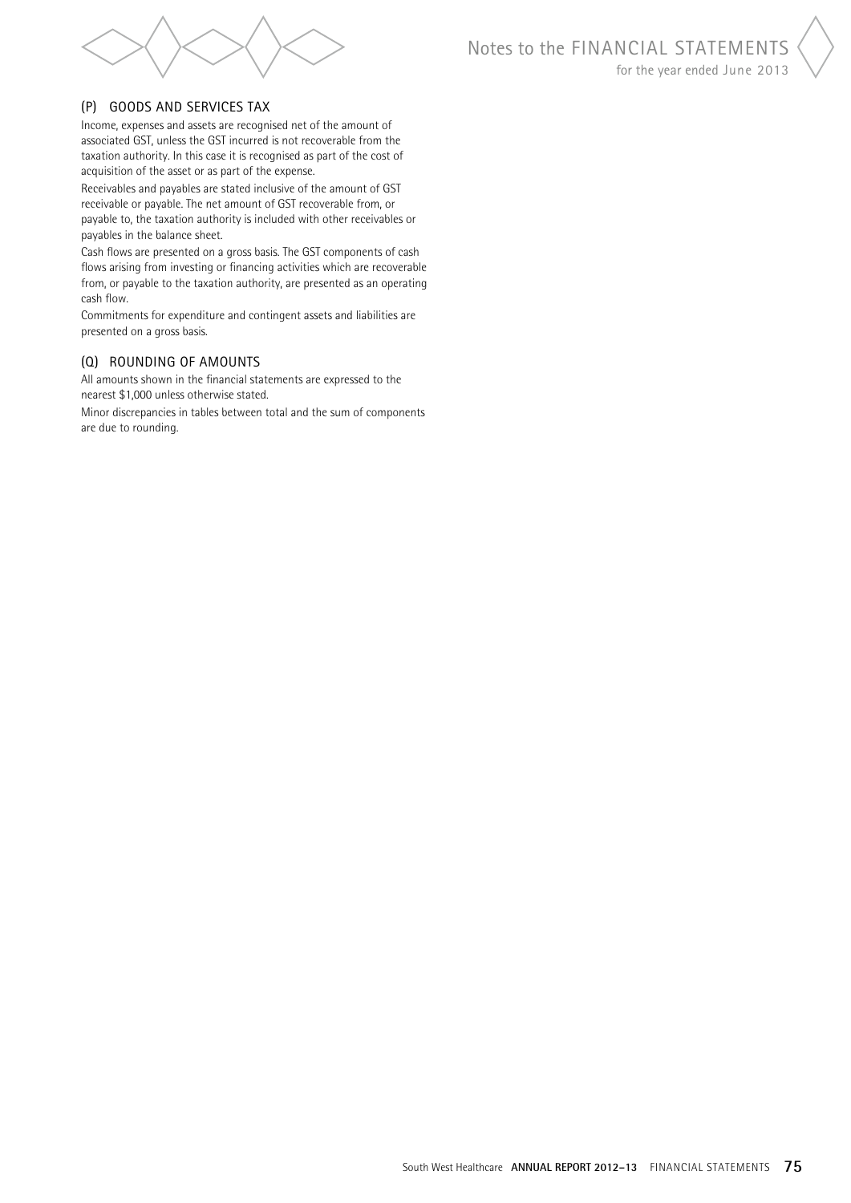### (P) GOODS AND SERVICES TAX

Income, expenses and assets are recognised net of the amount of associated GST, unless the GST incurred is not recoverable from the taxation authority. In this case it is recognised as part of the cost of acquisition of the asset or as part of the expense.

Receivables and payables are stated inclusive of the amount of GST receivable or payable. The net amount of GST recoverable from, or payable to, the taxation authority is included with other receivables or payables in the balance sheet.

Cash flows are presented on a gross basis. The GST components of cash flows arising from investing or financing activities which are recoverable from, or payable to the taxation authority, are presented as an operating cash flow.

Commitments for expenditure and contingent assets and liabilities are presented on a gross basis.

### (Q) ROUNDING OF AMOUNTS

All amounts shown in the financial statements are expressed to the nearest $1,000 unless otherwise stated.

Minor discrepancies in tables between total and the sum of components are due to rounding.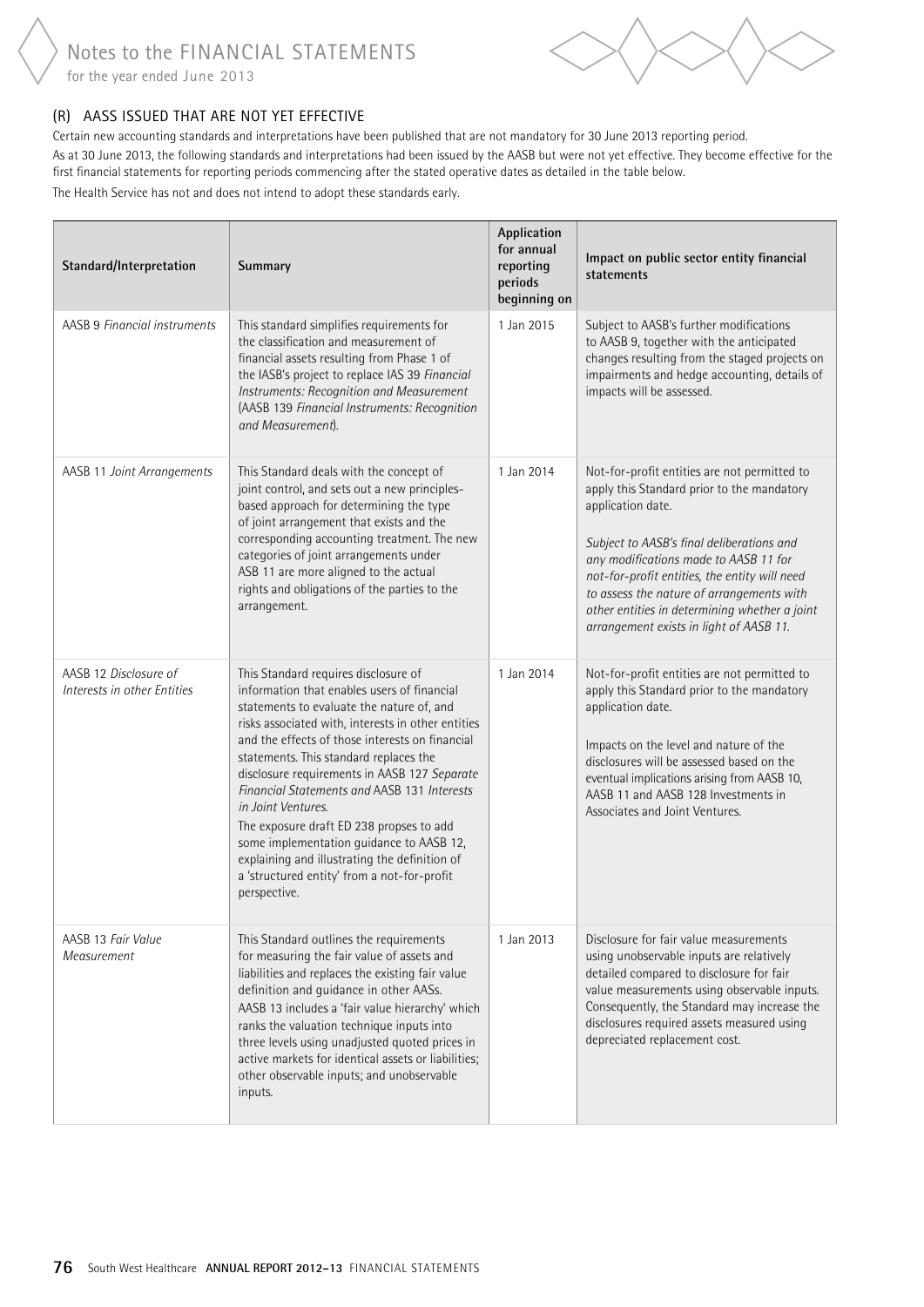## (R) AASS ISSUED THAT ARE NOT YET EFFECTIVE

Certain new accounting standards and interpretations have been published that are not mandatory for 30 June 2013 reporting period.

As at 30 June 2013, the following standards and interpretations had been issued by the AASB but were not yet effective. They become effective for the first financial statements for reporting periods commencing after the stated operative dates as detailed in the table below.

The Health Service has not and does not intend to adopt these standards early.

| Standard/Interpretation | Summary | Application for annual reporting periods beginning on | Impact on public sector entity financial statements |
|---|---|---|---|
| AASB 9 *Financial instruments* | This standard simplifies requirements for the classification and measurement of financial assets resulting from Phase 1 of the IASB's project to replace IAS 39 *Financial Instruments: Recognition and Measurement* (AASB 139 *Financial Instruments: Recognition and Measurement*). | 1 Jan 2015 | Subject to AASB's further modifications to AASB 9, together with the anticipated changes resulting from the staged projects on impairments and hedge accounting, details of impacts will be assessed. |
| AASB 11 *Joint Arrangements* | This Standard deals with the concept of joint control, and sets out a new principles-based approach for determining the type of joint arrangement that exists and the corresponding accounting treatment. The new categories of joint arrangements under ASB 11 are more aligned to the actual rights and obligations of the parties to the arrangement. | 1 Jan 2014 | Not-for-profit entities are not permitted to apply this Standard prior to the mandatory application date.<br><br>*Subject to AASB's final deliberations and any modifications made to AASB 11 for not-for-profit entities, the entity will need to assess the nature of arrangements with other entities in determining whether a joint arrangement exists in light of AASB 11.* |
| AASB 12 *Disclosure of Interests in other Entities* | This Standard requires disclosure of information that enables users of financial statements to evaluate the nature of, and risks associated with, interests in other entities and the effects of those interests on financial statements. This standard replaces the disclosure requirements in AASB 127 *Separate Financial Statements and* AASB 131 *Interests in Joint Ventures.*<br>The exposure draft ED 238 propses to add some implementation guidance to AASB 12, explaining and illustrating the definition of a 'structured entity' from a not-for-profit perspective. | 1 Jan 2014 | Not-for-profit entities are not permitted to apply this Standard prior to the mandatory application date.<br><br>Impacts on the level and nature of the disclosures will be assessed based on the eventual implications arising from AASB 10, AASB 11 and AASB 128 Investments in Associates and Joint Ventures. |
| AASB 13 *Fair Value Measurement* | This Standard outlines the requirements for measuring the fair value of assets and liabilities and replaces the existing fair value definition and guidance in other AASs. AASB 13 includes a 'fair value hierarchy' which ranks the valuation technique inputs into three levels using unadjusted quoted prices in active markets for identical assets or liabilities; other observable inputs; and unobservable inputs. | 1 Jan 2013 | Disclosure for fair value measurements using unobservable inputs are relatively detailed compared to disclosure for fair value measurements using observable inputs. Consequently, the Standard may increase the disclosures required assets measured using depreciated replacement cost. |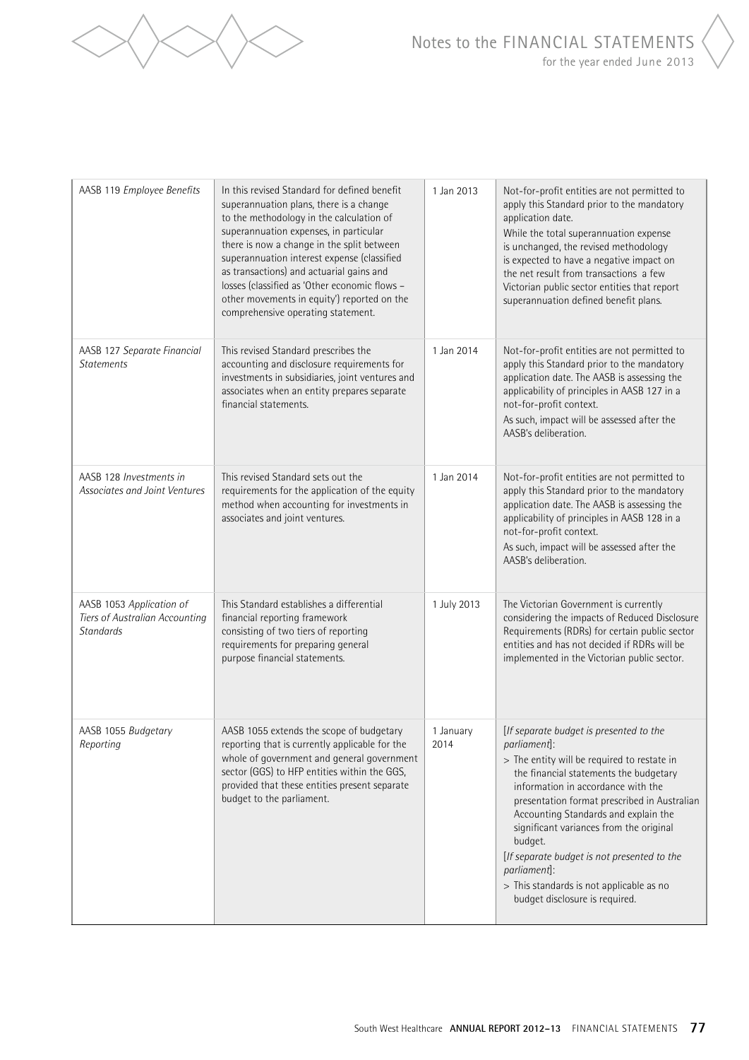| | | | |
|---|---|---|---|
| AASB 119 *Employee Benefits* | In this revised Standard for defined benefit superannuation plans, there is a change to the methodology in the calculation of superannuation expenses, in particular there is now a change in the split between superannuation interest expense (classified as transactions) and actuarial gains and losses (classified as 'Other economic flows – other movements in equity') reported on the comprehensive operating statement. | 1 Jan 2013 | Not-for-profit entities are not permitted to apply this Standard prior to the mandatory application date.<br>While the total superannuation expense is unchanged, the revised methodology is expected to have a negative impact on the net result from transactions a few Victorian public sector entities that report superannuation defined benefit plans. |
| AASB 127 *Separate Financial Statements* | This revised Standard prescribes the accounting and disclosure requirements for investments in subsidiaries, joint ventures and associates when an entity prepares separate financial statements. | 1 Jan 2014 | Not-for-profit entities are not permitted to apply this Standard prior to the mandatory application date. The AASB is assessing the applicability of principles in AASB 127 in a not-for-profit context.<br>As such, impact will be assessed after the AASB's deliberation. |
| AASB 128 *Investments in Associates and Joint Ventures* | This revised Standard sets out the requirements for the application of the equity method when accounting for investments in associates and joint ventures. | 1 Jan 2014 | Not-for-profit entities are not permitted to apply this Standard prior to the mandatory application date. The AASB is assessing the applicability of principles in AASB 128 in a not-for-profit context.<br>As such, impact will be assessed after the AASB's deliberation. |
| AASB 1053 *Application of Tiers of Australian Accounting Standards* | This Standard establishes a differential financial reporting framework consisting of two tiers of reporting requirements for preparing general purpose financial statements. | 1 July 2013 | The Victorian Government is currently considering the impacts of Reduced Disclosure Requirements (RDRs) for certain public sector entities and has not decided if RDRs will be implemented in the Victorian public sector. |
| AASB 1055 *Budgetary Reporting* | AASB 1055 extends the scope of budgetary reporting that is currently applicable for the whole of government and general government sector (GGS) to HFP entities within the GGS, provided that these entities present separate budget to the parliament. | 1 January 2014 | [*If separate budget is presented to the parliament*]:<br>> The entity will be required to restate in the financial statements the budgetary information in accordance with the presentation format prescribed in Australian Accounting Standards and explain the significant variances from the original budget.<br>[*If separate budget is not presented to the parliament*]:<br>> This standards is not applicable as no budget disclosure is required. |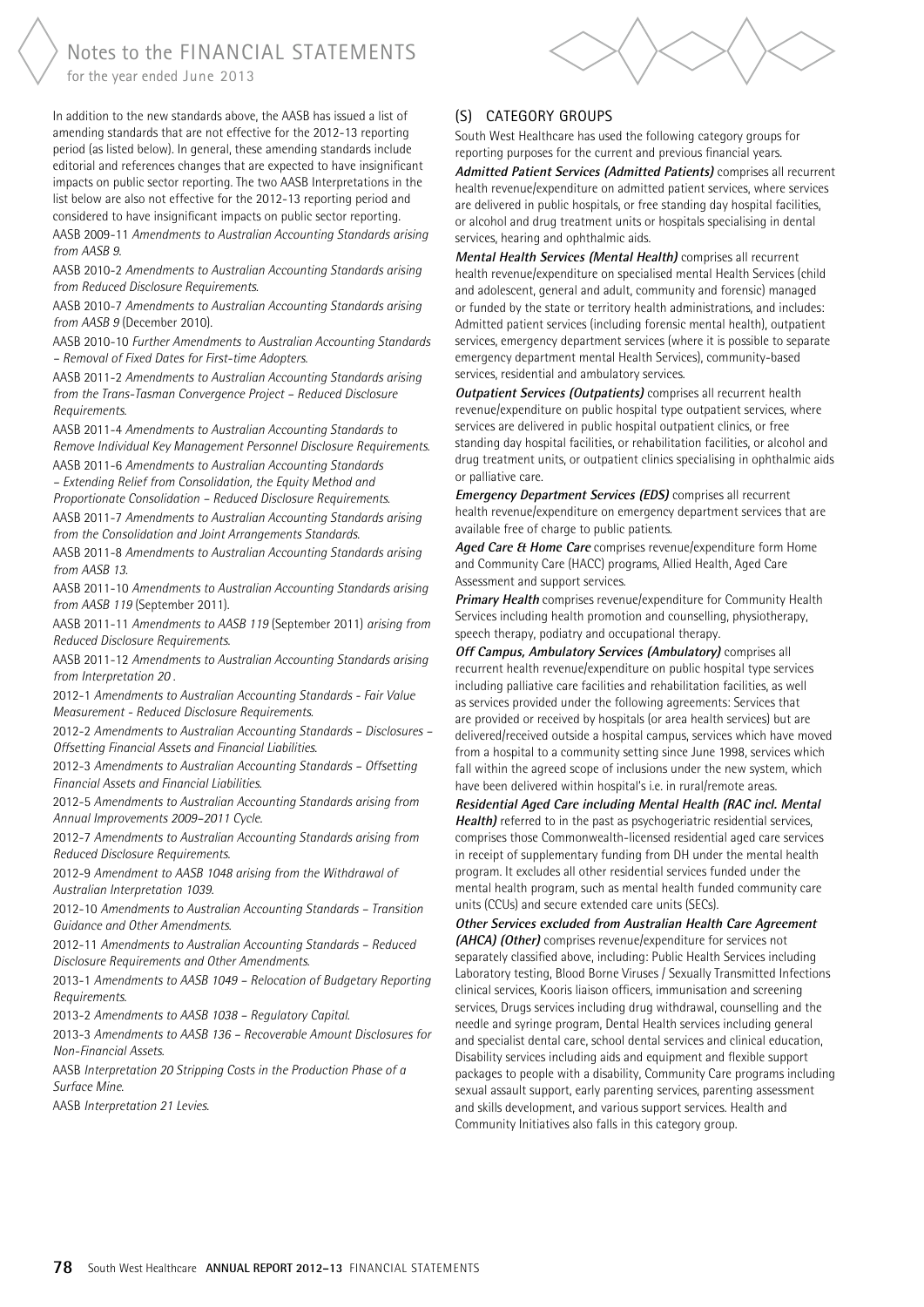In addition to the new standards above, the AASB has issued a list of amending standards that are not effective for the 2012-13 reporting period (as listed below). In general, these amending standards include editorial and references changes that are expected to have insignificant impacts on public sector reporting. The two AASB Interpretations in the list below are also not effective for the 2012-13 reporting period and considered to have insignificant impacts on public sector reporting.

AASB 2009-11 *Amendments to Australian Accounting Standards arising from AASB 9.*

AASB 2010-2 *Amendments to Australian Accounting Standards arising from Reduced Disclosure Requirements.*

AASB 2010-7 *Amendments to Australian Accounting Standards arising from AASB 9* (December 2010).

AASB 2010-10 *Further Amendments to Australian Accounting Standards – Removal of Fixed Dates for First-time Adopters.*

AASB 2011-2 *Amendments to Australian Accounting Standards arising from the Trans-Tasman Convergence Project – Reduced Disclosure Requirements.*

AASB 2011-4 *Amendments to Australian Accounting Standards to Remove Individual Key Management Personnel Disclosure Requirements.*

AASB 2011-6 *Amendments to Australian Accounting Standards – Extending Relief from Consolidation, the Equity Method and Proportionate Consolidation – Reduced Disclosure Requirements.*

AASB 2011-7 *Amendments to Australian Accounting Standards arising from the Consolidation and Joint Arrangements Standards.*

AASB 2011-8 *Amendments to Australian Accounting Standards arising from AASB 13.*

AASB 2011-10 *Amendments to Australian Accounting Standards arising from AASB 119* (September 2011).

AASB 2011-11 *Amendments to AASB 119* (September 2011) *arising from Reduced Disclosure Requirements.*

AASB 2011-12 *Amendments to Australian Accounting Standards arising from Interpretation 20* .

2012-1 *Amendments to Australian Accounting Standards - Fair Value Measurement - Reduced Disclosure Requirements.*

2012-2 *Amendments to Australian Accounting Standards – Disclosures – Offsetting Financial Assets and Financial Liabilities.*

2012-3 *Amendments to Australian Accounting Standards – Offsetting Financial Assets and Financial Liabilities.*

2012-5 *Amendments to Australian Accounting Standards arising from Annual Improvements 2009–2011 Cycle.*

2012-7 *Amendments to Australian Accounting Standards arising from Reduced Disclosure Requirements.*

2012-9 *Amendment to AASB 1048 arising from the Withdrawal of Australian Interpretation 1039.*

2012-10 *Amendments to Australian Accounting Standards – Transition Guidance and Other Amendments.*

2012-11 *Amendments to Australian Accounting Standards – Reduced Disclosure Requirements and Other Amendments.*

2013-1 *Amendments to AASB 1049 – Relocation of Budgetary Reporting Requirements.*

2013-2 *Amendments to AASB 1038 – Regulatory Capital.*

2013-3 *Amendments to AASB 136 – Recoverable Amount Disclosures for Non-Financial Assets.*

AASB *Interpretation 20 Stripping Costs in the Production Phase of a Surface Mine.*

AASB *Interpretation 21 Levies.*

## (S) CATEGORY GROUPS

South West Healthcare has used the following category groups for reporting purposes for the current and previous financial years.

***Admitted Patient Services (Admitted Patients)*** comprises all recurrent health revenue/expenditure on admitted patient services, where services are delivered in public hospitals, or free standing day hospital facilities, or alcohol and drug treatment units or hospitals specialising in dental services, hearing and ophthalmic aids.

***Mental Health Services (Mental Health)*** comprises all recurrent health revenue/expenditure on specialised mental Health Services (child and adolescent, general and adult, community and forensic) managed or funded by the state or territory health administrations, and includes: Admitted patient services (including forensic mental health), outpatient services, emergency department services (where it is possible to separate emergency department mental Health Services), community-based services, residential and ambulatory services.

***Outpatient Services (Outpatients)*** comprises all recurrent health revenue/expenditure on public hospital type outpatient services, where services are delivered in public hospital outpatient clinics, or free standing day hospital facilities, or rehabilitation facilities, or alcohol and drug treatment units, or outpatient clinics specialising in ophthalmic aids or palliative care.

***Emergency Department Services (EDS)*** comprises all recurrent health revenue/expenditure on emergency department services that are available free of charge to public patients.

***Aged Care & Home Care*** comprises revenue/expenditure form Home and Community Care (HACC) programs, Allied Health, Aged Care Assessment and support services.

***Primary Health*** comprises revenue/expenditure for Community Health Services including health promotion and counselling, physiotherapy, speech therapy, podiatry and occupational therapy.

***Off Campus, Ambulatory Services (Ambulatory)*** comprises all recurrent health revenue/expenditure on public hospital type services including palliative care facilities and rehabilitation facilities, as well as services provided under the following agreements: Services that are provided or received by hospitals (or area health services) but are delivered/received outside a hospital campus, services which have moved from a hospital to a community setting since June 1998, services which fall within the agreed scope of inclusions under the new system, which have been delivered within hospital's i.e. in rural/remote areas.

***Residential Aged Care including Mental Health (RAC incl. Mental Health)*** referred to in the past as psychogeriatric residential services, comprises those Commonwealth-licensed residential aged care services in receipt of supplementary funding from DH under the mental health program. It excludes all other residential services funded under the mental health program, such as mental health funded community care units (CCUs) and secure extended care units (SECs).

***Other Services excluded from Australian Health Care Agreement (AHCA) (Other)*** comprises revenue/expenditure for services not separately classified above, including: Public Health Services including Laboratory testing, Blood Borne Viruses / Sexually Transmitted Infections clinical services, Kooris liaison officers, immunisation and screening services, Drugs services including drug withdrawal, counselling and the needle and syringe program, Dental Health services including general and specialist dental care, school dental services and clinical education, Disability services including aids and equipment and flexible support packages to people with a disability, Community Care programs including sexual assault support, early parenting services, parenting assessment and skills development, and various support services. Health and Community Initiatives also falls in this category group.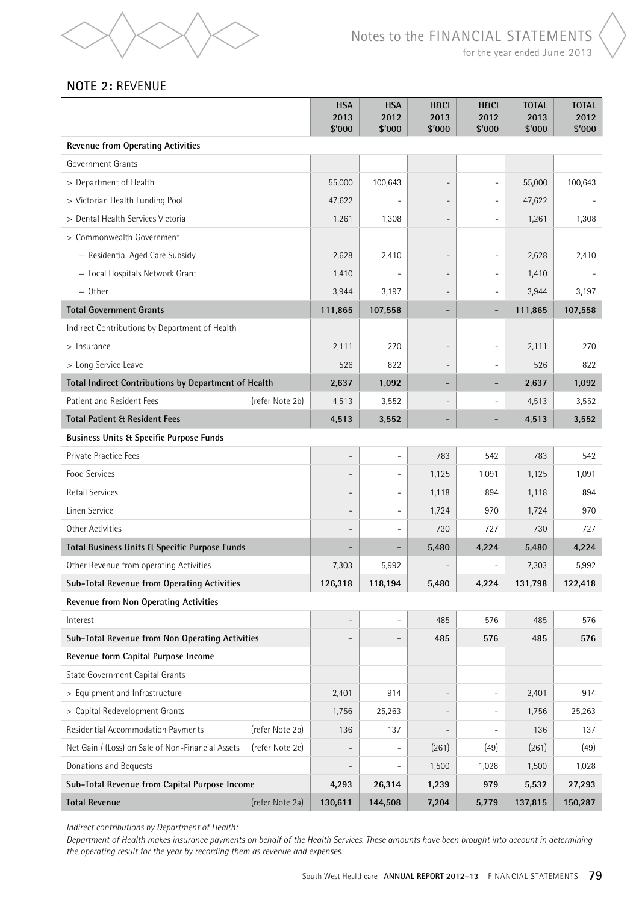## NOTE 2: REVENUE

| | HSA 2013 $'000 | HSA 2012 $'000 | H&CI 2013 $'000 | H&CI 2012 $'000 | TOTAL 2013 $'000 | TOTAL 2012 $'000 |
|---|---|---|---|---|---|---|
| **Revenue from Operating Activities** | | | | | | |
| Government Grants | | | | | | |
| > Department of Health | 55,000 | 100,643 | - | - | 55,000 | 100,643 |
| > Victorian Health Funding Pool | 47,622 | - | - | - | 47,622 | - |
| > Dental Health Services Victoria | 1,261 | 1,308 | - | - | 1,261 | 1,308 |
| > Commonwealth Government | | | | | | |
| – Residential Aged Care Subsidy | 2,628 | 2,410 | - | - | 2,628 | 2,410 |
| – Local Hospitals Network Grant | 1,410 | - | - | - | 1,410 | - |
| – Other | 3,944 | 3,197 | - | - | 3,944 | 3,197 |
| **Total Government Grants** | **111,865** | **107,558** | **-** | **-** | **111,865** | **107,558** |
| Indirect Contributions by Department of Health | | | | | | |
| > Insurance | 2,111 | 270 | - | - | 2,111 | 270 |
| > Long Service Leave | 526 | 822 | - | - | 526 | 822 |
| **Total Indirect Contributions by Department of Health** | **2,637** | **1,092** | **-** | **-** | **2,637** | **1,092** |
| Patient and Resident Fees (refer Note 2b) | 4,513 | 3,552 | - | - | 4,513 | 3,552 |
| **Total Patient & Resident Fees** | **4,513** | **3,552** | **-** | **-** | **4,513** | **3,552** |
| **Business Units & Specific Purpose Funds** | | | | | | |
| Private Practice Fees | - | - | 783 | 542 | 783 | 542 |
| Food Services | - | - | 1,125 | 1,091 | 1,125 | 1,091 |
| Retail Services | - | - | 1,118 | 894 | 1,118 | 894 |
| Linen Service | - | - | 1,724 | 970 | 1,724 | 970 |
| Other Activities | - | - | 730 | 727 | 730 | 727 |
| **Total Business Units & Specific Purpose Funds** | **-** | **-** | **5,480** | **4,224** | **5,480** | **4,224** |
| Other Revenue from operating Activities | 7,303 | 5,992 | - | - | 7,303 | 5,992 |
| **Sub-Total Revenue from Operating Activities** | **126,318** | **118,194** | **5,480** | **4,224** | **131,798** | **122,418** |
| **Revenue from Non Operating Activities** | | | | | | |
| Interest | - | - | 485 | 576 | 485 | 576 |
| **Sub-Total Revenue from Non Operating Activities** | **-** | **-** | **485** | **576** | **485** | **576** |
| **Revenue form Capital Purpose Income** | | | | | | |
| State Government Capital Grants | | | | | | |
| > Equipment and Infrastructure | 2,401 | 914 | - | - | 2,401 | 914 |
| > Capital Redevelopment Grants | 1,756 | 25,263 | - | - | 1,756 | 25,263 |
| Residential Accommodation Payments (refer Note 2b) | 136 | 137 | - | - | 136 | 137 |
| Net Gain / (Loss) on Sale of Non-Financial Assets (refer Note 2c) | - | - | (261) | (49) | (261) | (49) |
| Donations and Bequests | - | - | 1,500 | 1,028 | 1,500 | 1,028 |
| **Sub-Total Revenue from Capital Purpose Income** | **4,293** | **26,314** | **1,239** | **979** | **5,532** | **27,293** |
| **Total Revenue** (refer Note 2a) | **130,611** | **144,508** | **7,204** | **5,779** | **137,815** | **150,287** |

*Indirect contributions by Department of Health:*

*Department of Health makes insurance payments on behalf of the Health Services. These amounts have been brought into account in determining the operating result for the year by recording them as revenue and expenses.*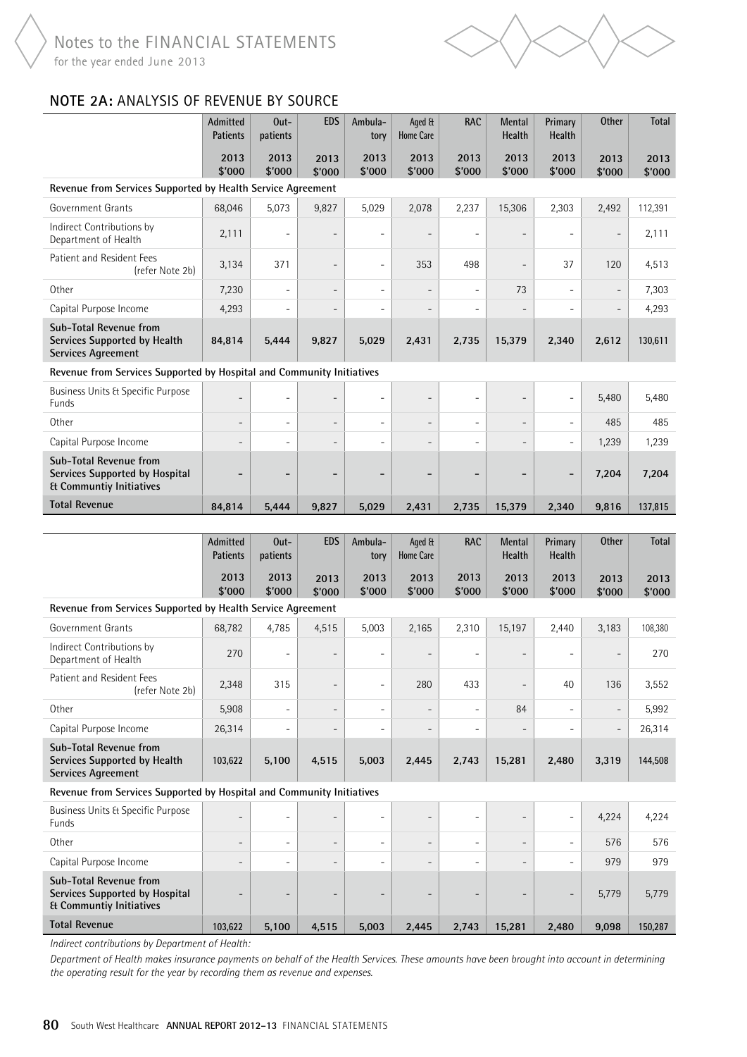## NOTE 2A: ANALYSIS OF REVENUE BY SOURCE

| | Admitted Patients | Out-patients | EDS | Ambula-tory | Aged & Home Care | RAC | Mental Health | Primary Health | Other | Total |
|---|---|---|---|---|---|---|---|---|---|---|
| | 2013 $'000 | 2013 $'000 | 2013 $'000 | 2013 $'000 | 2013 $'000 | 2013 $'000 | 2013 $'000 | 2013 $'000 | 2013 $'000 | 2013 $'000 |
| **Revenue from Services Supported by Health Service Agreement** | | | | | | | | | | |
| Government Grants | 68,046 | 5,073 | 9,827 | 5,029 | 2,078 | 2,237 | 15,306 | 2,303 | 2,492 | 112,391 |
| Indirect Contributions by Department of Health | 2,111 | - | - | - | - | - | - | - | - | 2,111 |
| Patient and Resident Fees (refer Note 2b) | 3,134 | 371 | - | - | 353 | 498 | - | 37 | 120 | 4,513 |
| Other | 7,230 | - | - | - | - | - | 73 | - | - | 7,303 |
| Capital Purpose Income | 4,293 | - | - | - | - | - | - | - | - | 4,293 |
| **Sub-Total Revenue from Services Supported by Health Services Agreement** | **84,814** | **5,444** | **9,827** | **5,029** | **2,431** | **2,735** | **15,379** | **2,340** | **2,612** | **130,611** |
| **Revenue from Services Supported by Hospital and Community Initiatives** | | | | | | | | | | |
| Business Units & Specific Purpose Funds | - | - | - | - | - | - | - | - | 5,480 | 5,480 |
| Other | - | - | - | - | - | - | - | - | 485 | 485 |
| Capital Purpose Income | - | - | - | - | - | - | - | - | 1,239 | 1,239 |
| **Sub-Total Revenue from Services Supported by Hospital & Communtiy Initiatives** | **-** | **-** | **-** | **-** | **-** | **-** | **-** | **-** | **7,204** | **7,204** |
| **Total Revenue** | **84,814** | **5,444** | **9,827** | **5,029** | **2,431** | **2,735** | **15,379** | **2,340** | **9,816** | **137,815** |

| | Admitted Patients | Out-patients | EDS | Ambula-tory | Aged & Home Care | RAC | Mental Health | Primary Health | Other | Total |
|---|---|---|---|---|---|---|---|---|---|---|
| | 2013 $'000 | 2013 $'000 | 2013 $'000 | 2013 $'000 | 2013 $'000 | 2013 $'000 | 2013 $'000 | 2013 $'000 | 2013 $'000 | 2013 $'000 |
| **Revenue from Services Supported by Health Service Agreement** | | | | | | | | | | |
| Government Grants | 68,782 | 4,785 | 4,515 | 5,003 | 2,165 | 2,310 | 15,197 | 2,440 | 3,183 | 108,380 |
| Indirect Contributions by Department of Health | 270 | - | - | - | - | - | - | - | - | 270 |
| Patient and Resident Fees (refer Note 2b) | 2,348 | 315 | - | - | 280 | 433 | - | 40 | 136 | 3,552 |
| Other | 5,908 | - | - | - | - | - | 84 | - | - | 5,992 |
| Capital Purpose Income | 26,314 | - | - | - | - | - | - | - | - | 26,314 |
| **Sub-Total Revenue from Services Supported by Health Services Agreement** | **103,622** | **5,100** | **4,515** | **5,003** | **2,445** | **2,743** | **15,281** | **2,480** | **3,319** | **144,508** |
| **Revenue from Services Supported by Hospital and Community Initiatives** | | | | | | | | | | |
| Business Units & Specific Purpose Funds | - | - | - | - | - | - | - | - | 4,224 | 4,224 |
| Other | - | - | - | - | - | - | - | - | 576 | 576 |
| Capital Purpose Income | - | - | - | - | - | - | - | - | 979 | 979 |
| **Sub-Total Revenue from Services Supported by Hospital & Communtiy Initiatives** | - | - | - | - | - | - | - | - | 5,779 | 5,779 |
| **Total Revenue** | 103,622 | 5,100 | 4,515 | 5,003 | 2,445 | 2,743 | 15,281 | 2,480 | 9,098 | 150,287 |

*Indirect contributions by Department of Health:*

*Department of Health makes insurance payments on behalf of the Health Services. These amounts have been brought into account in determining the operating result for the year by recording them as revenue and expenses.*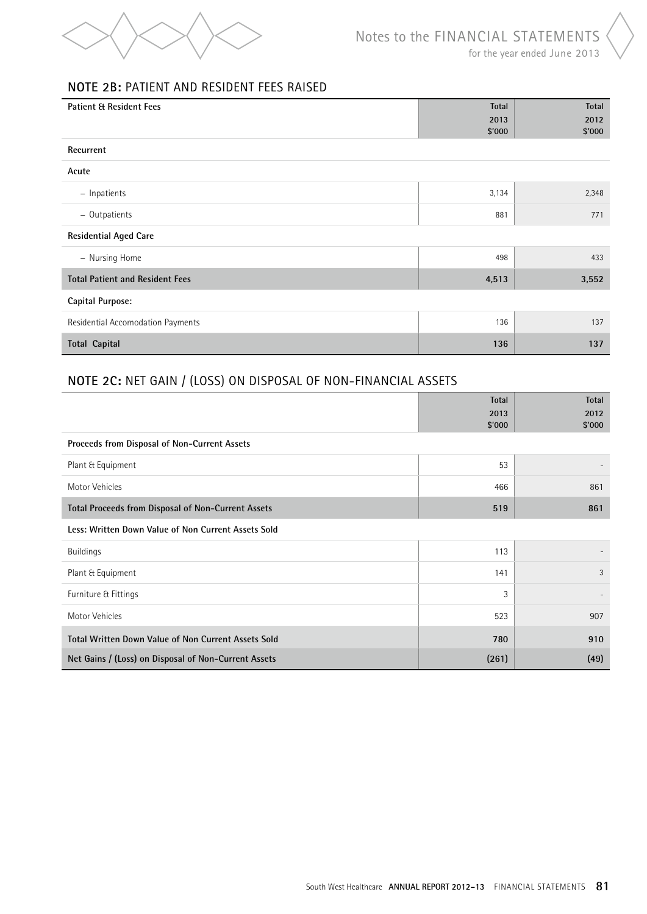## NOTE 2B: PATIENT AND RESIDENT FEES RAISED

| Patient & Resident Fees | Total 2013 $'000 | Total 2012 $'000 |
|---|---|---|
| **Recurrent** | | |
| **Acute** | | |
| – Inpatients | 3,134 | 2,348 |
| – Outpatients | 881 | 771 |
| **Residential Aged Care** | | |
| – Nursing Home | 498 | 433 |
| **Total Patient and Resident Fees** | **4,513** | **3,552** |
| **Capital Purpose:** | | |
| Residential Accomodation Payments | 136 | 137 |
| **Total Capital** | **136** | **137** |

## NOTE 2C: NET GAIN / (LOSS) ON DISPOSAL OF NON-FINANCIAL ASSETS

| | Total 2013 $'000 | Total 2012 $'000 |
|---|---|---|
| **Proceeds from Disposal of Non-Current Assets** | | |
| Plant & Equipment | 53 | - |
| Motor Vehicles | 466 | 861 |
| **Total Proceeds from Disposal of Non-Current Assets** | **519** | **861** |
| **Less: Written Down Value of Non Current Assets Sold** | | |
| Buildings | 113 | - |
| Plant & Equipment | 141 | 3 |
| Furniture & Fittings | 3 | - |
| Motor Vehicles | 523 | 907 |
| **Total Written Down Value of Non Current Assets Sold** | **780** | **910** |
| **Net Gains / (Loss) on Disposal of Non-Current Assets** | **(261)** | **(49)** |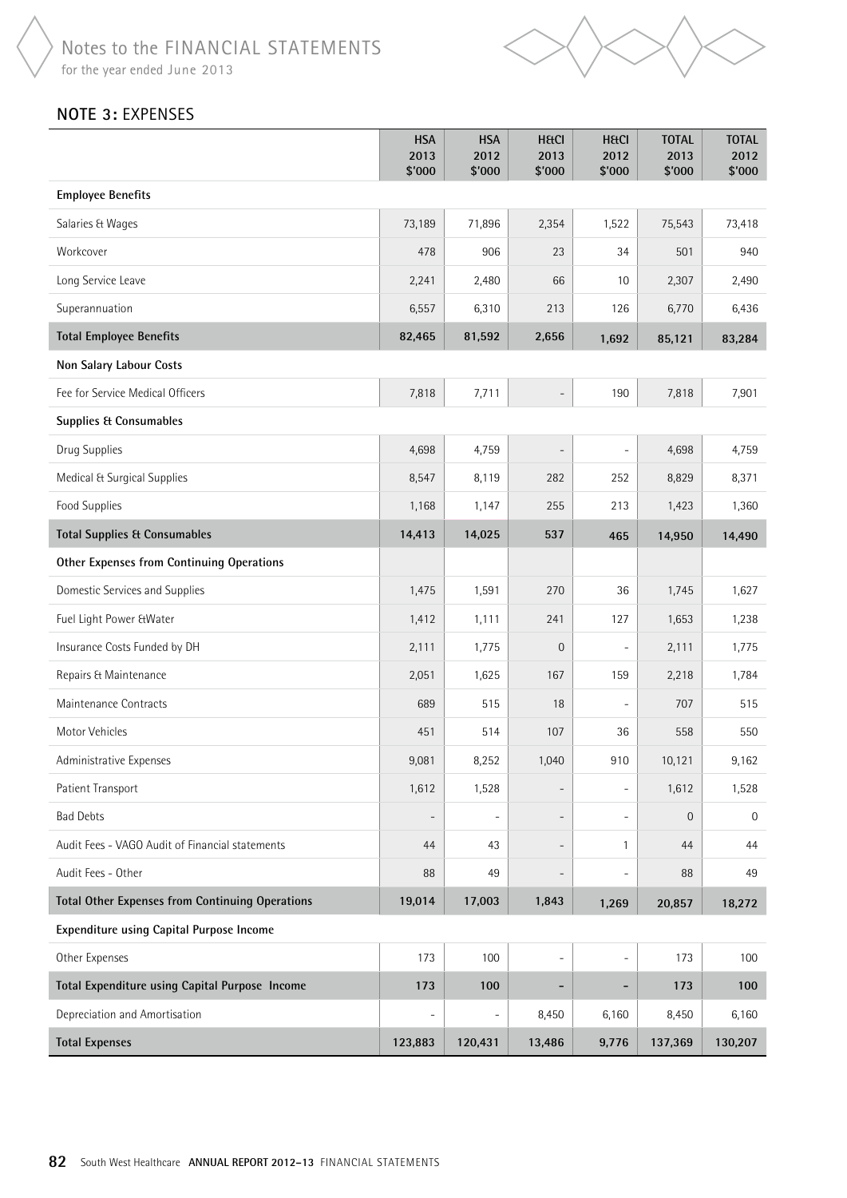## NOTE 3: EXPENSES

| | HSA 2013 $'000 | HSA 2012 $'000 | H&CI 2013 $'000 | H&CI 2012 $'000 | TOTAL 2013 $'000 | TOTAL 2012 $'000 |
|---|---|---|---|---|---|---|
| **Employee Benefits** | | | | | | |
| Salaries & Wages | 73,189 | 71,896 | 2,354 | 1,522 | 75,543 | 73,418 |
| Workcover | 478 | 906 | 23 | 34 | 501 | 940 |
| Long Service Leave | 2,241 | 2,480 | 66 | 10 | 2,307 | 2,490 |
| Superannuation | 6,557 | 6,310 | 213 | 126 | 6,770 | 6,436 |
| **Total Employee Benefits** | **82,465** | **81,592** | **2,656** | **1,692** | **85,121** | **83,284** |
| **Non Salary Labour Costs** | | | | | | |
| Fee for Service Medical Officers | 7,818 | 7,711 | - | 190 | 7,818 | 7,901 |
| **Supplies & Consumables** | | | | | | |
| Drug Supplies | 4,698 | 4,759 | - | - | 4,698 | 4,759 |
| Medical & Surgical Supplies | 8,547 | 8,119 | 282 | 252 | 8,829 | 8,371 |
| Food Supplies | 1,168 | 1,147 | 255 | 213 | 1,423 | 1,360 |
| **Total Supplies & Consumables** | **14,413** | **14,025** | **537** | **465** | **14,950** | **14,490** |
| **Other Expenses from Continuing Operations** | | | | | | |
| Domestic Services and Supplies | 1,475 | 1,591 | 270 | 36 | 1,745 | 1,627 |
| Fuel Light Power &Water | 1,412 | 1,111 | 241 | 127 | 1,653 | 1,238 |
| Insurance Costs Funded by DH | 2,111 | 1,775 | 0 | - | 2,111 | 1,775 |
| Repairs & Maintenance | 2,051 | 1,625 | 167 | 159 | 2,218 | 1,784 |
| Maintenance Contracts | 689 | 515 | 18 | - | 707 | 515 |
| Motor Vehicles | 451 | 514 | 107 | 36 | 558 | 550 |
| Administrative Expenses | 9,081 | 8,252 | 1,040 | 910 | 10,121 | 9,162 |
| Patient Transport | 1,612 | 1,528 | - | - | 1,612 | 1,528 |
| Bad Debts | - | - | - | - | 0 | 0 |
| Audit Fees - VAGO Audit of Financial statements | 44 | 43 | - | 1 | 44 | 44 |
| Audit Fees - Other | 88 | 49 | - | - | 88 | 49 |
| **Total Other Expenses from Continuing Operations** | **19,014** | **17,003** | **1,843** | **1,269** | **20,857** | **18,272** |
| **Expenditure using Capital Purpose Income** | | | | | | |
| Other Expenses | 173 | 100 | - | - | 173 | 100 |
| **Total Expenditure using Capital Purpose Income** | **173** | **100** | **-** | **-** | **173** | **100** |
| Depreciation and Amortisation | - | - | 8,450 | 6,160 | 8,450 | 6,160 |
| **Total Expenses** | **123,883** | **120,431** | **13,486** | **9,776** | **137,369** | **130,207** |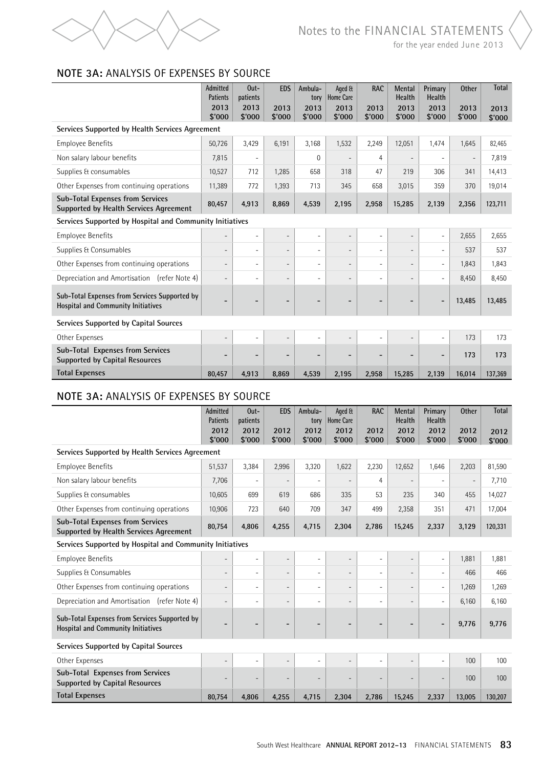## NOTE 3A: ANALYSIS OF EXPENSES BY SOURCE

| | Admitted Patients 2013 $'000 | Out-patients 2013 $'000 | EDS 2013 $'000 | Ambula-tory 2013 $'000 | Aged & Home Care 2013 $'000 | RAC 2013 $'000 | Mental Health 2013 $'000 | Primary Health 2013 $'000 | Other 2013 $'000 | Total 2013 $'000 |
|---|---|---|---|---|---|---|---|---|---|---|
| **Services Supported by Health Services Agreement** | | | | | | | | | | |
| Employee Benefits | 50,726 | 3,429 | 6,191 | 3,168 | 1,532 | 2,249 | 12,051 | 1,474 | 1,645 | 82,465 |
| Non salary labour benefits | 7,815 | - | | 0 | - | 4 | - | - | - | 7,819 |
| Supplies & consumables | 10,527 | 712 | 1,285 | 658 | 318 | 47 | 219 | 306 | 341 | 14,413 |
| Other Expenses from continuing operations | 11,389 | 772 | 1,393 | 713 | 345 | 658 | 3,015 | 359 | 370 | 19,014 |
| **Sub-Total Expenses from Services Supported by Health Services Agreement** | **80,457** | **4,913** | **8,869** | **4,539** | **2,195** | **2,958** | **15,285** | **2,139** | **2,356** | **123,711** |
| **Services Supported by Hospital and Community Initiatives** | | | | | | | | | | |
| Employee Benefits | - | - | - | - | - | - | - | - | 2,655 | 2,655 |
| Supplies & Consumables | - | - | - | - | - | - | - | - | 537 | 537 |
| Other Expenses from continuing operations | - | - | - | - | - | - | - | - | 1,843 | 1,843 |
| Depreciation and Amortisation (refer Note 4) | - | - | - | - | - | - | - | - | 8,450 | 8,450 |
| **Sub-Total Expenses from Services Supported by Hospital and Community Initiatives** | **-** | **-** | **-** | **-** | **-** | **-** | **-** | **-** | **13,485** | **13,485** |
| **Services Supported by Capital Sources** | | | | | | | | | | |
| Other Expenses | - | - | - | - | - | - | - | - | 173 | 173 |
| **Sub-Total Expenses from Services Supported by Capital Resources** | **-** | **-** | **-** | **-** | **-** | **-** | **-** | **-** | **173** | **173** |
| **Total Expenses** | **80,457** | **4,913** | **8,869** | **4,539** | **2,195** | **2,958** | **15,285** | **2,139** | **16,014** | **137,369** |

## NOTE 3A: ANALYSIS OF EXPENSES BY SOURCE

| | Admitted Patients 2012 $'000 | Out-patients 2012 $'000 | EDS 2012 $'000 | Ambula-tory 2012 $'000 | Aged & Home Care 2012 $'000 | RAC 2012 $'000 | Mental Health 2012 $'000 | Primary Health 2012 $'000 | Other 2012 $'000 | Total 2012 $'000 |
|---|---|---|---|---|---|---|---|---|---|---|
| **Services Supported by Health Services Agreement** | | | | | | | | | | |
| Employee Benefits | 51,537 | 3,384 | 2,996 | 3,320 | 1,622 | 2,230 | 12,652 | 1,646 | 2,203 | 81,590 |
| Non salary labour benefits | 7,706 | - | - | - | - | 4 | - | - | - | 7,710 |
| Supplies & consumables | 10,605 | 699 | 619 | 686 | 335 | 53 | 235 | 340 | 455 | 14,027 |
| Other Expenses from continuing operations | 10,906 | 723 | 640 | 709 | 347 | 499 | 2,358 | 351 | 471 | 17,004 |
| **Sub-Total Expenses from Services Supported by Health Services Agreement** | **80,754** | **4,806** | **4,255** | **4,715** | **2,304** | **2,786** | **15,245** | **2,337** | **3,129** | **120,331** |
| **Services Supported by Hospital and Community Initiatives** | | | | | | | | | | |
| Employee Benefits | - | - | - | - | - | - | - | - | 1,881 | 1,881 |
| Supplies & Consumables | - | - | - | - | - | - | - | - | 466 | 466 |
| Other Expenses from continuing operations | - | - | - | - | - | - | - | - | 1,269 | 1,269 |
| Depreciation and Amortisation (refer Note 4) | - | - | - | - | - | - | - | - | 6,160 | 6,160 |
| **Sub-Total Expenses from Services Supported by Hospital and Community Initiatives** | **-** | **-** | **-** | **-** | **-** | **-** | **-** | **-** | **9,776** | **9,776** |
| **Services Supported by Capital Sources** | | | | | | | | | | |
| Other Expenses | - | - | - | - | - | - | - | - | 100 | 100 |
| **Sub-Total Expenses from Services Supported by Capital Resources** | - | - | - | - | - | - | - | - | 100 | 100 |
| **Total Expenses** | **80,754** | **4,806** | **4,255** | **4,715** | **2,304** | **2,786** | **15,245** | **2,337** | **13,005** | **130,207** |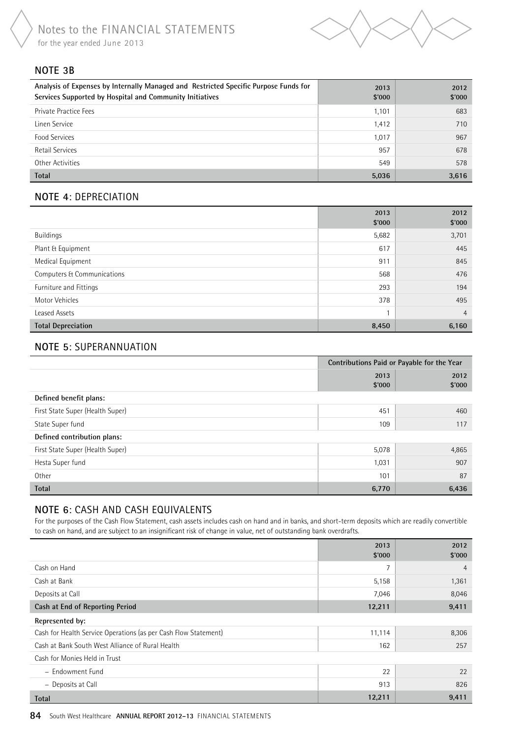## NOTE 3B

| Analysis of Expenses by Internally Managed and Restricted Specific Purpose Funds for Services Supported by Hospital and Community Initiatives | 2013 $'000 | 2012 $'000 |
|---|---|---|
| Private Practice Fees | 1,101 | 683 |
| Linen Service | 1,412 | 710 |
| Food Services | 1,017 | 967 |
| Retail Services | 957 | 678 |
| Other Activities | 549 | 578 |
| **Total** | **5,036** | **3,616** |

## NOTE 4: DEPRECIATION

| | 2013 $'000 | 2012 $'000 |
|---|---|---|
| Buildings | 5,682 | 3,701 |
| Plant & Equipment | 617 | 445 |
| Medical Equipment | 911 | 845 |
| Computers & Communications | 568 | 476 |
| Furniture and Fittings | 293 | 194 |
| Motor Vehicles | 378 | 495 |
| Leased Assets | 1 | 4 |
| **Total Depreciation** | **8,450** | **6,160** |

## NOTE 5: SUPERANNUATION

| | Contributions Paid or Payable for the Year | |
|---|---|---|
| | 2013 $'000 | 2012 $'000 |
| **Defined benefit plans:** | | |
| First State Super (Health Super) | 451 | 460 |
| State Super fund | 109 | 117 |
| **Defined contribution plans:** | | |
| First State Super (Health Super) | 5,078 | 4,865 |
| Hesta Super fund | 1,031 | 907 |
| Other | 101 | 87 |
| **Total** | **6,770** | **6,436** |

## NOTE 6: CASH AND CASH EQUIVALENTS

For the purposes of the Cash Flow Statement, cash assets includes cash on hand and in banks, and short-term deposits which are readily convertible to cash on hand, and are subject to an insignificant risk of change in value, net of outstanding bank overdrafts.

| | 2013 $'000 | 2012 $'000 |
|---|---|---|
| Cash on Hand | 7 | 4 |
| Cash at Bank | 5,158 | 1,361 |
| Deposits at Call | 7,046 | 8,046 |
| **Cash at End of Reporting Period** | **12,211** | **9,411** |
| **Represented by:** | | |
| Cash for Health Service Operations (as per Cash Flow Statement) | 11,114 | 8,306 |
| Cash at Bank South West Alliance of Rural Health | 162 | 257 |
| Cash for Monies Held in Trust | | |
| – Endowment Fund | 22 | 22 |
| – Deposits at Call | 913 | 826 |
| **Total** | **12,211** | **9,411** |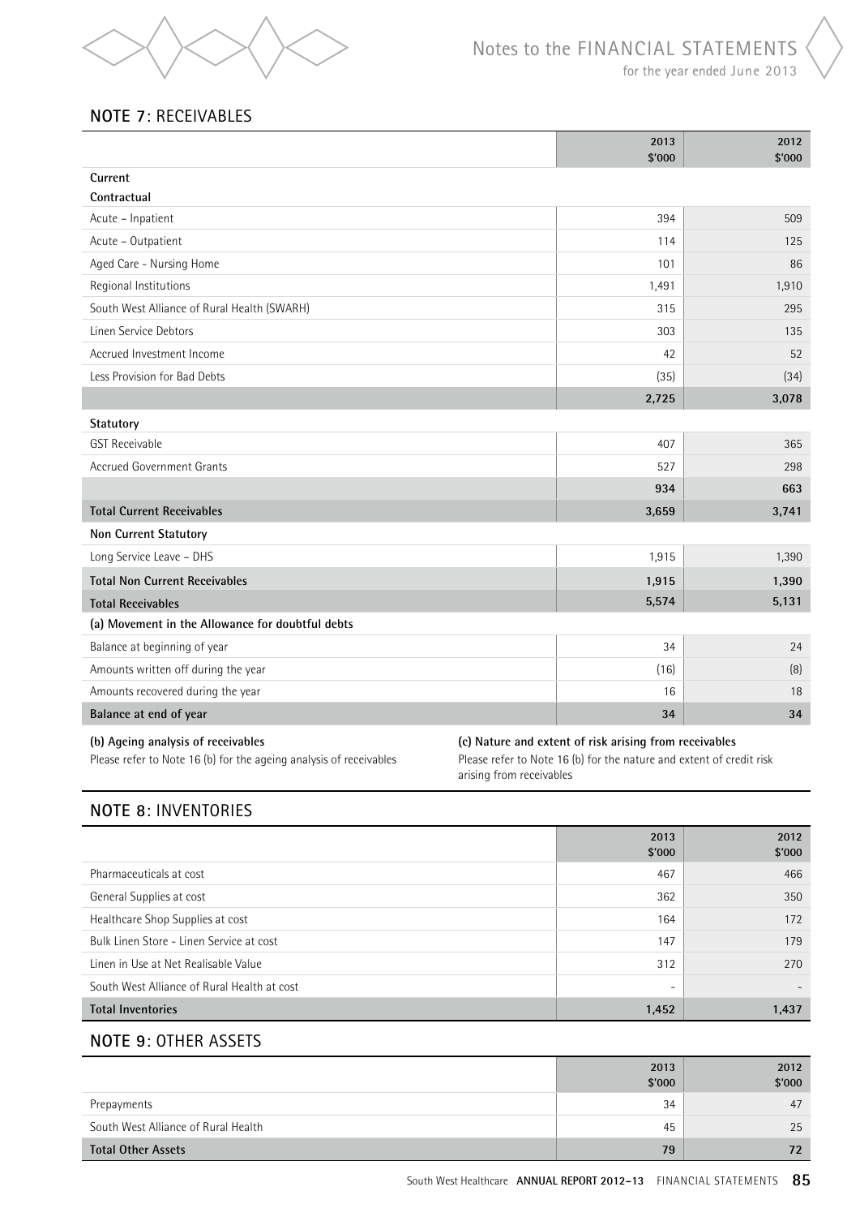## NOTE 7: RECEIVABLES

| | 2013 $'000 | 2012 $'000 |
|---|---|---|
| **Current** | | |
| **Contractual** | | |
| Acute – Inpatient | 394 | 509 |
| Acute – Outpatient | 114 | 125 |
| Aged Care - Nursing Home | 101 | 86 |
| Regional Institutions | 1,491 | 1,910 |
| South West Alliance of Rural Health (SWARH) | 315 | 295 |
| Linen Service Debtors | 303 | 135 |
| Accrued Investment Income | 42 | 52 |
| Less Provision for Bad Debts | (35) | (34) |
| | **2,725** | **3,078** |
| **Statutory** | | |
| GST Receivable | 407 | 365 |
| Accrued Government Grants | 527 | 298 |
| | **934** | **663** |
| **Total Current Receivables** | **3,659** | **3,741** |
| **Non Current Statutory** | | |
| Long Service Leave – DHS | 1,915 | 1,390 |
| **Total Non Current Receivables** | **1,915** | **1,390** |
| **Total Receivables** | **5,574** | **5,131** |
| **(a) Movement in the Allowance for doubtful debts** | | |
| Balance at beginning of year | 34 | 24 |
| Amounts written off during the year | (16) | (8) |
| Amounts recovered during the year | 16 | 18 |
| **Balance at end of year** | **34** | **34** |

**(b) Ageing analysis of receivables**

Please refer to Note 16 (b) for the ageing analysis of receivables

**(c) Nature and extent of risk arising from receivables**

Please refer to Note 16 (b) for the nature and extent of credit risk arising from receivables

## NOTE 8: INVENTORIES

| | 2013 $'000 | 2012 $'000 |
|---|---|---|
| Pharmaceuticals at cost | 467 | 466 |
| General Supplies at cost | 362 | 350 |
| Healthcare Shop Supplies at cost | 164 | 172 |
| Bulk Linen Store - Linen Service at cost | 147 | 179 |
| Linen in Use at Net Realisable Value | 312 | 270 |
| South West Alliance of Rural Health at cost | - | - |
| **Total Inventories** | **1,452** | **1,437** |

## NOTE 9: OTHER ASSETS

| | 2013 $'000 | 2012 $'000 |
|---|---|---|
| Prepayments | 34 | 47 |
| South West Alliance of Rural Health | 45 | 25 |
| **Total Other Assets** | **79** | **72** |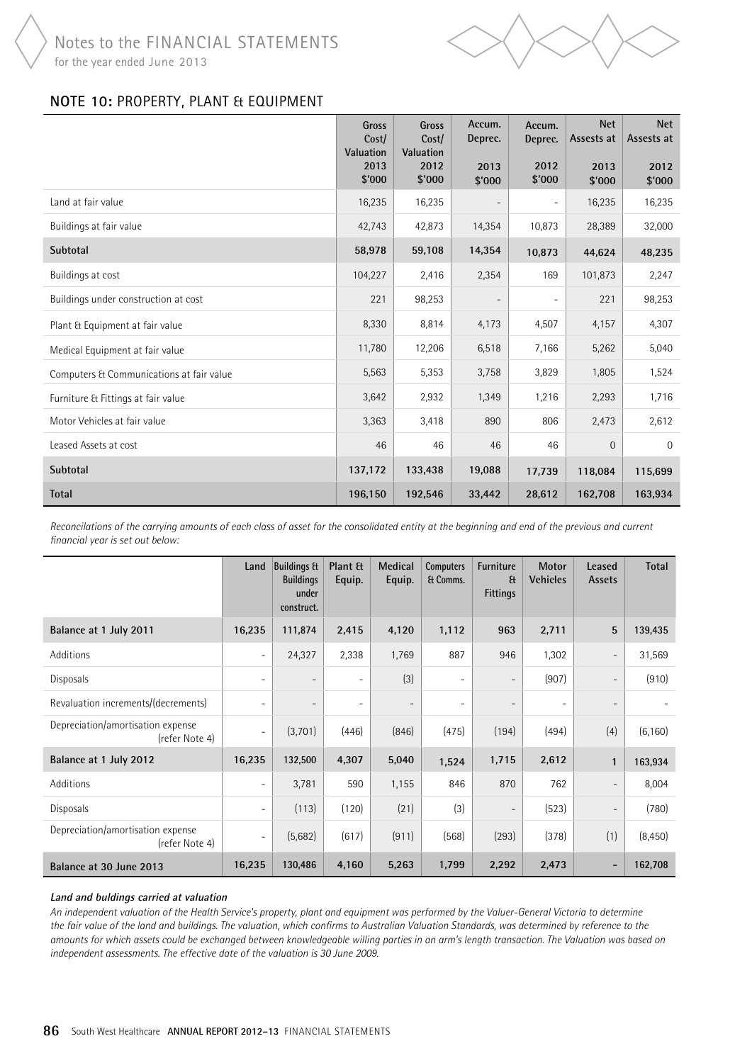## NOTE 10: PROPERTY, PLANT & EQUIPMENT

| | Gross Cost/ Valuation 2013 $'000 | Gross Cost/ Valuation 2012 $'000 | Accum. Deprec. 2013 $'000 | Accum. Deprec. 2012 $'000 | Net Assests at 2013 $'000 | Net Assests at 2012 $'000 |
|---|---|---|---|---|---|---|
| Land at fair value | 16,235 | 16,235 | - | - | 16,235 | 16,235 |
| Buildings at fair value | 42,743 | 42,873 | 14,354 | 10,873 | 28,389 | 32,000 |
| **Subtotal** | **58,978** | **59,108** | **14,354** | **10,873** | **44,624** | **48,235** |
| Buildings at cost | 104,227 | 2,416 | 2,354 | 169 | 101,873 | 2,247 |
| Buildings under construction at cost | 221 | 98,253 | - | - | 221 | 98,253 |
| Plant & Equipment at fair value | 8,330 | 8,814 | 4,173 | 4,507 | 4,157 | 4,307 |
| Medical Equipment at fair value | 11,780 | 12,206 | 6,518 | 7,166 | 5,262 | 5,040 |
| Computers & Communications at fair value | 5,563 | 5,353 | 3,758 | 3,829 | 1,805 | 1,524 |
| Furniture & Fittings at fair value | 3,642 | 2,932 | 1,349 | 1,216 | 2,293 | 1,716 |
| Motor Vehicles at fair value | 3,363 | 3,418 | 890 | 806 | 2,473 | 2,612 |
| Leased Assets at cost | 46 | 46 | 46 | 46 | 0 | 0 |
| **Subtotal** | **137,172** | **133,438** | **19,088** | **17,739** | **118,084** | **115,699** |
| **Total** | **196,150** | **192,546** | **33,442** | **28,612** | **162,708** | **163,934** |

*Reconcilations of the carrying amounts of each class of asset for the consolidated entity at the beginning and end of the previous and current financial year is set out below:*

| | Land | Buildings & Buildings under construct. | Plant & Equip. | Medical Equip. | Computers & Comms. | Furniture & Fittings | Motor Vehicles | Leased Assets | Total |
|---|---|---|---|---|---|---|---|---|---|
| **Balance at 1 July 2011** | **16,235** | **111,874** | **2,415** | **4,120** | **1,112** | **963** | **2,711** | **5** | **139,435** |
| Additions | - | 24,327 | 2,338 | 1,769 | 887 | 946 | 1,302 | - | 31,569 |
| Disposals | - | - | - | (3) | - | - | (907) | - | (910) |
| Revaluation increments/(decrements) | - | - | - | - | - | - | - | - | - |
| Depreciation/amortisation expense (refer Note 4) | - | (3,701) | (446) | (846) | (475) | (194) | (494) | (4) | (6,160) |
| **Balance at 1 July 2012** | **16,235** | **132,500** | **4,307** | **5,040** | **1,524** | **1,715** | **2,612** | **1** | **163,934** |
| Additions | - | 3,781 | 590 | 1,155 | 846 | 870 | 762 | - | 8,004 |
| Disposals | - | (113) | (120) | (21) | (3) | - | (523) | - | (780) |
| Depreciation/amortisation expense (refer Note 4) | - | (5,682) | (617) | (911) | (568) | (293) | (378) | (1) | (8,450) |
| **Balance at 30 June 2013** | **16,235** | **130,486** | **4,160** | **5,263** | **1,799** | **2,292** | **2,473** | **-** | **162,708** |

***Land and buldings carried at valuation***

*An independent valuation of the Health Service's property, plant and equipment was performed by the Valuer-General Victoria to determine the fair value of the land and buildings. The valuation, which confirms to Australian Valuation Standards, was determined by reference to the amounts for which assets could be exchanged between knowledgeable willing parties in an arm's length transaction. The Valuation was based on independent assessments. The effective date of the valuation is 30 June 2009.*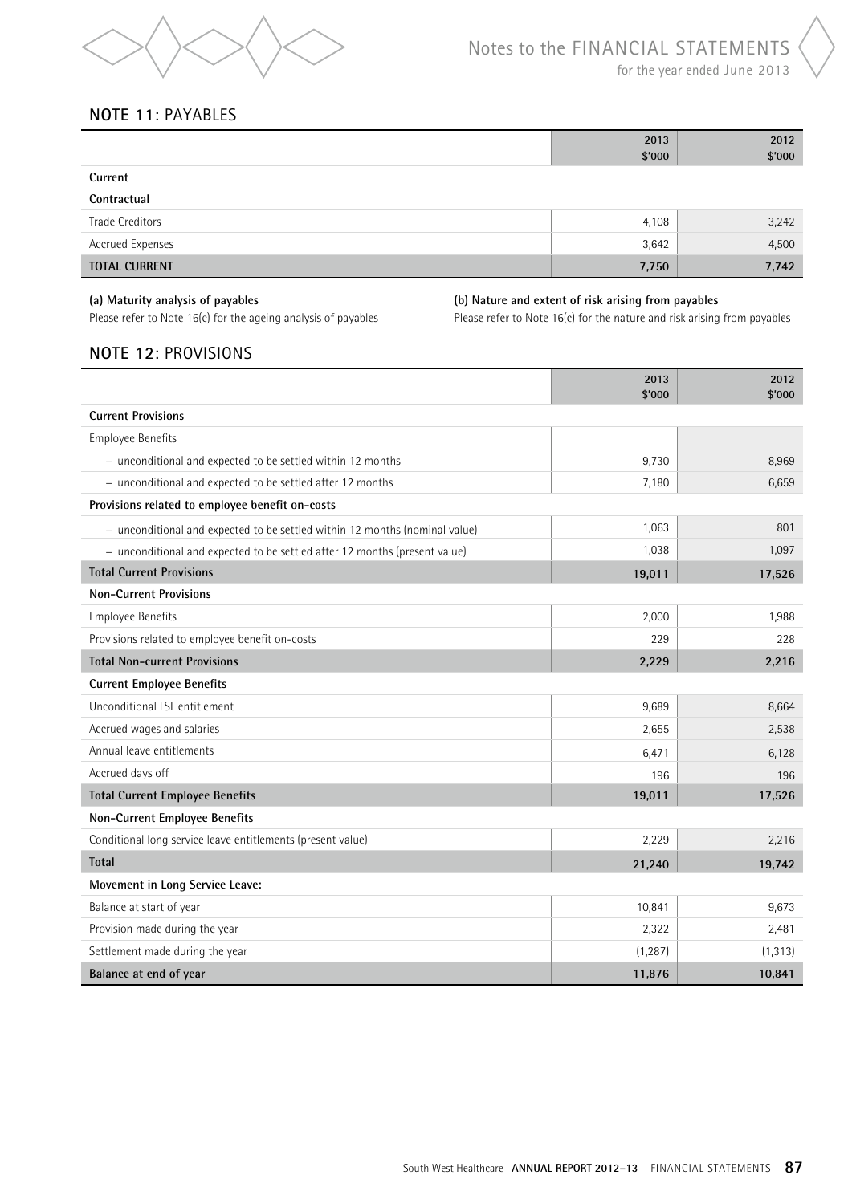## NOTE 11: PAYABLES

| | 2013 $'000 | 2012 $'000 |
|---|---|---|
| **Current** | | |
| **Contractual** | | |
| Trade Creditors | 4,108 | 3,242 |
| Accrued Expenses | 3,642 | 4,500 |
| **TOTAL CURRENT** | **7,750** | **7,742** |

**(a) Maturity analysis of payables**

Please refer to Note 16(c) for the ageing analysis of payables

**(b) Nature and extent of risk arising from payables**

Please refer to Note 16(c) for the nature and risk arising from payables

## NOTE 12: PROVISIONS

| | 2013 $'000 | 2012 $'000 |
|---|---|---|
| **Current Provisions** | | |
| Employee Benefits | | |
| – unconditional and expected to be settled within 12 months | 9,730 | 8,969 |
| – unconditional and expected to be settled after 12 months | 7,180 | 6,659 |
| **Provisions related to employee benefit on-costs** | | |
| – unconditional and expected to be settled within 12 months (nominal value) | 1,063 | 801 |
| – unconditional and expected to be settled after 12 months (present value) | 1,038 | 1,097 |
| **Total Current Provisions** | **19,011** | **17,526** |
| **Non-Current Provisions** | | |
| Employee Benefits | 2,000 | 1,988 |
| Provisions related to employee benefit on-costs | 229 | 228 |
| **Total Non-current Provisions** | **2,229** | **2,216** |
| **Current Employee Benefits** | | |
| Unconditional LSL entitlement | 9,689 | 8,664 |
| Accrued wages and salaries | 2,655 | 2,538 |
| Annual leave entitlements | 6,471 | 6,128 |
| Accrued days off | 196 | 196 |
| **Total Current Employee Benefits** | **19,011** | **17,526** |
| **Non-Current Employee Benefits** | | |
| Conditional long service leave entitlements (present value) | 2,229 | 2,216 |
| **Total** | **21,240** | **19,742** |
| **Movement in Long Service Leave:** | | |
| Balance at start of year | 10,841 | 9,673 |
| Provision made during the year | 2,322 | 2,481 |
| Settlement made during the year | (1,287) | (1,313) |
| **Balance at end of year** | **11,876** | **10,841** |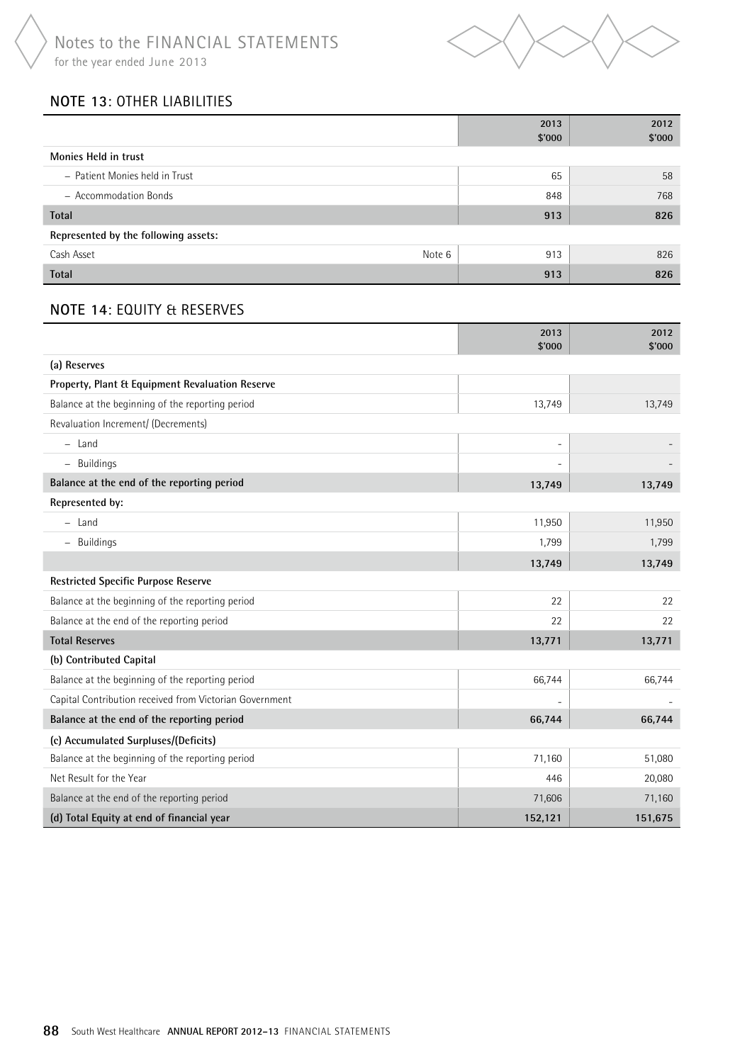## NOTE 13: OTHER LIABILITIES

| | | 2013 \$'000 | 2012 \$'000 |
|---|---|---|---|
| **Monies Held in trust** | | | |
| – Patient Monies held in Trust | | 65 | 58 |
| – Accommodation Bonds | | 848 | 768 |
| **Total** | | **913** | **826** |
| **Represented by the following assets:** | | | |
| Cash Asset | Note 6 | 913 | 826 |
| **Total** | | **913** | **826** |

## NOTE 14: EQUITY & RESERVES

| | 2013 \$'000 | 2012 \$'000 |
|---|---|---|
| **(a) Reserves** | | |
| **Property, Plant & Equipment Revaluation Reserve** | | |
| Balance at the beginning of the reporting period | 13,749 | 13,749 |
| Revaluation Increment/ (Decrements) | | |
| – Land | - | - |
| – Buildings | - | - |
| **Balance at the end of the reporting period** | **13,749** | **13,749** |
| **Represented by:** | | |
| – Land | 11,950 | 11,950 |
| – Buildings | 1,799 | 1,799 |
| | **13,749** | **13,749** |
| **Restricted Specific Purpose Reserve** | | |
| Balance at the beginning of the reporting period | 22 | 22 |
| Balance at the end of the reporting period | 22 | 22 |
| **Total Reserves** | **13,771** | **13,771** |
| **(b) Contributed Capital** | | |
| Balance at the beginning of the reporting period | 66,744 | 66,744 |
| Capital Contribution received from Victorian Government | - | - |
| **Balance at the end of the reporting period** | **66,744** | **66,744** |
| **(c) Accumulated Surpluses/(Deficits)** | | |
| Balance at the beginning of the reporting period | 71,160 | 51,080 |
| Net Result for the Year | 446 | 20,080 |
| Balance at the end of the reporting period | 71,606 | 71,160 |
| **(d) Total Equity at end of financial year** | **152,121** | **151,675** |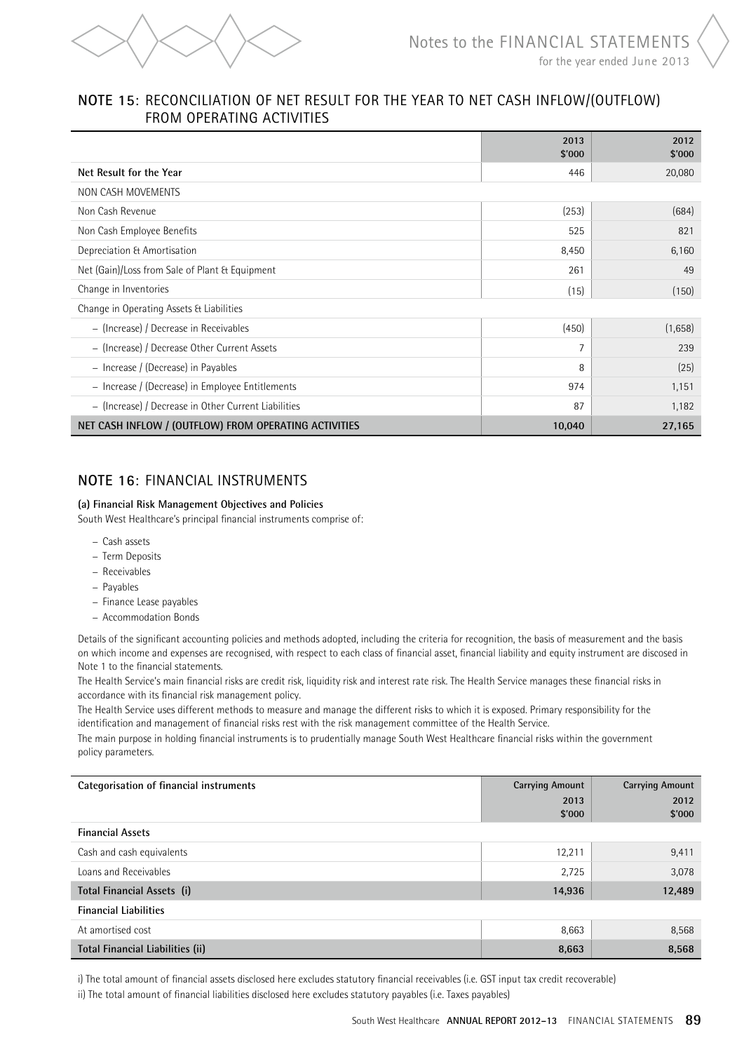## NOTE 15: RECONCILIATION OF NET RESULT FOR THE YEAR TO NET CASH INFLOW/(OUTFLOW) FROM OPERATING ACTIVITIES

| | 2013 $'000 | 2012 $'000 |
|---|---|---|
| **Net Result for the Year** | 446 | 20,080 |
| NON CASH MOVEMENTS | | |
| Non Cash Revenue | (253) | (684) |
| Non Cash Employee Benefits | 525 | 821 |
| Depreciation & Amortisation | 8,450 | 6,160 |
| Net (Gain)/Loss from Sale of Plant & Equipment | 261 | 49 |
| Change in Inventories | (15) | (150) |
| Change in Operating Assets & Liabilities | | |
| – (Increase) / Decrease in Receivables | (450) | (1,658) |
| – (Increase) / Decrease Other Current Assets | 7 | 239 |
| – Increase / (Decrease) in Payables | 8 | (25) |
| – Increase / (Decrease) in Employee Entitlements | 974 | 1,151 |
| – (Increase) / Decrease in Other Current Liabilities | 87 | 1,182 |
| **NET CASH INFLOW / (OUTFLOW) FROM OPERATING ACTIVITIES** | **10,040** | **27,165** |

## NOTE 16: FINANCIAL INSTRUMENTS

**(a) Financial Risk Management Objectives and Policies**

South West Healthcare's principal financial instruments comprise of:

- Cash assets
- Term Deposits
- Receivables
- Payables
- Finance Lease payables
- Accommodation Bonds

Details of the significant accounting policies and methods adopted, including the criteria for recognition, the basis of measurement and the basis on which income and expenses are recognised, with respect to each class of financial asset, financial liability and equity instrument are discosed in Note 1 to the financial statements.

The Health Service's main financial risks are credit risk, liquidity risk and interest rate risk. The Health Service manages these financial risks in accordance with its financial risk management policy.

The Health Service uses different methods to measure and manage the different risks to which it is exposed. Primary responsibility for the identification and management of financial risks rest with the risk management committee of the Health Service.

The main purpose in holding financial instruments is to prudentially manage South West Healthcare financial risks within the government policy parameters.

| Categorisation of financial instruments | Carrying Amount 2013 $'000 | Carrying Amount 2012 $'000 |
|---|---|---|
| **Financial Assets** | | |
| Cash and cash equivalents | 12,211 | 9,411 |
| Loans and Receivables | 2,725 | 3,078 |
| **Total Financial Assets (i)** | **14,936** | **12,489** |
| **Financial Liabilities** | | |
| At amortised cost | 8,663 | 8,568 |
| **Total Financial Liabilities (ii)** | **8,663** | **8,568** |

i) The total amount of financial assets disclosed here excludes statutory financial receivables (i.e. GST input tax credit recoverable)

ii) The total amount of financial liabilities disclosed here excludes statutory payables (i.e. Taxes payables)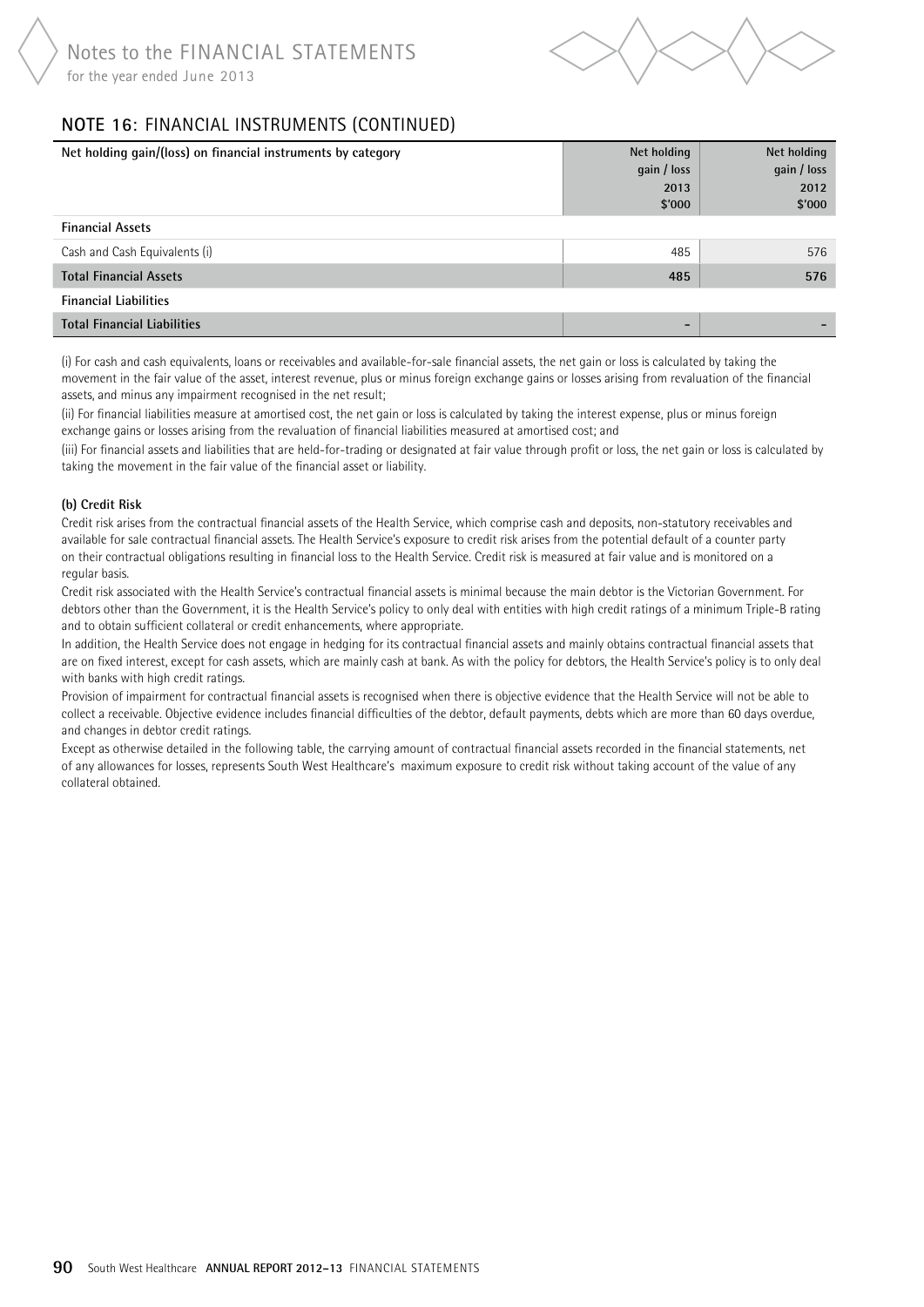## NOTE 16: FINANCIAL INSTRUMENTS (CONTINUED)

| Net holding gain/(loss) on financial instruments by category | Net holding gain / loss 2013 $'000 | Net holding gain / loss 2012 $'000 |
|---|---|---|
| **Financial Assets** | | |
| Cash and Cash Equivalents (i) | 485 | 576 |
| **Total Financial Assets** | **485** | **576** |
| **Financial Liabilities** | | |
| **Total Financial Liabilities** | **-** | **-** |

(i) For cash and cash equivalents, loans or receivables and available-for-sale financial assets, the net gain or loss is calculated by taking the movement in the fair value of the asset, interest revenue, plus or minus foreign exchange gains or losses arising from revaluation of the financial assets, and minus any impairment recognised in the net result;

(ii) For financial liabilities measure at amortised cost, the net gain or loss is calculated by taking the interest expense, plus or minus foreign exchange gains or losses arising from the revaluation of financial liabilities measured at amortised cost; and

(iii) For financial assets and liabilities that are held-for-trading or designated at fair value through profit or loss, the net gain or loss is calculated by taking the movement in the fair value of the financial asset or liability.

### (b) Credit Risk

Credit risk arises from the contractual financial assets of the Health Service, which comprise cash and deposits, non-statutory receivables and available for sale contractual financial assets. The Health Service's exposure to credit risk arises from the potential default of a counter party on their contractual obligations resulting in financial loss to the Health Service. Credit risk is measured at fair value and is monitored on a regular basis.

Credit risk associated with the Health Service's contractual financial assets is minimal because the main debtor is the Victorian Government. For debtors other than the Government, it is the Health Service's policy to only deal with entities with high credit ratings of a minimum Triple-B rating and to obtain sufficient collateral or credit enhancements, where appropriate.

In addition, the Health Service does not engage in hedging for its contractual financial assets and mainly obtains contractual financial assets that are on fixed interest, except for cash assets, which are mainly cash at bank. As with the policy for debtors, the Health Service's policy is to only deal with banks with high credit ratings.

Provision of impairment for contractual financial assets is recognised when there is objective evidence that the Health Service will not be able to collect a receivable. Objective evidence includes financial difficulties of the debtor, default payments, debts which are more than 60 days overdue, and changes in debtor credit ratings.

Except as otherwise detailed in the following table, the carrying amount of contractual financial assets recorded in the financial statements, net of any allowances for losses, represents South West Healthcare's maximum exposure to credit risk without taking account of the value of any collateral obtained.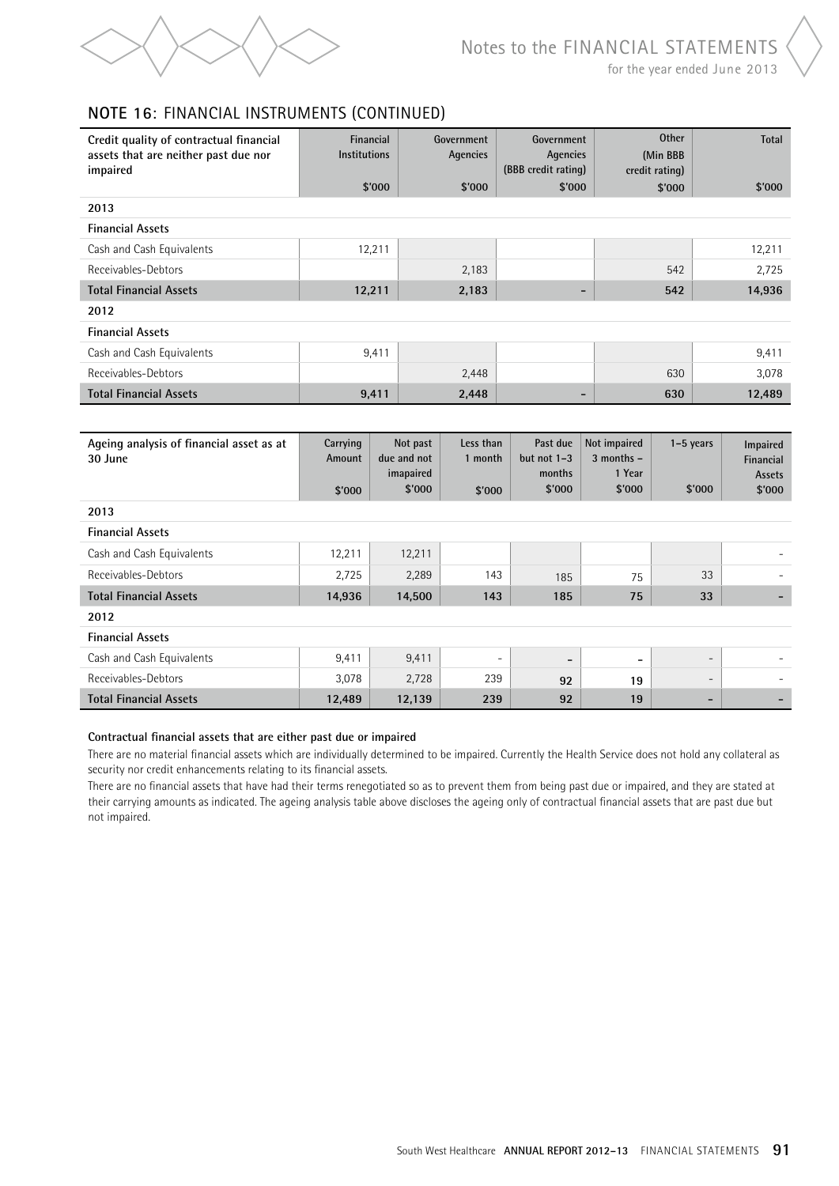## NOTE 16: FINANCIAL INSTRUMENTS (CONTINUED)

| Credit quality of contractual financial assets that are neither past due nor impaired | Financial Institutions $'000 | Government Agencies $'000 | Government Agencies (BBB credit rating) $'000 | Other (Min BBB credit rating) $'000 | Total $'000 |
|---|---|---|---|---|---|
| **2013** | | | | | |
| **Financial Assets** | | | | | |
| Cash and Cash Equivalents | 12,211 | | | | 12,211 |
| Receivables-Debtors | | 2,183 | | 542 | 2,725 |
| **Total Financial Assets** | **12,211** | **2,183** | **-** | **542** | **14,936** |
| **2012** | | | | | |
| **Financial Assets** | | | | | |
| Cash and Cash Equivalents | 9,411 | | | | 9,411 |
| Receivables-Debtors | | 2,448 | | 630 | 3,078 |
| **Total Financial Assets** | **9,411** | **2,448** | **-** | **630** | **12,489** |

| Ageing analysis of financial asset as at 30 June | Carrying Amount $'000 | Not past due and not impaired $'000 | Less than 1 month $'000 | Past due but not 1–3 months $'000 | Not impaired 3 months – 1 Year $'000 | 1–5 years $'000 | Impaired Financial Assets $'000 |
|---|---|---|---|---|---|---|---|
| **2013** | | | | | | | |
| **Financial Assets** | | | | | | | |
| Cash and Cash Equivalents | 12,211 | 12,211 | | | | | - |
| Receivables-Debtors | 2,725 | 2,289 | 143 | 185 | 75 | 33 | - |
| **Total Financial Assets** | **14,936** | **14,500** | **143** | **185** | **75** | **33** | **-** |
| **2012** | | | | | | | |
| **Financial Assets** | | | | | | | |
| Cash and Cash Equivalents | 9,411 | 9,411 | - | - | - | - | - |
| Receivables-Debtors | 3,078 | 2,728 | 239 | 92 | 19 | - | - |
| **Total Financial Assets** | **12,489** | **12,139** | **239** | **92** | **19** | **-** | **-** |

**Contractual financial assets that are either past due or impaired**

There are no material financial assets which are individually determined to be impaired. Currently the Health Service does not hold any collateral as security nor credit enhancements relating to its financial assets.

There are no financial assets that have had their terms renegotiated so as to prevent them from being past due or impaired, and they are stated at their carrying amounts as indicated. The ageing analysis table above discloses the ageing only of contractual financial assets that are past due but not impaired.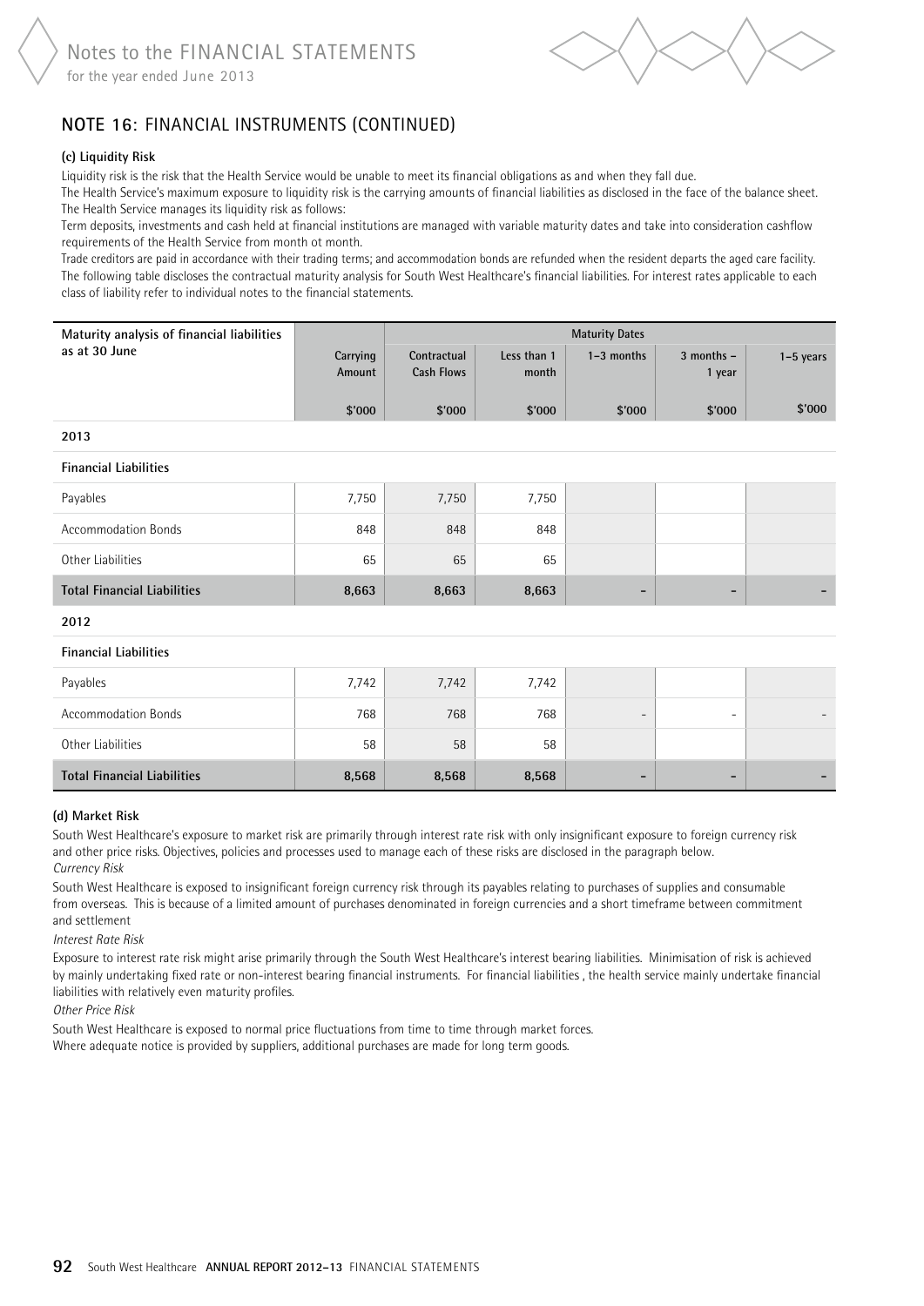## NOTE 16: FINANCIAL INSTRUMENTS (CONTINUED)

**(c) Liquidity Risk**

Liquidity risk is the risk that the Health Service would be unable to meet its financial obligations as and when they fall due.

The Health Service's maximum exposure to liquidity risk is the carrying amounts of financial liabilities as disclosed in the face of the balance sheet.

The Health Service manages its liquidity risk as follows:

Term deposits, investments and cash held at financial institutions are managed with variable maturity dates and take into consideration cashflow requirements of the Health Service from month ot month.

Trade creditors are paid in accordance with their trading terms; and accommodation bonds are refunded when the resident departs the aged care facility.

The following table discloses the contractual maturity analysis for South West Healthcare's financial liabilities. For interest rates applicable to each class of liability refer to individual notes to the financial statements.

| Maturity analysis of financial liabilities as at 30 June | | Maturity Dates | | | | |
|---|---|---|---|---|---|---|
| | Carrying Amount | Contractual Cash Flows | Less than 1 month | 1–3 months | 3 months – 1 year | 1–5 years |
| | $'000 | $'000 | $'000 | $'000 | $'000 | $'000 |
| **2013** | | | | | | |
| **Financial Liabilities** | | | | | | |
| Payables | 7,750 | 7,750 | 7,750 | | | |
| Accommodation Bonds | 848 | 848 | 848 | | | |
| Other Liabilities | 65 | 65 | 65 | | | |
| **Total Financial Liabilities** | **8,663** | **8,663** | **8,663** | **-** | **-** | **-** |
| **2012** | | | | | | |
| **Financial Liabilities** | | | | | | |
| Payables | 7,742 | 7,742 | 7,742 | | | |
| Accommodation Bonds | 768 | 768 | 768 | - | - | - |
| Other Liabilities | 58 | 58 | 58 | | | |
| **Total Financial Liabilities** | **8,568** | **8,568** | **8,568** | **-** | **-** | **-** |

**(d) Market Risk**

South West Healthcare's exposure to market risk are primarily through interest rate risk with only insignificant exposure to foreign currency risk and other price risks. Objectives, policies and processes used to manage each of these risks are disclosed in the paragraph below.

*Currency Risk*

South West Healthcare is exposed to insignificant foreign currency risk through its payables relating to purchases of supplies and consumable from overseas. This is because of a limited amount of purchases denominated in foreign currencies and a short timeframe between commitment and settlement

*Interest Rate Risk*

Exposure to interest rate risk might arise primarily through the South West Healthcare's interest bearing liabilities. Minimisation of risk is achieved by mainly undertaking fixed rate or non-interest bearing financial instruments. For financial liabilities , the health service mainly undertake financial liabilities with relatively even maturity profiles.

*Other Price Risk*

South West Healthcare is exposed to normal price fluctuations from time to time through market forces.

Where adequate notice is provided by suppliers, additional purchases are made for long term goods.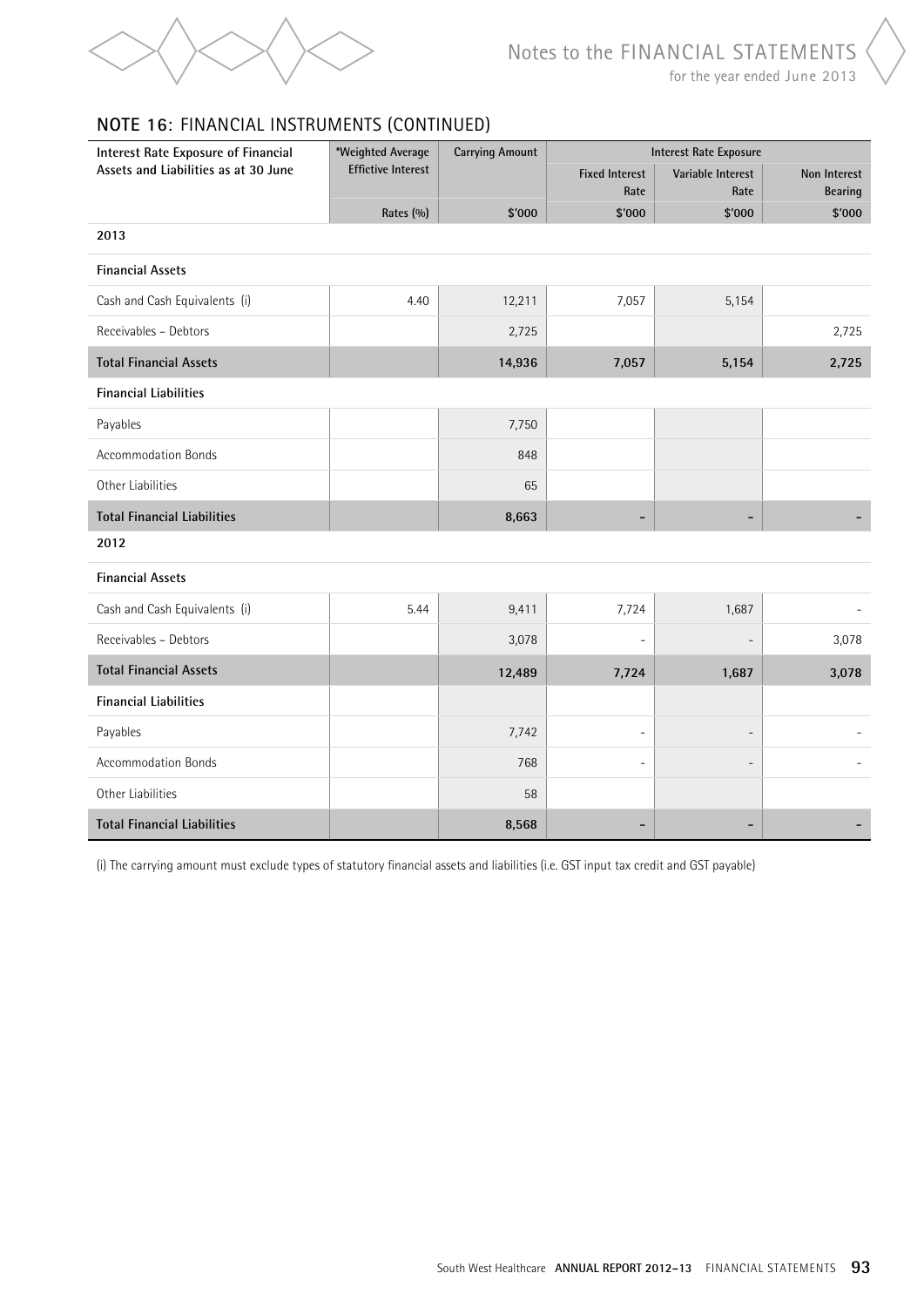## NOTE 16: FINANCIAL INSTRUMENTS (CONTINUED)

| Interest Rate Exposure of Financial Assets and Liabilities as at 30 June | *Weighted Average Effective Interest | Carrying Amount | Interest Rate Exposure | | |
|---|---|---|---|---|---|
| | | | Fixed Interest Rate | Variable Interest Rate | Non Interest Bearing |
| | Rates (%) | $'000 | $'000 | $'000 | $'000 |
| **2013** | | | | | |
| **Financial Assets** | | | | | |
| Cash and Cash Equivalents (i) | 4.40 | 12,211 | 7,057 | 5,154 | |
| Receivables – Debtors | | 2,725 | | | 2,725 |
| **Total Financial Assets** | | **14,936** | **7,057** | **5,154** | **2,725** |
| **Financial Liabilities** | | | | | |
| Payables | | 7,750 | | | |
| Accommodation Bonds | | 848 | | | |
| Other Liabilities | | 65 | | | |
| **Total Financial Liabilities** | | **8,663** | **-** | **-** | **-** |
| **2012** | | | | | |
| **Financial Assets** | | | | | |
| Cash and Cash Equivalents (i) | 5.44 | 9,411 | 7,724 | 1,687 | - |
| Receivables – Debtors | | 3,078 | - | - | 3,078 |
| **Total Financial Assets** | | **12,489** | **7,724** | **1,687** | **3,078** |
| **Financial Liabilities** | | | | | |
| Payables | | 7,742 | - | - | - |
| Accommodation Bonds | | 768 | - | - | - |
| Other Liabilities | | 58 | | | |
| **Total Financial Liabilities** | | **8,568** | **-** | **-** | **-** |

(i) The carrying amount must exclude types of statutory financial assets and liabilities (i.e. GST input tax credit and GST payable)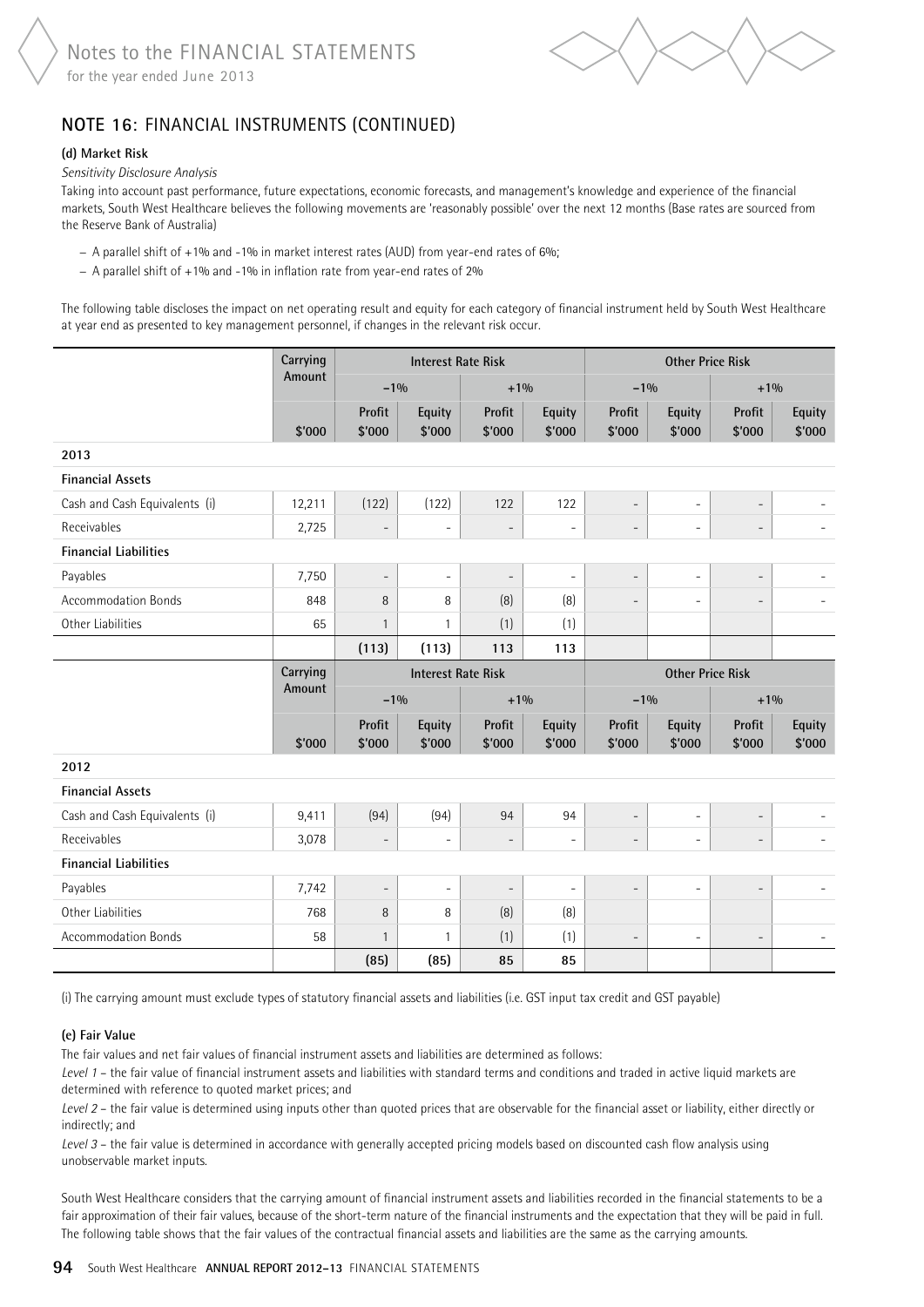## NOTE 16: FINANCIAL INSTRUMENTS (CONTINUED)

**(d) Market Risk**

*Sensitivity Disclosure Analysis*

Taking into account past performance, future expectations, economic forecasts, and management's knowledge and experience of the financial markets, South West Healthcare believes the following movements are 'reasonably possible' over the next 12 months (Base rates are sourced from the Reserve Bank of Australia)

- A parallel shift of +1% and -1% in market interest rates (AUD) from year-end rates of 6%;
- A parallel shift of +1% and -1% in inflation rate from year-end rates of 2%

The following table discloses the impact on net operating result and equity for each category of financial instrument held by South West Healthcare at year end as presented to key management personnel, if changes in the relevant risk occur.

| | Carrying Amount | Interest Rate Risk | | | | Other Price Risk | | | |
|---|---|---|---|---|---|---|---|---|---|
| | | -1% | | +1% | | -1% | | +1% | |
| | $'000 | Profit $'000 | Equity $'000 | Profit $'000 | Equity $'000 | Profit $'000 | Equity $'000 | Profit $'000 | Equity $'000 |
| **2013** | | | | | | | | | |
| **Financial Assets** | | | | | | | | | |
| Cash and Cash Equivalents (i) | 12,211 | (122) | (122) | 122 | 122 | - | - | - | - |
| Receivables | 2,725 | - | - | - | - | - | - | - | - |
| **Financial Liabilities** | | | | | | | | | |
| Payables | 7,750 | - | - | - | - | - | - | - | - |
| Accommodation Bonds | 848 | 8 | 8 | (8) | (8) | - | - | - | - |
| Other Liabilities | 65 | 1 | 1 | (1) | (1) | | | | |
| | | **(113)** | **(113)** | **113** | **113** | | | | |

| | Carrying Amount | Interest Rate Risk | | | | Other Price Risk | | | |
|---|---|---|---|---|---|---|---|---|---|
| | | -1% | | +1% | | -1% | | +1% | |
| | $'000 | Profit $'000 | Equity $'000 | Profit $'000 | Equity $'000 | Profit $'000 | Equity $'000 | Profit $'000 | Equity $'000 |
| **2012** | | | | | | | | | |
| **Financial Assets** | | | | | | | | | |
| Cash and Cash Equivalents (i) | 9,411 | (94) | (94) | 94 | 94 | - | - | - | - |
| Receivables | 3,078 | - | - | - | - | - | - | - | - |
| **Financial Liabilities** | | | | | | | | | |
| Payables | 7,742 | - | - | - | - | - | - | - | - |
| Other Liabilities | 768 | 8 | 8 | (8) | (8) | | | | |
| Accommodation Bonds | 58 | 1 | 1 | (1) | (1) | - | - | - | - |
| | | **(85)** | **(85)** | **85** | **85** | | | | |

(i) The carrying amount must exclude types of statutory financial assets and liabilities (i.e. GST input tax credit and GST payable)

**(e) Fair Value**

The fair values and net fair values of financial instrument assets and liabilities are determined as follows:

*Level 1* – the fair value of financial instrument assets and liabilities with standard terms and conditions and traded in active liquid markets are determined with reference to quoted market prices; and

*Level 2* – the fair value is determined using inputs other than quoted prices that are observable for the financial asset or liability, either directly or indirectly; and

*Level 3* – the fair value is determined in accordance with generally accepted pricing models based on discounted cash flow analysis using unobservable market inputs.

South West Healthcare considers that the carrying amount of financial instrument assets and liabilities recorded in the financial statements to be a fair approximation of their fair values, because of the short-term nature of the financial instruments and the expectation that they will be paid in full. The following table shows that the fair values of the contractual financial assets and liabilities are the same as the carrying amounts.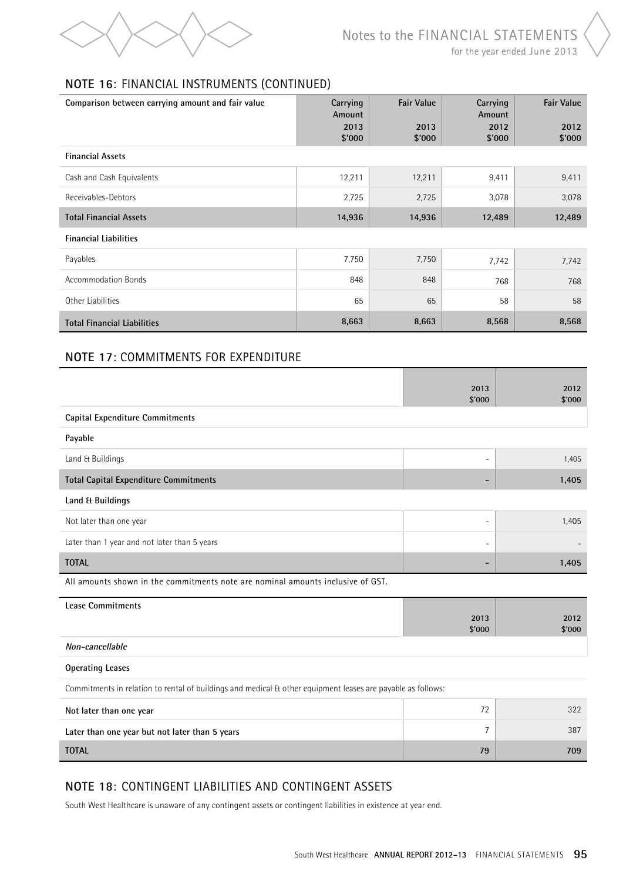## NOTE 16: FINANCIAL INSTRUMENTS (CONTINUED)

| Comparison between carrying amount and fair value | Carrying Amount 2013 $'000 | Fair Value 2013 $'000 | Carrying Amount 2012 $'000 | Fair Value 2012 $'000 |
|---|---|---|---|---|
| **Financial Assets** | | | | |
| Cash and Cash Equivalents | 12,211 | 12,211 | 9,411 | 9,411 |
| Receivables-Debtors | 2,725 | 2,725 | 3,078 | 3,078 |
| **Total Financial Assets** | **14,936** | **14,936** | **12,489** | **12,489** |
| **Financial Liabilities** | | | | |
| Payables | 7,750 | 7,750 | 7,742 | 7,742 |
| Accommodation Bonds | 848 | 848 | 768 | 768 |
| Other Liabilities | 65 | 65 | 58 | 58 |
| **Total Financial Liabilities** | **8,663** | **8,663** | **8,568** | **8,568** |

## NOTE 17: COMMITMENTS FOR EXPENDITURE

| | 2013 $'000 | 2012 $'000 |
|---|---|---|
| **Capital Expenditure Commitments** | | |
| **Payable** | | |
| Land & Buildings | - | 1,405 |
| **Total Capital Expenditure Commitments** | **-** | **1,405** |
| **Land & Buildings** | | |
| Not later than one year | - | 1,405 |
| Later than 1 year and not later than 5 years | - | - |
| **TOTAL** | **-** | **1,405** |

All amounts shown in the commitments note are nominal amounts inclusive of GST.

| Lease Commitments | 2013 $'000 | 2012 $'000 |
|---|---|---|
| ***Non-cancellable*** | | |
| **Operating Leases** | | |
| Commitments in relation to rental of buildings and medical & other equipment leases are payable as follows: | | |
| **Not later than one year** | 72 | 322 |
| **Later than one year but not later than 5 years** | 7 | 387 |
| **TOTAL** | **79** | **709** |

## NOTE 18: CONTINGENT LIABILITIES AND CONTINGENT ASSETS

South West Healthcare is unaware of any contingent assets or contingent liabilities in existence at year end.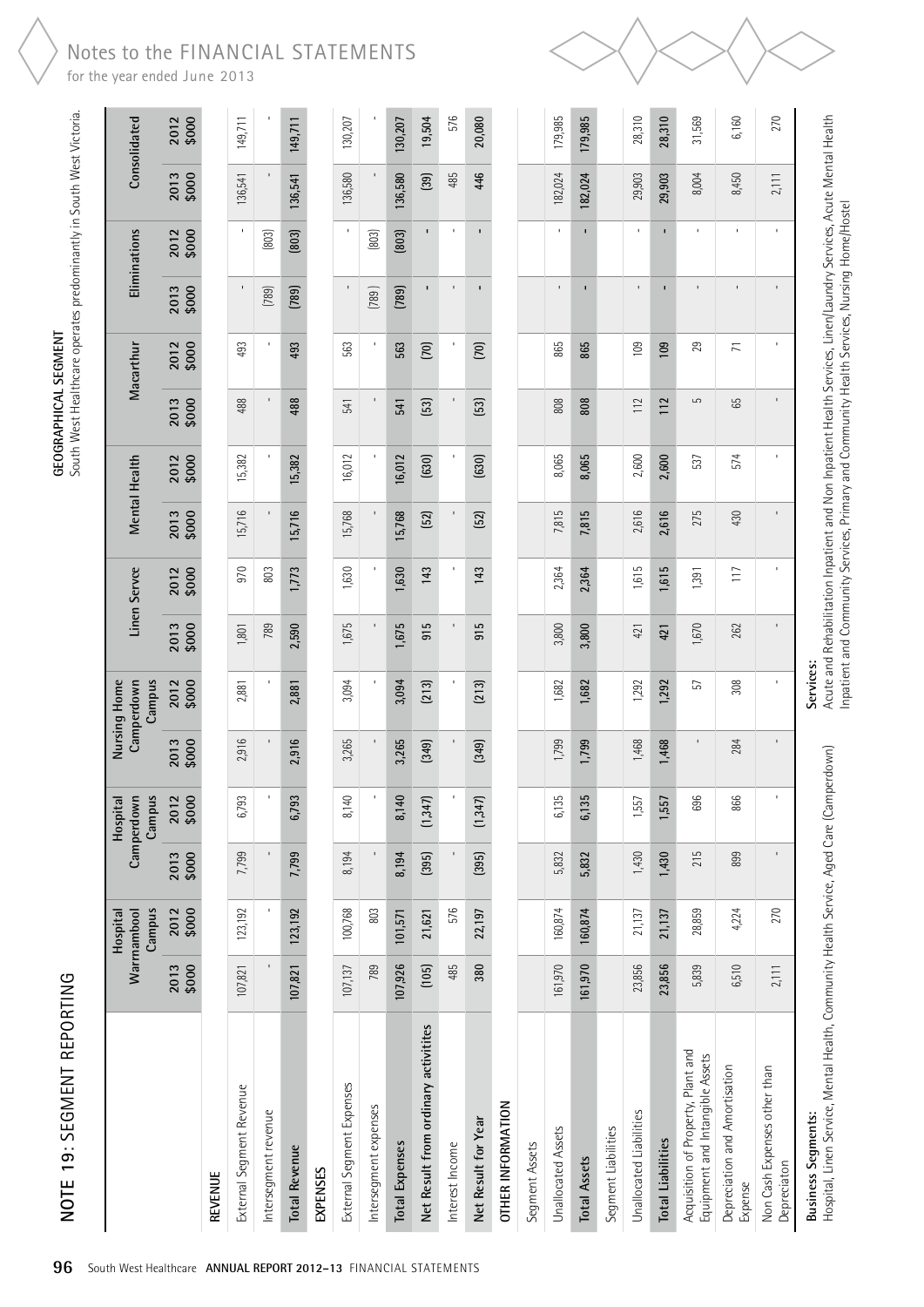# Notes to the FINANCIAL STATEMENTS

for the year ended June 2013

## NOTE 19: SEGMENT REPORTING

**GEOGRAPHICAL SEGMENT**
South West Healthcare operates predominantly in South West Victoria.

| | Hospital Warrnambool Campus | | Hospital Camperdown Campus | | Nursing Home Camperdown Campus | | Linen Servce | | Mental Health | | Macarthur | | Eliminations | | Consolidated | |
|---|---|---|---|---|---|---|---|---|---|---|---|---|---|---|---|---|
| | 2013 $000 | 2012 $000 | 2013 $000 | 2012 $000 | 2013 $000 | 2012 $000 | 2013 $000 | 2012 $000 | 2013 $000 | 2012 $000 | 2013 $000 | 2012 $000 | 2013 $000 | 2012 $000 | 2013 $000 | 2012 $000 |
| **REVENUE** | | | | | | | | | | | | | | | | |
| External Segment Revenue | 107,821 | 123,192 | 7,799 | 6,793 | 2,916 | 2,881 | 1,801 | 970 | 15,716 | 15,382 | 488 | 493 | - | - | 136,541 | 149,711 |
| Intersegment revenue | - | - | - | - | - | - | 789 | 803 | - | - | - | - | (789) | (803) | - | - |
| **Total Revenue** | **107,821** | **123,192** | **7,799** | **6,793** | **2,916** | **2,881** | **2,590** | **1,773** | **15,716** | **15,382** | **488** | **493** | **(789)** | **(803)** | **136,541** | **149,711** |
| **EXPENSES** | | | | | | | | | | | | | | | | |
| External Segment Expenses | 107,137 | 100,768 | 8,194 | 8,140 | 3,265 | 3,094 | 1,675 | 1,630 | 15,768 | 16,012 | 541 | 563 | - | - | 136,580 | 130,207 |
| Intersegment expenses | 789 | 803 | - | - | - | - | - | - | - | - | - | - | (789) | (803) | - | - |
| **Total Expenses** | **107,926** | **101,571** | **8,194** | **8,140** | **3,265** | **3,094** | **1,675** | **1,630** | **15,768** | **16,012** | **541** | **563** | **(789)** | **(803)** | **136,580** | **130,207** |
| **Net Result from ordinary activitites** | **(105)** | **21,621** | **(395)** | **(1,347)** | **(349)** | **(213)** | **915** | **143** | **(52)** | **(630)** | **(53)** | **(70)** | **-** | **-** | **(39)** | **19,504** |
| Interest Income | 485 | 576 | - | - | - | - | - | - | - | - | - | - | - | - | 485 | 576 |
| **Net Result for Year** | **380** | **22,197** | **(395)** | **(1,347)** | **(349)** | **(213)** | **915** | **143** | **(52)** | **(630)** | **(53)** | **(70)** | **-** | **-** | **446** | **20,080** |
| **OTHER INFORMATION** | | | | | | | | | | | | | | | | |
| Segment Assets | | | | | | | | | | | | | | | | |
| Unallocated Assets | 161,970 | 160,874 | 5,832 | 6,135 | 1,799 | 1,682 | 3,800 | 2,364 | 7,815 | 8,065 | 808 | 865 | - | - | 182,024 | 179,985 |
| **Total Assets** | **161,970** | **160,874** | **5,832** | **6,135** | **1,799** | **1,682** | **3,800** | **2,364** | **7,815** | **8,065** | **808** | **865** | **-** | **-** | **182,024** | **179,985** |
| Segment Liabilities | | | | | | | | | | | | | | | | |
| Unallocated Liabilities | 23,856 | 21,137 | 1,430 | 1,557 | 1,468 | 1,292 | 421 | 1,615 | 2,616 | 2,600 | 112 | 109 | - | - | 29,903 | 28,310 |
| **Total Liabilities** | **23,856** | **21,137** | **1,430** | **1,557** | **1,468** | **1,292** | **421** | **1,615** | **2,616** | **2,600** | **112** | **109** | **-** | **-** | **29,903** | **28,310** |
| Acquisition of Property, Plant and Equipment and Intangible Assets | 5,839 | 28,859 | 215 | 696 | - | 57 | 1,670 | 1,391 | 275 | 537 | 5 | 29 | - | - | 8,004 | 31,569 |
| Depreciation and Amortisation Expense | 6,510 | 4,224 | 899 | 866 | 284 | 308 | 262 | 117 | 430 | 574 | 65 | 71 | - | - | 8,450 | 6,160 |
| Non Cash Expenses other than Depreciaton | 2,111 | 270 | - | - | - | - | - | - | - | - | - | - | - | - | 2,111 | 270 |

**Business Segments:**
Hospital, Linen Service, Mental Health, Community Health Service, Aged Care (Camperdown)

**Services:**
Acute and Rehabilitation Inpatient and Non Inpatient Health Services, Linen/Laundry Services, Acute Mental Health Inpatient and Community Services, Primary and Community Health Services, Nursing Home/Hostel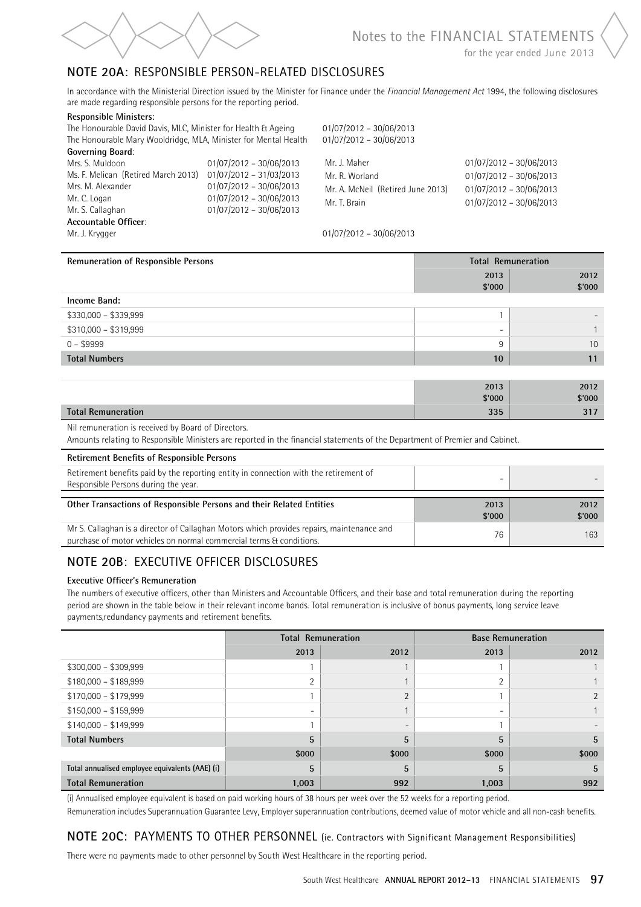## NOTE 20A: RESPONSIBLE PERSON-RELATED DISCLOSURES

In accordance with the Ministerial Direction issued by the Minister for Finance under the *Financial Management Act* 1994, the following disclosures are made regarding responsible persons for the reporting period.

**Responsible Ministers:**

The Honourable David Davis, MLC, Minister for Health & Ageing — 01/07/2012 – 30/06/2013

The Honourable Mary Wooldridge, MLA, Minister for Mental Health — 01/07/2012 – 30/06/2013

**Governing Board**:

| | | | |
|---|---|---|---|
| Mrs. S. Muldoon | 01/07/2012 – 30/06/2013 | Mr. J. Maher | 01/07/2012 – 30/06/2013 |
| Ms. F. Melican (Retired March 2013) | 01/07/2012 – 31/03/2013 | Mr. R. Worland | 01/07/2012 – 30/06/2013 |
| Mrs. M. Alexander | 01/07/2012 – 30/06/2013 | Mr. A. McNeil (Retired June 2013) | 01/07/2012 – 30/06/2013 |
| Mr. C. Logan | 01/07/2012 – 30/06/2013 | Mr. T. Brain | 01/07/2012 – 30/06/2013 |
| Mr. S. Callaghan | 01/07/2012 – 30/06/2013 | | |

**Accountable Officer**:

Mr. J. Krygger — 01/07/2012 – 30/06/2013

| Remuneration of Responsible Persons | Total Remuneration | |
|---|---|---|
| | 2013 $'000 | 2012 $'000 |
| **Income Band:** | | |
| $330,000 – $339,999 | 1 | - |
| $310,000 – $319,999 | - | 1 |
| 0 – $9999 | 9 | 10 |
| **Total Numbers** | **10** | **11** |
| | 2013 $'000 | 2012 $'000 |
| **Total Remuneration** | **335** | **317** |

Nil remuneration is received by Board of Directors.

Amounts relating to Responsible Ministers are reported in the financial statements of the Department of Premier and Cabinet.

| Retirement Benefits of Responsible Persons | | |
|---|---|---|
| Retirement benefits paid by the reporting entity in connection with the retirement of Responsible Persons during the year. | - | - |

| Other Transactions of Responsible Persons and their Related Entities | 2013 $'000 | 2012 $'000 |
|---|---|---|
| Mr S. Callaghan is a director of Callaghan Motors which provides repairs, maintenance and purchase of motor vehicles on normal commercial terms & conditions. | 76 | 163 |

## NOTE 20B: EXECUTIVE OFFICER DISCLOSURES

**Executive Officer's Remuneration**

The numbers of executive officers, other than Ministers and Accountable Officers, and their base and total remuneration during the reporting period are shown in the table below in their relevant income bands. Total remuneration is inclusive of bonus payments, long service leave payments,redundancy payments and retirement benefits.

| | Total Remuneration | | Base Remuneration | |
|---|---|---|---|---|
| | 2013 | 2012 | 2013 | 2012 |
| $300,000 – $309,999 | 1 | 1 | 1 | 1 |
| $180,000 – $189,999 | 2 | 1 | 2 | 1 |
| $170,000 – $179,999 | 1 | 2 | 1 | 2 |
| $150,000 – $159,999 | - | 1 | - | 1 |
| $140,000 – $149,999 | 1 | - | 1 | - |
| **Total Numbers** | **5** | **5** | **5** | **5** |
| | **$000** | **$000** | **$000** | **$000** |
| **Total annualised employee equivalents (AAE) (i)** | **5** | **5** | **5** | **5** |
| **Total Remuneration** | **1,003** | **992** | **1,003** | **992** |

(i) Annualised employee equivalent is based on paid working hours of 38 hours per week over the 52 weeks for a reporting period.

Remuneration includes Superannuation Guarantee Levy, Employer superannuation contributions, deemed value of motor vehicle and all non-cash benefits.

## NOTE 20C: PAYMENTS TO OTHER PERSONNEL (ie. Contractors with Significant Management Responsibilities)

There were no payments made to other personnel by South West Healthcare in the reporting period.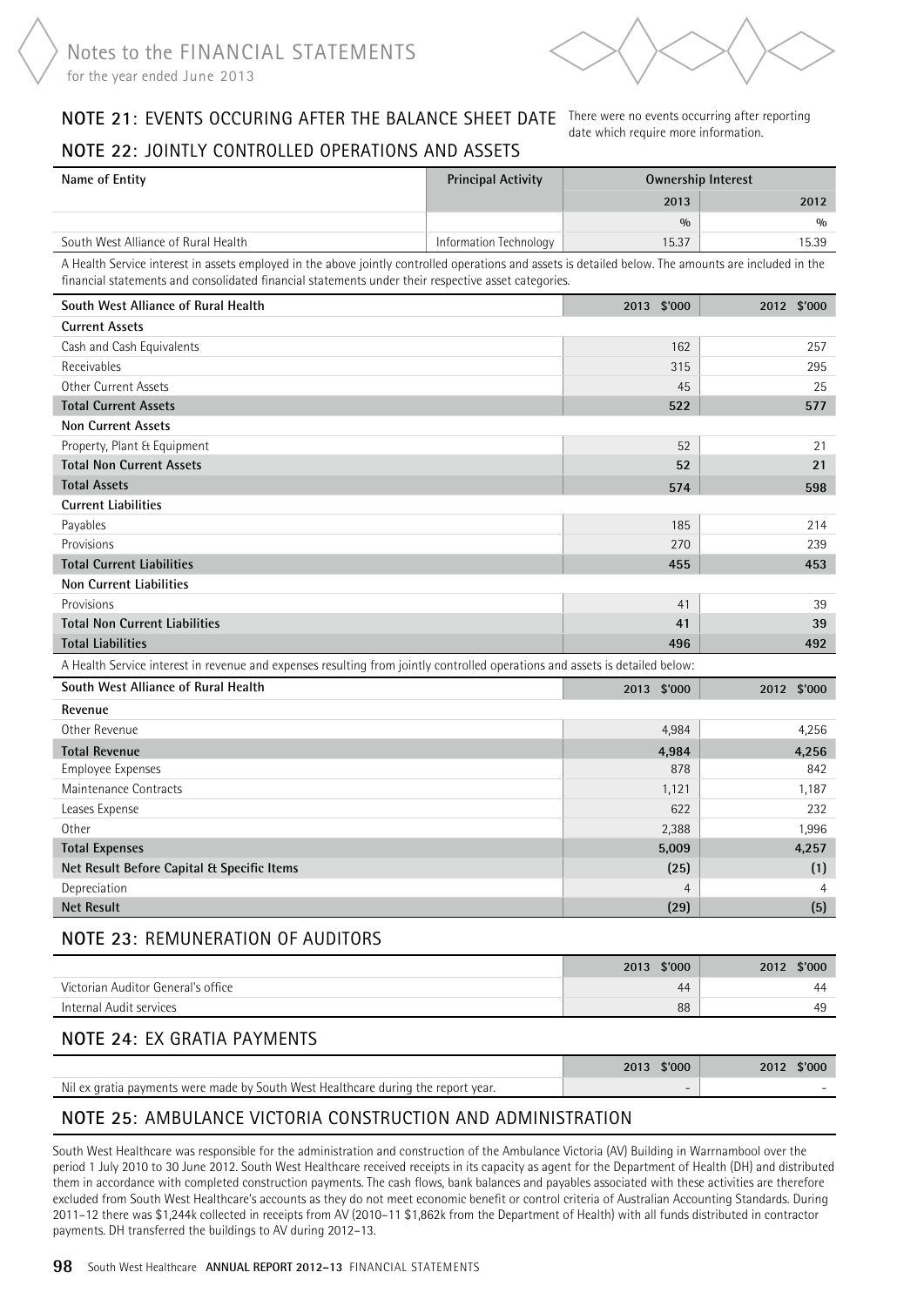## NOTE 21: EVENTS OCCURING AFTER THE BALANCE SHEET DATE

There were no events occurring after reporting date which require more information.

## NOTE 22: JOINTLY CONTROLLED OPERATIONS AND ASSETS

| Name of Entity | Principal Activity | Ownership Interest | |
|---|---|---|---|
| | | 2013 | 2012 |
| | | % | % |
| South West Alliance of Rural Health | Information Technology | 15.37 | 15.39 |

A Health Service interest in assets employed in the above jointly controlled operations and assets is detailed below. The amounts are included in the financial statements and consolidated financial statements under their respective asset categories.

| South West Alliance of Rural Health | 2013 $'000 | 2012 $'000 |
|---|---|---|
| **Current Assets** | | |
| Cash and Cash Equivalents | 162 | 257 |
| Receivables | 315 | 295 |
| Other Current Assets | 45 | 25 |
| **Total Current Assets** | **522** | **577** |
| **Non Current Assets** | | |
| Property, Plant & Equipment | 52 | 21 |
| **Total Non Current Assets** | **52** | **21** |
| **Total Assets** | **574** | **598** |
| **Current Liabilities** | | |
| Payables | 185 | 214 |
| Provisions | 270 | 239 |
| **Total Current Liabilities** | **455** | **453** |
| **Non Current Liabilities** | | |
| Provisions | 41 | 39 |
| **Total Non Current Liabilities** | **41** | **39** |
| **Total Liabilities** | **496** | **492** |

A Health Service interest in revenue and expenses resulting from jointly controlled operations and assets is detailed below:

| South West Alliance of Rural Health | 2013 $'000 | 2012 $'000 |
|---|---|---|
| **Revenue** | | |
| Other Revenue | 4,984 | 4,256 |
| **Total Revenue** | **4,984** | **4,256** |
| Employee Expenses | 878 | 842 |
| Maintenance Contracts | 1,121 | 1,187 |
| Leases Expense | 622 | 232 |
| Other | 2,388 | 1,996 |
| **Total Expenses** | **5,009** | **4,257** |
| **Net Result Before Capital & Specific Items** | **(25)** | **(1)** |
| Depreciation | 4 | 4 |
| **Net Result** | **(29)** | **(5)** |

## NOTE 23: REMUNERATION OF AUDITORS

| | 2013 $'000 | 2012 $'000 |
|---|---|---|
| Victorian Auditor General's office | 44 | 44 |
| Internal Audit services | 88 | 49 |

## NOTE 24: EX GRATIA PAYMENTS

| | 2013 $'000 | 2012 $'000 |
|---|---|---|
| Nil ex gratia payments were made by South West Healthcare during the report year. | - | - |

## NOTE 25: AMBULANCE VICTORIA CONSTRUCTION AND ADMINISTRATION

South West Healthcare was responsible for the administration and construction of the Ambulance Victoria (AV) Building in Warrnambool over the period 1 July 2010 to 30 June 2012. South West Healthcare received receipts in its capacity as agent for the Department of Health (DH) and distributed them in accordance with completed construction payments. The cash flows, bank balances and payables associated with these activities are therefore excluded from South West Healthcare's accounts as they do not meet economic benefit or control criteria of Australian Accounting Standards. During 2011–12 there was $1,244k collected in receipts from AV (2010–11 $1,862k from the Department of Health) with all funds distributed in contractor payments. DH transferred the buildings to AV during 2012–13.